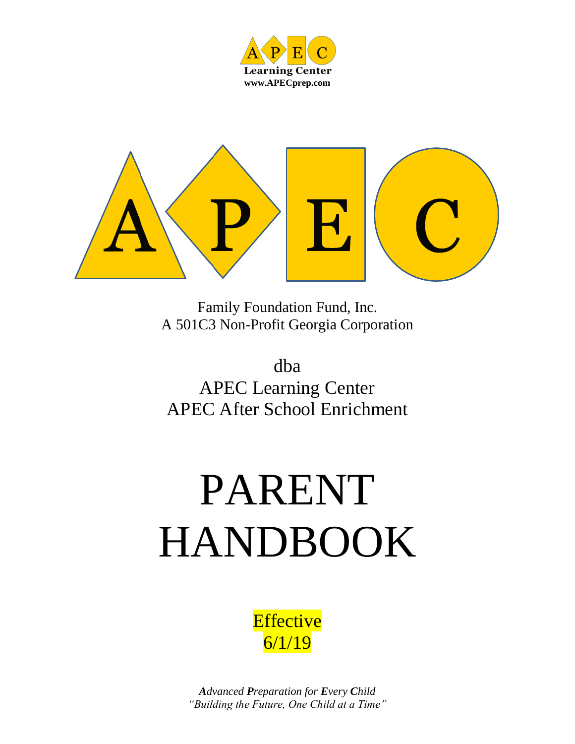A P E C
**Learning Center**
**www.APECprep.com**

A P E C

Family Foundation Fund, Inc.
A 501C3 Non-Profit Georgia Corporation

dba
APEC Learning Center
APEC After School Enrichment

# PARENT HANDBOOK

Effective
6/1/19

***A**dvanced **P**reparation for **E**very **C**hild*
*"Building the Future, One Child at a Time"*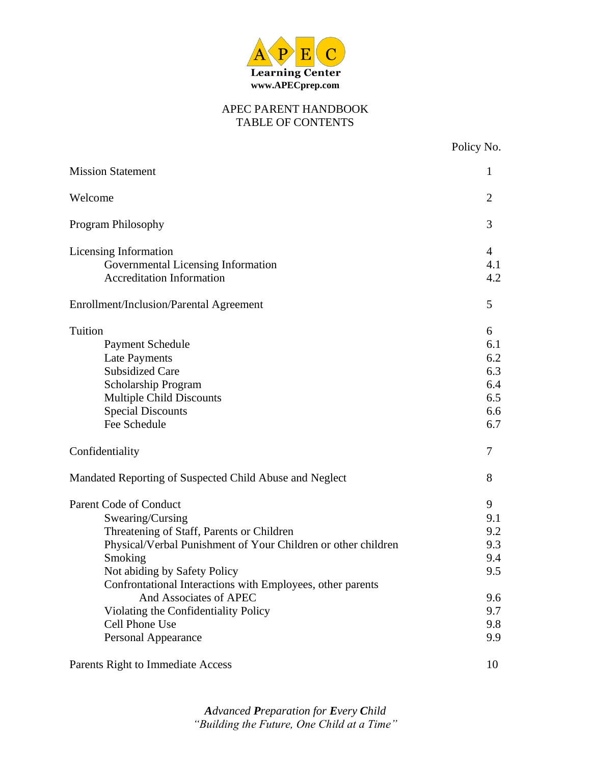APEC
Learning Center
www.APECprep.com

# APEC PARENT HANDBOOK
## TABLE OF CONTENTS

| | Policy No. |
|---|---|
| Mission Statement | 1 |
| Welcome | 2 |
| Program Philosophy | 3 |
| Licensing Information | 4 |
| Governmental Licensing Information | 4.1 |
| Accreditation Information | 4.2 |
| Enrollment/Inclusion/Parental Agreement | 5 |
| Tuition | 6 |
| Payment Schedule | 6.1 |
| Late Payments | 6.2 |
| Subsidized Care | 6.3 |
| Scholarship Program | 6.4 |
| Multiple Child Discounts | 6.5 |
| Special Discounts | 6.6 |
| Fee Schedule | 6.7 |
| Confidentiality | 7 |
| Mandated Reporting of Suspected Child Abuse and Neglect | 8 |
| Parent Code of Conduct | 9 |
| Swearing/Cursing | 9.1 |
| Threatening of Staff, Parents or Children | 9.2 |
| Physical/Verbal Punishment of Your Children or other children | 9.3 |
| Smoking | 9.4 |
| Not abiding by Safety Policy | 9.5 |
| Confrontational Interactions with Employees, other parents And Associates of APEC | 9.6 |
| Violating the Confidentiality Policy | 9.7 |
| Cell Phone Use | 9.8 |
| Personal Appearance | 9.9 |
| Parents Right to Immediate Access | 10 |

*Advanced Preparation for Every Child*
*"Building the Future, One Child at a Time"*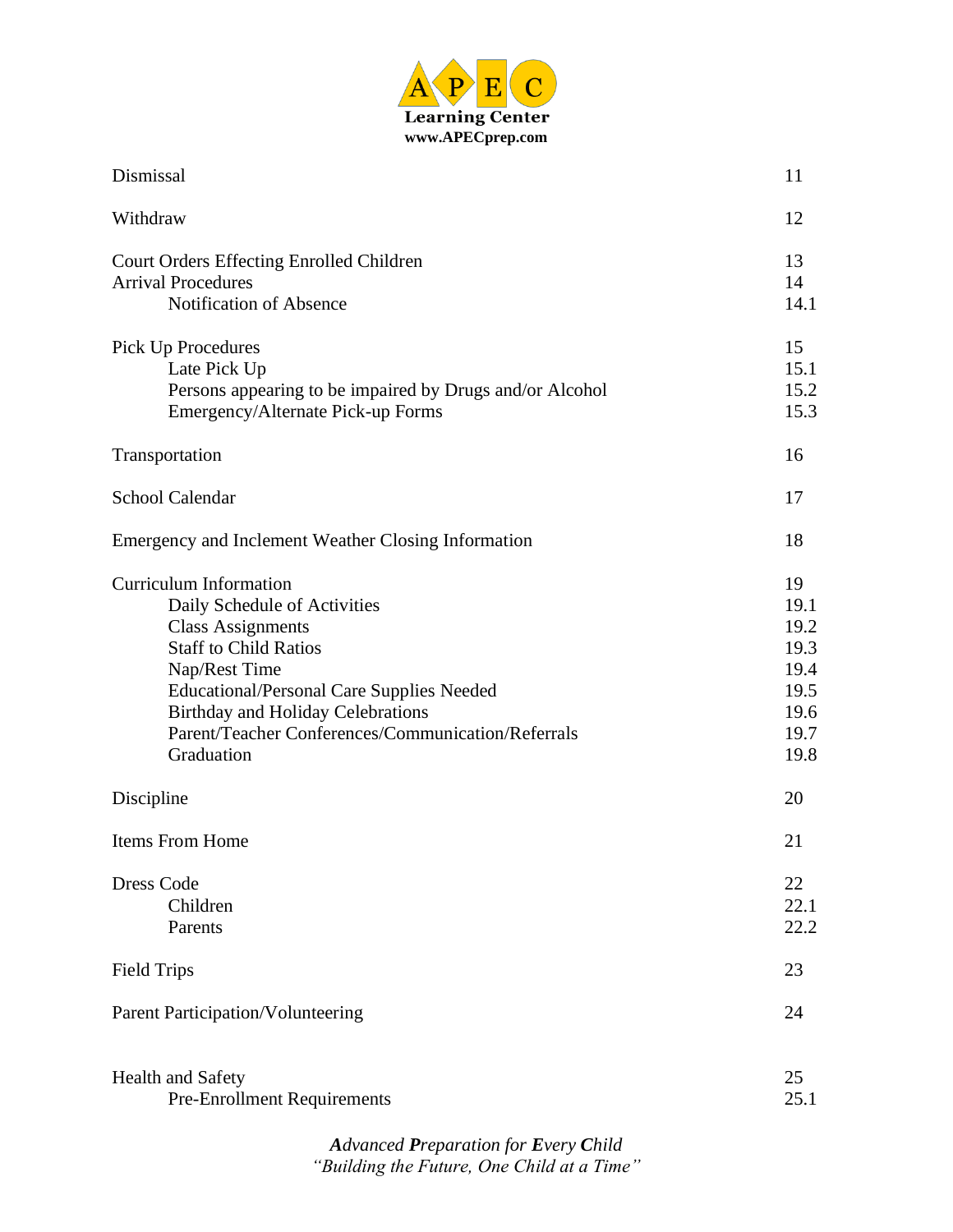| | |
|---|---|
| Dismissal | 11 |
| Withdraw | 12 |
| Court Orders Effecting Enrolled Children | 13 |
| Arrival Procedures | 14 |
| Notification of Absence | 14.1 |
| Pick Up Procedures | 15 |
| Late Pick Up | 15.1 |
| Persons appearing to be impaired by Drugs and/or Alcohol | 15.2 |
| Emergency/Alternate Pick-up Forms | 15.3 |
| Transportation | 16 |
| School Calendar | 17 |
| Emergency and Inclement Weather Closing Information | 18 |
| Curriculum Information | 19 |
| Daily Schedule of Activities | 19.1 |
| Class Assignments | 19.2 |
| Staff to Child Ratios | 19.3 |
| Nap/Rest Time | 19.4 |
| Educational/Personal Care Supplies Needed | 19.5 |
| Birthday and Holiday Celebrations | 19.6 |
| Parent/Teacher Conferences/Communication/Referrals | 19.7 |
| Graduation | 19.8 |
| Discipline | 20 |
| Items From Home | 21 |
| Dress Code | 22 |
| Children | 22.1 |
| Parents | 22.2 |
| Field Trips | 23 |
| Parent Participation/Volunteering | 24 |
| Health and Safety | 25 |
| Pre-Enrollment Requirements | 25.1 |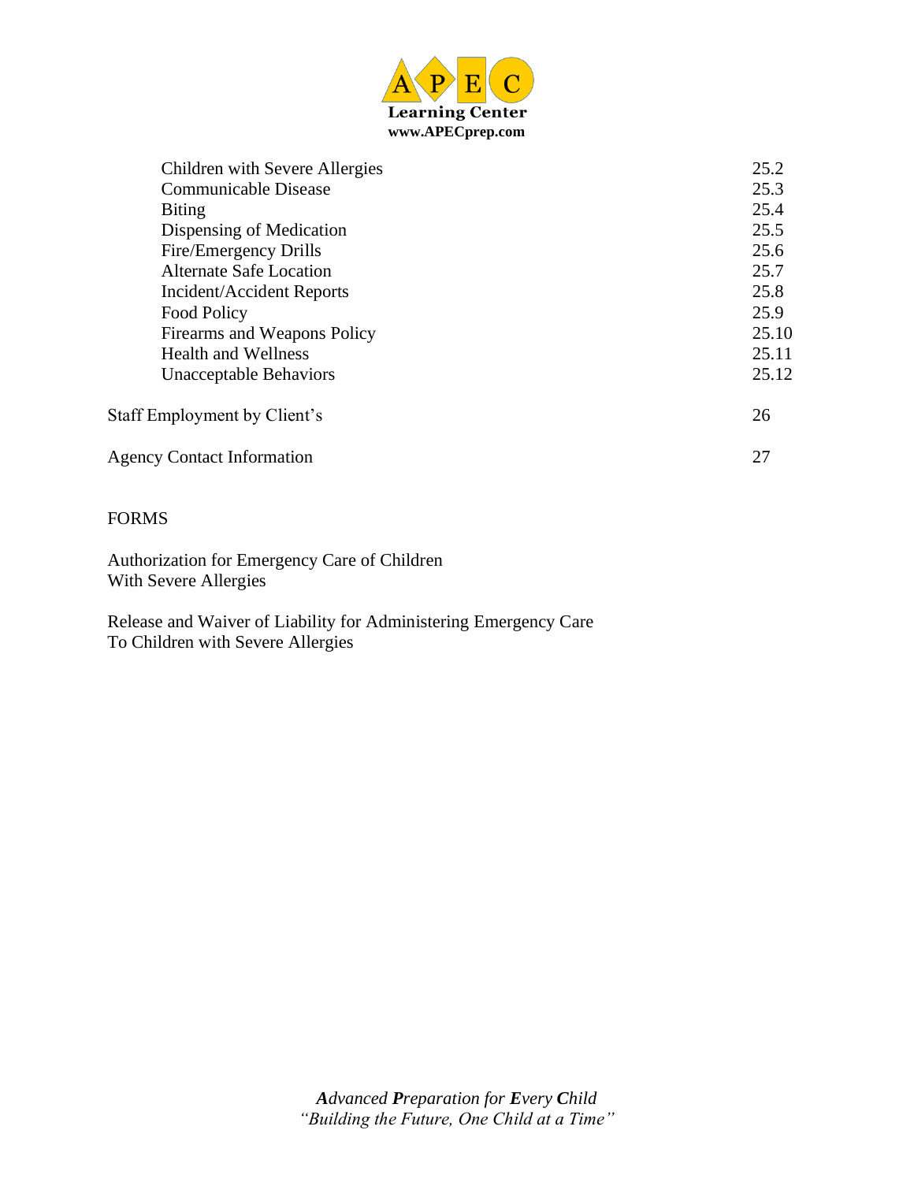| | |
|---|---|
| Children with Severe Allergies | 25.2 |
| Communicable Disease | 25.3 |
| Biting | 25.4 |
| Dispensing of Medication | 25.5 |
| Fire/Emergency Drills | 25.6 |
| Alternate Safe Location | 25.7 |
| Incident/Accident Reports | 25.8 |
| Food Policy | 25.9 |
| Firearms and Weapons Policy | 25.10 |
| Health and Wellness | 25.11 |
| Unacceptable Behaviors | 25.12 |
| Staff Employment by Client's | 26 |
| Agency Contact Information | 27 |

FORMS

Authorization for Emergency Care of Children
With Severe Allergies

Release and Waiver of Liability for Administering Emergency Care
To Children with Severe Allergies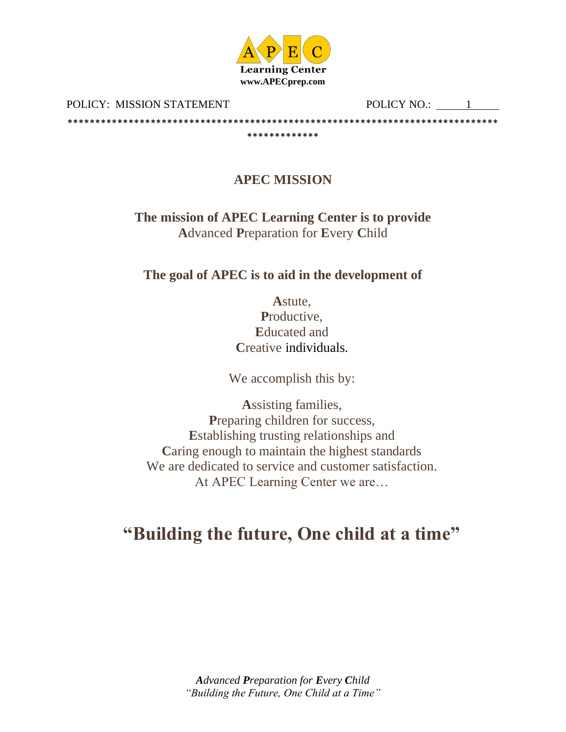APEC Learning Center
www.APECprep.com

POLICY: MISSION STATEMENT POLICY NO.: 1

*****************************************************************************************

## APEC MISSION

**The mission of APEC Learning Center is to provide**
**A**dvanced **P**reparation for **E**very **C**hild

**The goal of APEC is to aid in the development of**

**A**stute,
**P**roductive,
**E**ducated and
**C**reative individuals.

We accomplish this by:

**A**ssisting families,
**P**reparing children for success,
**E**stablishing trusting relationships and
**C**aring enough to maintain the highest standards
We are dedicated to service and customer satisfaction.
At APEC Learning Center we are…

# "Building the future, One child at a time"

***A**dvanced **P**reparation for **E**very **C**hild*
*"Building the Future, One Child at a Time"*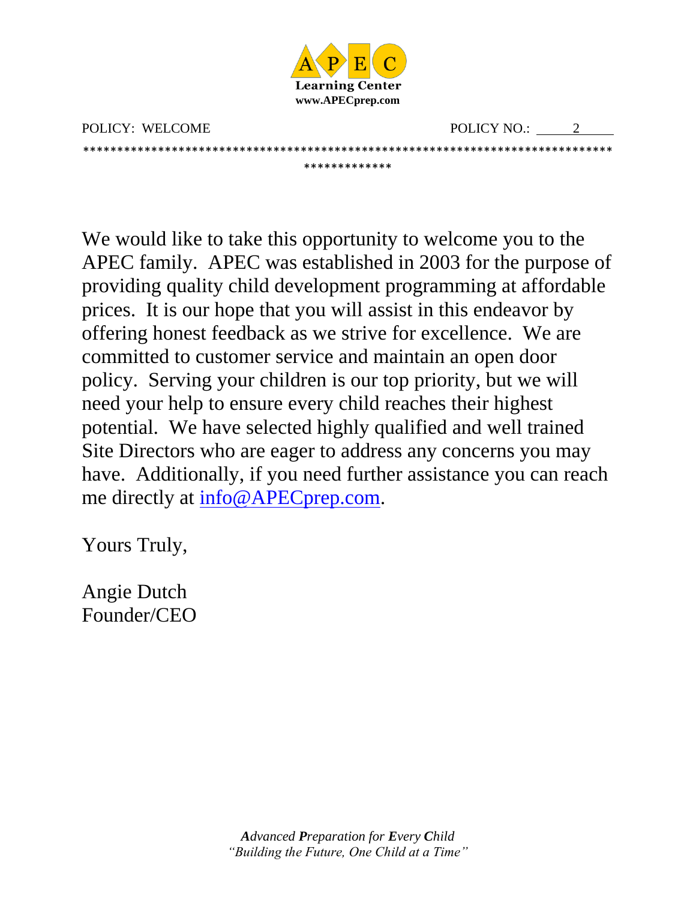APEC Learning Center
www.APECprep.com

POLICY: WELCOME POLICY NO.: 2

We would like to take this opportunity to welcome you to the APEC family. APEC was established in 2003 for the purpose of providing quality child development programming at affordable prices. It is our hope that you will assist in this endeavor by offering honest feedback as we strive for excellence. We are committed to customer service and maintain an open door policy. Serving your children is our top priority, but we will need your help to ensure every child reaches their highest potential. We have selected highly qualified and well trained Site Directors who are eager to address any concerns you may have. Additionally, if you need further assistance you can reach me directly at info@APECprep.com.

Yours Truly,

Angie Dutch
Founder/CEO

*Advanced Preparation for Every Child*
*"Building the Future, One Child at a Time"*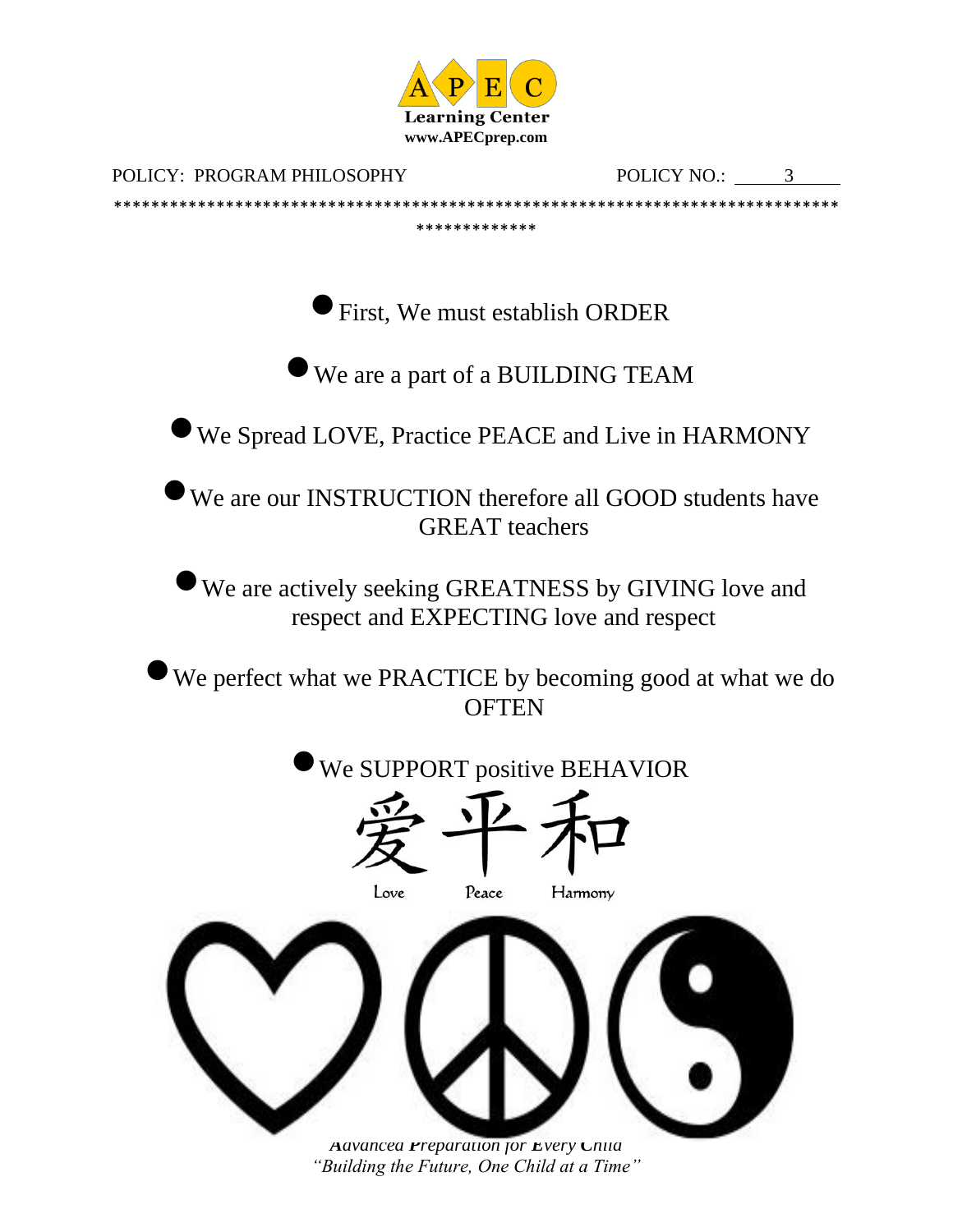POLICY: PROGRAM PHILOSOPHY POLICY NO.: 3

- First, We must establish ORDER
- We are a part of a BUILDING TEAM
- We Spread LOVE, Practice PEACE and Live in HARMONY
- We are our INSTRUCTION therefore all GOOD students have GREAT teachers
- We are actively seeking GREATNESS by GIVING love and respect and EXPECTING love and respect
- We perfect what we PRACTICE by becoming good at what we do OFTEN
- We SUPPORT positive BEHAVIOR

爱 平 和

Love Peace Harmony

*Advanced Preparation for Every Child*

*"Building the Future, One Child at a Time"*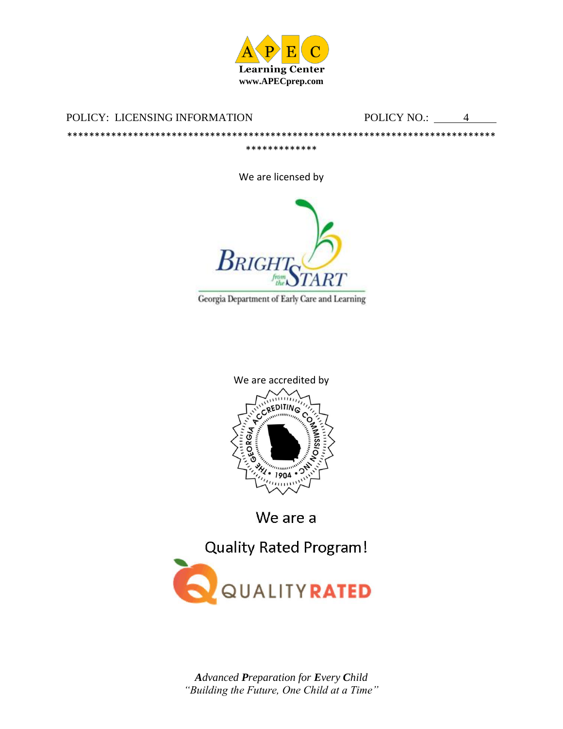POLICY: LICENSING INFORMATION POLICY NO.: 4

*****************************************************************************************

We are licensed by

Georgia Department of Early Care and Learning

We are accredited by

We are a

Quality Rated Program!

***A**dvanced **P**reparation for **E**very **C**hild*

*"Building the Future, One Child at a Time"*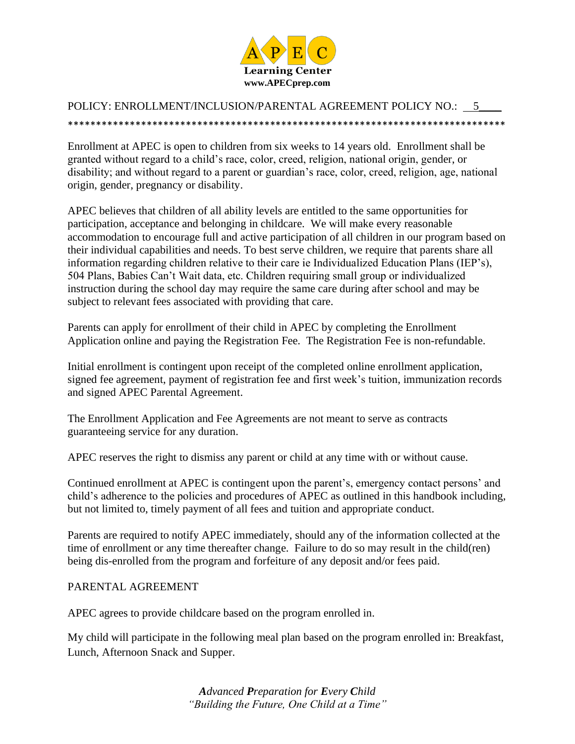POLICY: ENROLLMENT/INCLUSION/PARENTAL AGREEMENT POLICY NO.: 5

*******************************************************************************

Enrollment at APEC is open to children from six weeks to 14 years old. Enrollment shall be granted without regard to a child's race, color, creed, religion, national origin, gender, or disability; and without regard to a parent or guardian's race, color, creed, religion, age, national origin, gender, pregnancy or disability.

APEC believes that children of all ability levels are entitled to the same opportunities for participation, acceptance and belonging in childcare. We will make every reasonable accommodation to encourage full and active participation of all children in our program based on their individual capabilities and needs. To best serve children, we require that parents share all information regarding children relative to their care ie Individualized Education Plans (IEP's), 504 Plans, Babies Can't Wait data, etc. Children requiring small group or individualized instruction during the school day may require the same care during after school and may be subject to relevant fees associated with providing that care.

Parents can apply for enrollment of their child in APEC by completing the Enrollment Application online and paying the Registration Fee. The Registration Fee is non-refundable.

Initial enrollment is contingent upon receipt of the completed online enrollment application, signed fee agreement, payment of registration fee and first week's tuition, immunization records and signed APEC Parental Agreement.

The Enrollment Application and Fee Agreements are not meant to serve as contracts guaranteeing service for any duration.

APEC reserves the right to dismiss any parent or child at any time with or without cause.

Continued enrollment at APEC is contingent upon the parent's, emergency contact persons' and child's adherence to the policies and procedures of APEC as outlined in this handbook including, but not limited to, timely payment of all fees and tuition and appropriate conduct.

Parents are required to notify APEC immediately, should any of the information collected at the time of enrollment or any time thereafter change. Failure to do so may result in the child(ren) being dis-enrolled from the program and forfeiture of any deposit and/or fees paid.

PARENTAL AGREEMENT

APEC agrees to provide childcare based on the program enrolled in.

My child will participate in the following meal plan based on the program enrolled in: Breakfast, Lunch, Afternoon Snack and Supper.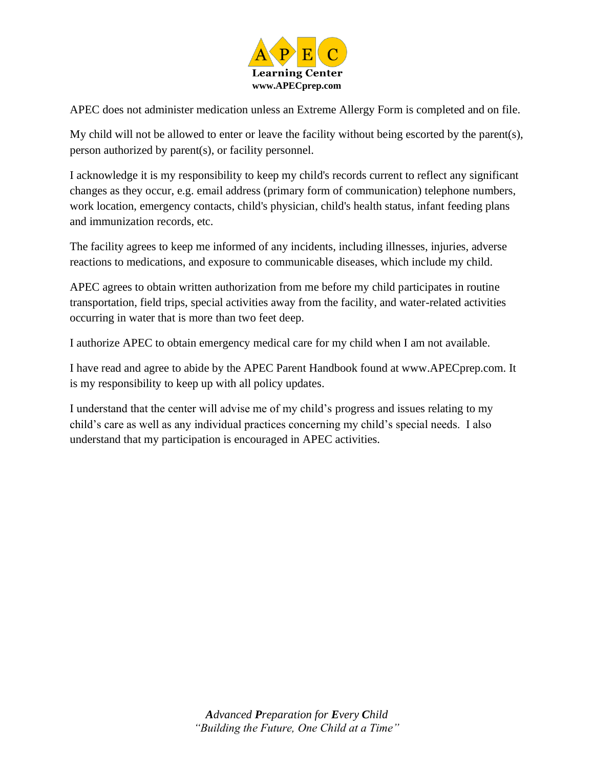APEC does not administer medication unless an Extreme Allergy Form is completed and on file.

My child will not be allowed to enter or leave the facility without being escorted by the parent(s), person authorized by parent(s), or facility personnel.

I acknowledge it is my responsibility to keep my child's records current to reflect any significant changes as they occur, e.g. email address (primary form of communication) telephone numbers, work location, emergency contacts, child's physician, child's health status, infant feeding plans and immunization records, etc.

The facility agrees to keep me informed of any incidents, including illnesses, injuries, adverse reactions to medications, and exposure to communicable diseases, which include my child.

APEC agrees to obtain written authorization from me before my child participates in routine transportation, field trips, special activities away from the facility, and water-related activities occurring in water that is more than two feet deep.

I authorize APEC to obtain emergency medical care for my child when I am not available.

I have read and agree to abide by the APEC Parent Handbook found at www.APECprep.com. It is my responsibility to keep up with all policy updates.

I understand that the center will advise me of my child's progress and issues relating to my child's care as well as any individual practices concerning my child's special needs. I also understand that my participation is encouraged in APEC activities.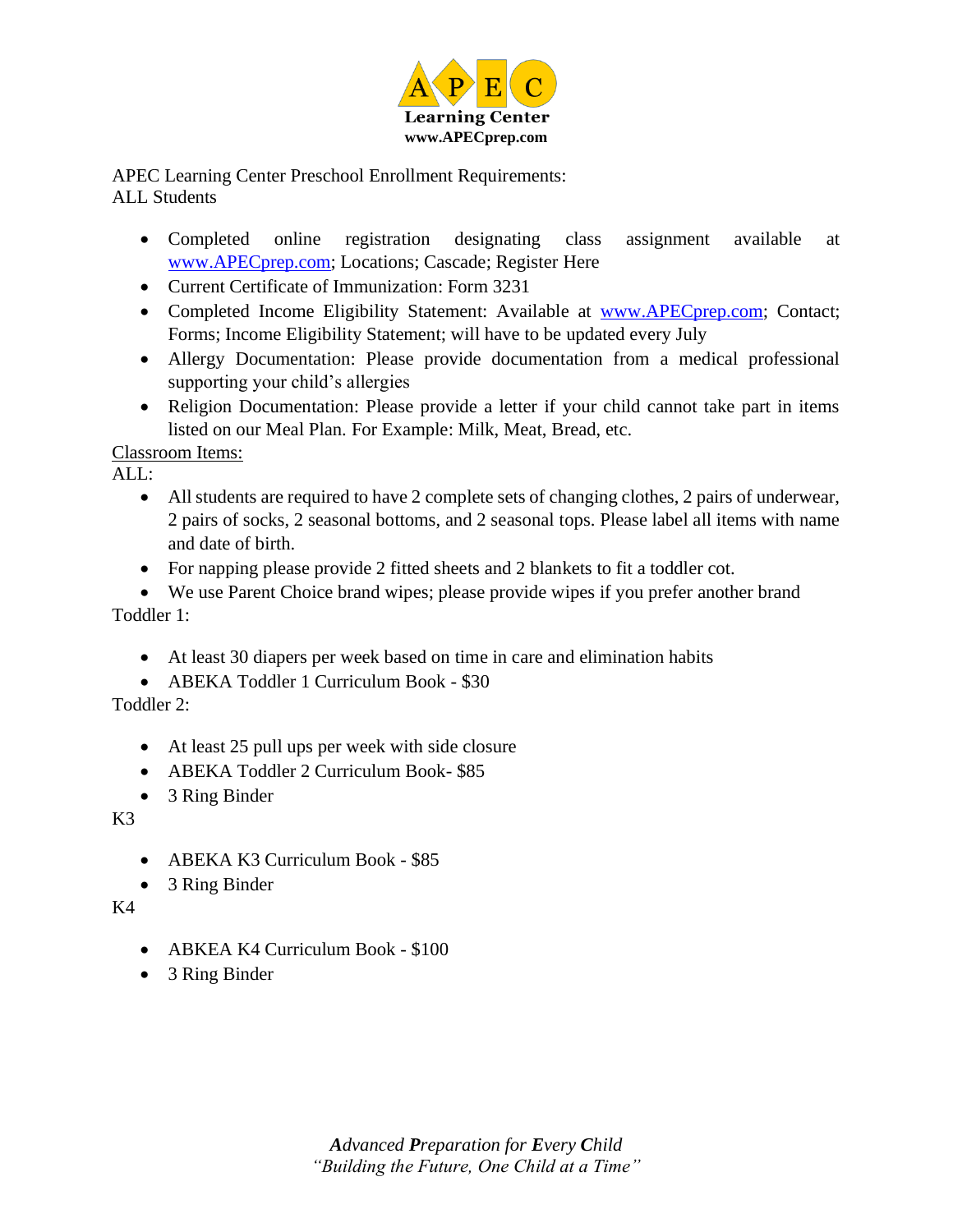APEC Learning Center
www.APECprep.com

APEC Learning Center Preschool Enrollment Requirements:
ALL Students

- Completed online registration designating class assignment available at www.APECprep.com; Locations; Cascade; Register Here
- Current Certificate of Immunization: Form 3231
- Completed Income Eligibility Statement: Available at www.APECprep.com; Contact; Forms; Income Eligibility Statement; will have to be updated every July
- Allergy Documentation: Please provide documentation from a medical professional supporting your child's allergies
- Religion Documentation: Please provide a letter if your child cannot take part in items listed on our Meal Plan. For Example: Milk, Meat, Bread, etc.

Classroom Items:

ALL:

- All students are required to have 2 complete sets of changing clothes, 2 pairs of underwear, 2 pairs of socks, 2 seasonal bottoms, and 2 seasonal tops. Please label all items with name and date of birth.
- For napping please provide 2 fitted sheets and 2 blankets to fit a toddler cot.
- We use Parent Choice brand wipes; please provide wipes if you prefer another brand

Toddler 1:

- At least 30 diapers per week based on time in care and elimination habits
- ABEKA Toddler 1 Curriculum Book - $30

Toddler 2:

- At least 25 pull ups per week with side closure
- ABEKA Toddler 2 Curriculum Book- $85
- 3 Ring Binder

K3

- ABEKA K3 Curriculum Book - $85
- 3 Ring Binder

K4

- ABKEA K4 Curriculum Book - $100
- 3 Ring Binder

***A**dvanced **P**reparation for **E**very **C**hild*
*"Building the Future, One Child at a Time"*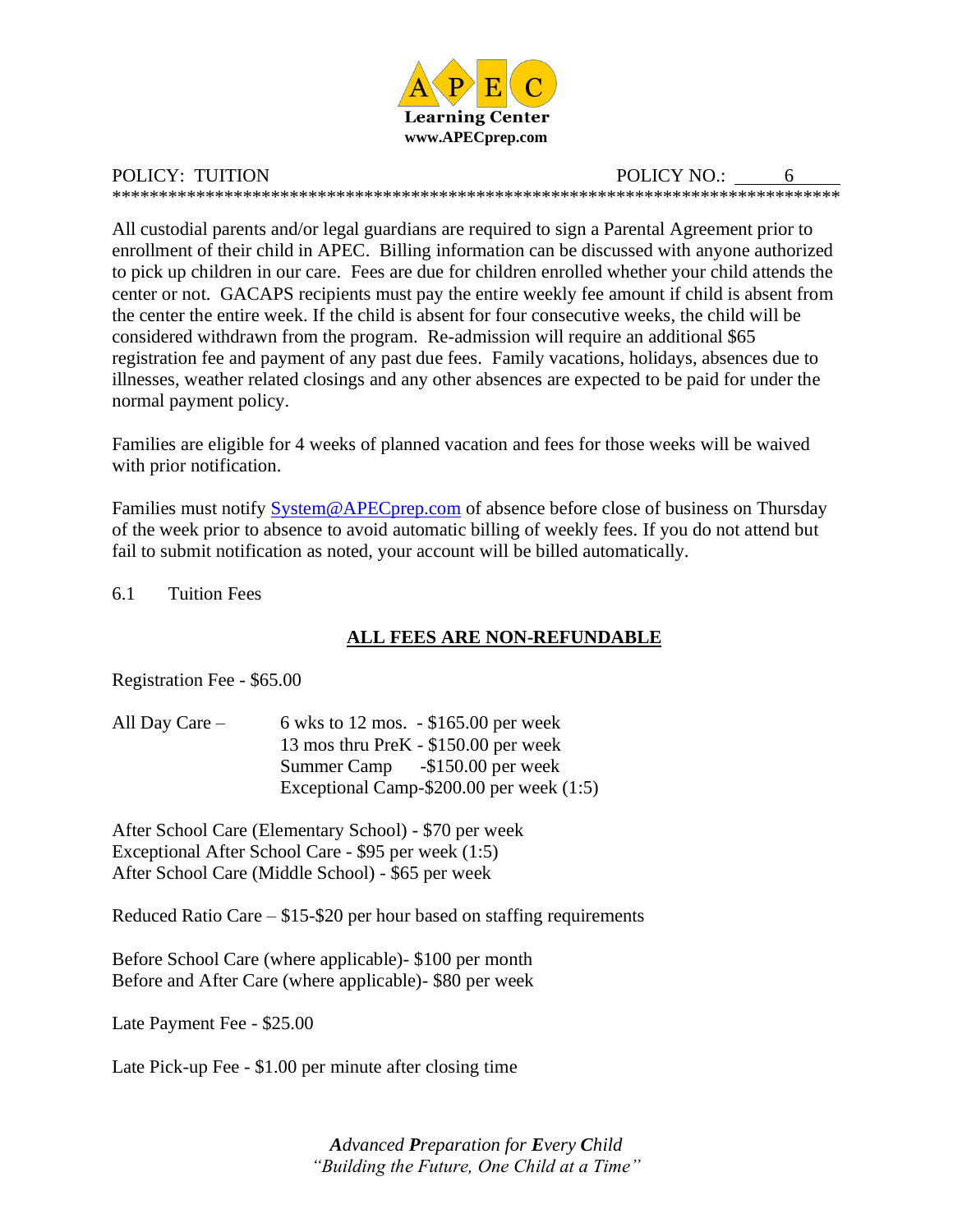POLICY: TUITION POLICY NO.: 6

All custodial parents and/or legal guardians are required to sign a Parental Agreement prior to enrollment of their child in APEC. Billing information can be discussed with anyone authorized to pick up children in our care. Fees are due for children enrolled whether your child attends the center or not. GACAPS recipients must pay the entire weekly fee amount if child is absent from the center the entire week. If the child is absent for four consecutive weeks, the child will be considered withdrawn from the program. Re-admission will require an additional $65 registration fee and payment of any past due fees. Family vacations, holidays, absences due to illnesses, weather related closings and any other absences are expected to be paid for under the normal payment policy.

Families are eligible for 4 weeks of planned vacation and fees for those weeks will be waived with prior notification.

Families must notify System@APECprep.com of absence before close of business on Thursday of the week prior to absence to avoid automatic billing of weekly fees. If you do not attend but fail to submit notification as noted, your account will be billed automatically.

6.1 Tuition Fees

**ALL FEES ARE NON-REFUNDABLE**

Registration Fee - $65.00

All Day Care –
- 6 wks to 12 mos. - $165.00 per week
- 13 mos thru PreK - $150.00 per week
- Summer Camp -$150.00 per week
- Exceptional Camp-$200.00 per week (1:5)

After School Care (Elementary School) - $70 per week
Exceptional After School Care - $95 per week (1:5)
After School Care (Middle School) - $65 per week

Reduced Ratio Care – $15-$20 per hour based on staffing requirements

Before School Care (where applicable)- $100 per month
Before and After Care (where applicable)- $80 per week

Late Payment Fee - $25.00

Late Pick-up Fee - $1.00 per minute after closing time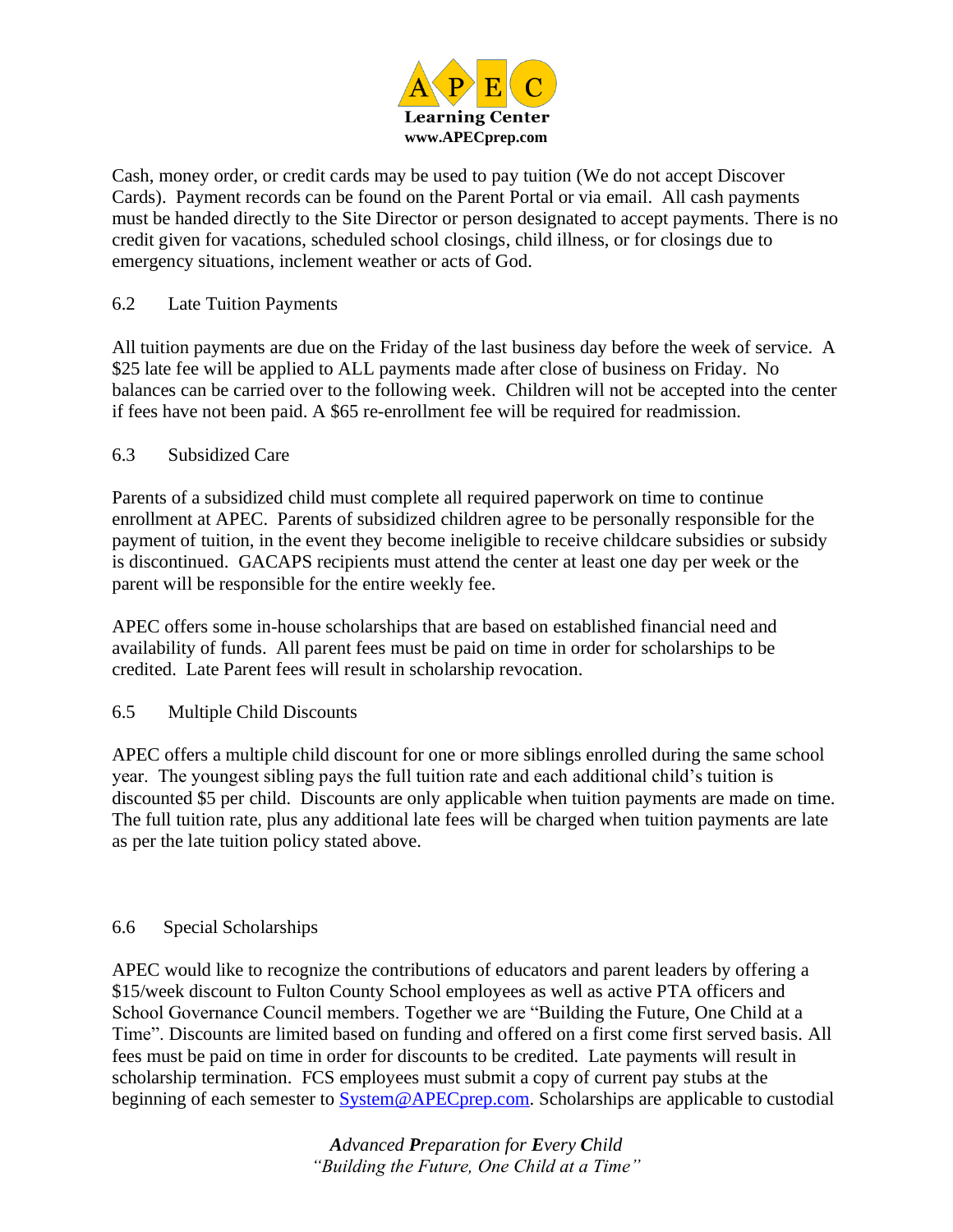Cash, money order, or credit cards may be used to pay tuition (We do not accept Discover Cards). Payment records can be found on the Parent Portal or via email. All cash payments must be handed directly to the Site Director or person designated to accept payments. There is no credit given for vacations, scheduled school closings, child illness, or for closings due to emergency situations, inclement weather or acts of God.

### 6.2 Late Tuition Payments

All tuition payments are due on the Friday of the last business day before the week of service. A $25 late fee will be applied to ALL payments made after close of business on Friday. No balances can be carried over to the following week. Children will not be accepted into the center if fees have not been paid. A $65 re-enrollment fee will be required for readmission.

### 6.3 Subsidized Care

Parents of a subsidized child must complete all required paperwork on time to continue enrollment at APEC. Parents of subsidized children agree to be personally responsible for the payment of tuition, in the event they become ineligible to receive childcare subsidies or subsidy is discontinued. GACAPS recipients must attend the center at least one day per week or the parent will be responsible for the entire weekly fee.

APEC offers some in-house scholarships that are based on established financial need and availability of funds. All parent fees must be paid on time in order for scholarships to be credited. Late Parent fees will result in scholarship revocation.

### 6.5 Multiple Child Discounts

APEC offers a multiple child discount for one or more siblings enrolled during the same school year. The youngest sibling pays the full tuition rate and each additional child's tuition is discounted $5 per child. Discounts are only applicable when tuition payments are made on time. The full tuition rate, plus any additional late fees will be charged when tuition payments are late as per the late tuition policy stated above.

### 6.6 Special Scholarships

APEC would like to recognize the contributions of educators and parent leaders by offering a $15/week discount to Fulton County School employees as well as active PTA officers and School Governance Council members. Together we are "Building the Future, One Child at a Time". Discounts are limited based on funding and offered on a first come first served basis. All fees must be paid on time in order for discounts to be credited. Late payments will result in scholarship termination. FCS employees must submit a copy of current pay stubs at the beginning of each semester to [System@APECprep.com](mailto:System@APECprep.com). Scholarships are applicable to custodial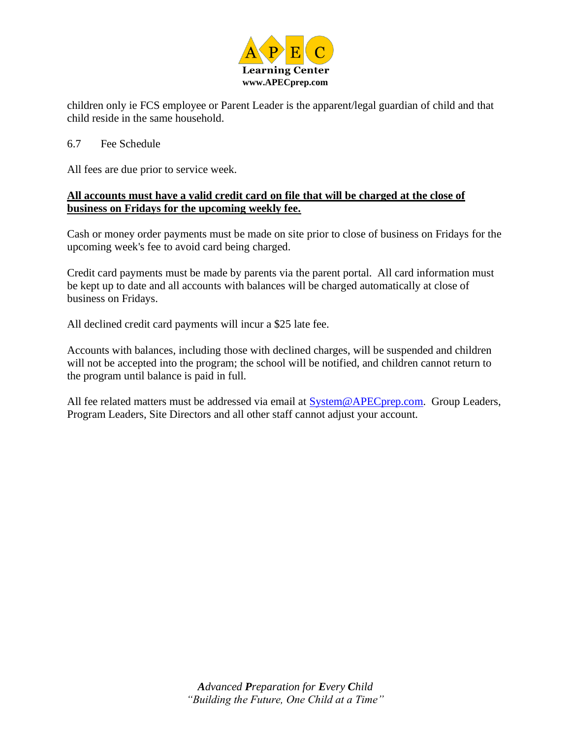children only ie FCS employee or Parent Leader is the apparent/legal guardian of child and that child reside in the same household.

6.7 Fee Schedule

All fees are due prior to service week.

**All accounts must have a valid credit card on file that will be charged at the close of business on Fridays for the upcoming weekly fee.**

Cash or money order payments must be made on site prior to close of business on Fridays for the upcoming week's fee to avoid card being charged.

Credit card payments must be made by parents via the parent portal. All card information must be kept up to date and all accounts with balances will be charged automatically at close of business on Fridays.

All declined credit card payments will incur a $25 late fee.

Accounts with balances, including those with declined charges, will be suspended and children will not be accepted into the program; the school will be notified, and children cannot return to the program until balance is paid in full.

All fee related matters must be addressed via email at System@APECprep.com. Group Leaders, Program Leaders, Site Directors and all other staff cannot adjust your account.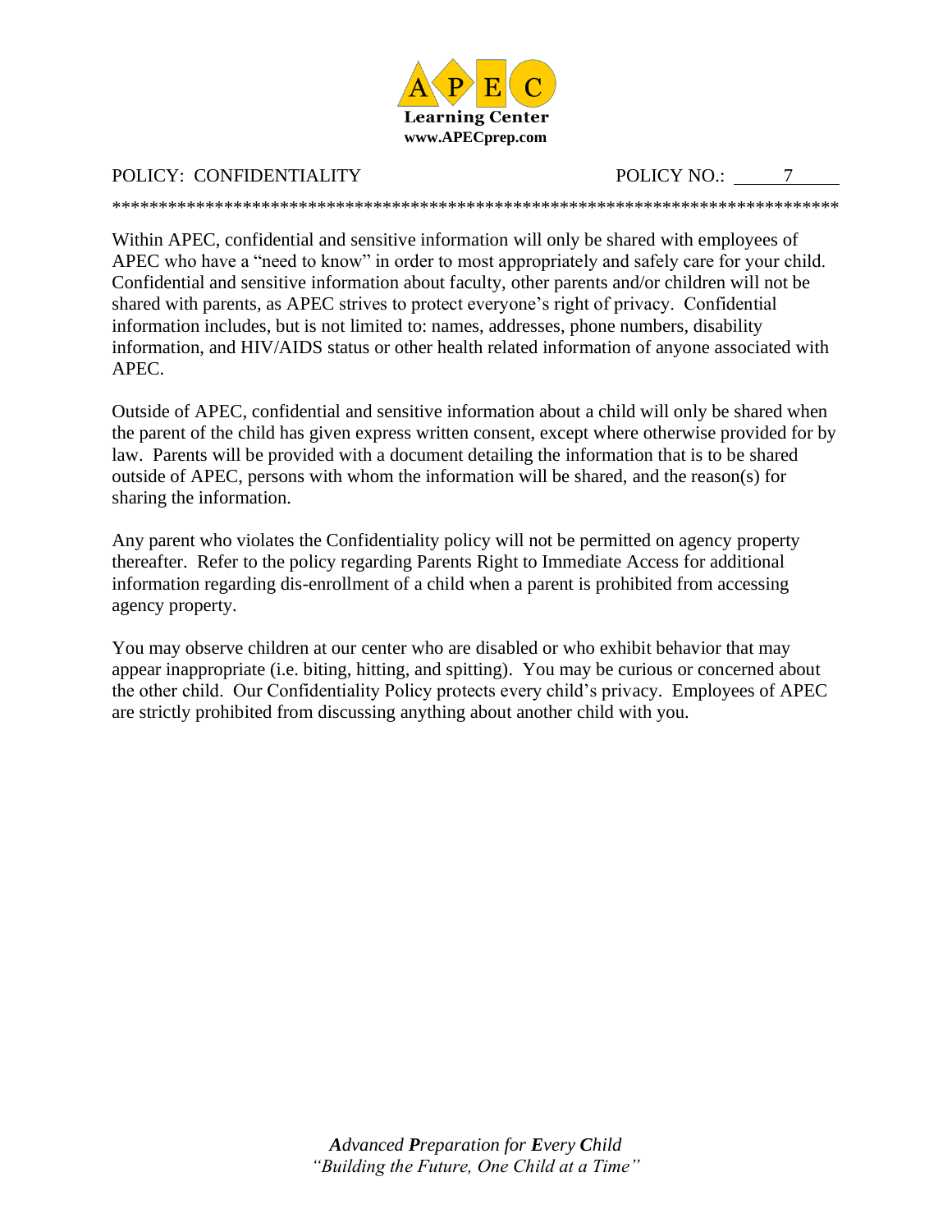POLICY: CONFIDENTIALITY POLICY NO.: 7

********************************************************************************

Within APEC, confidential and sensitive information will only be shared with employees of APEC who have a "need to know" in order to most appropriately and safely care for your child. Confidential and sensitive information about faculty, other parents and/or children will not be shared with parents, as APEC strives to protect everyone's right of privacy. Confidential information includes, but is not limited to: names, addresses, phone numbers, disability information, and HIV/AIDS status or other health related information of anyone associated with APEC.

Outside of APEC, confidential and sensitive information about a child will only be shared when the parent of the child has given express written consent, except where otherwise provided for by law. Parents will be provided with a document detailing the information that is to be shared outside of APEC, persons with whom the information will be shared, and the reason(s) for sharing the information.

Any parent who violates the Confidentiality policy will not be permitted on agency property thereafter. Refer to the policy regarding Parents Right to Immediate Access for additional information regarding dis-enrollment of a child when a parent is prohibited from accessing agency property.

You may observe children at our center who are disabled or who exhibit behavior that may appear inappropriate (i.e. biting, hitting, and spitting). You may be curious or concerned about the other child. Our Confidentiality Policy protects every child's privacy. Employees of APEC are strictly prohibited from discussing anything about another child with you.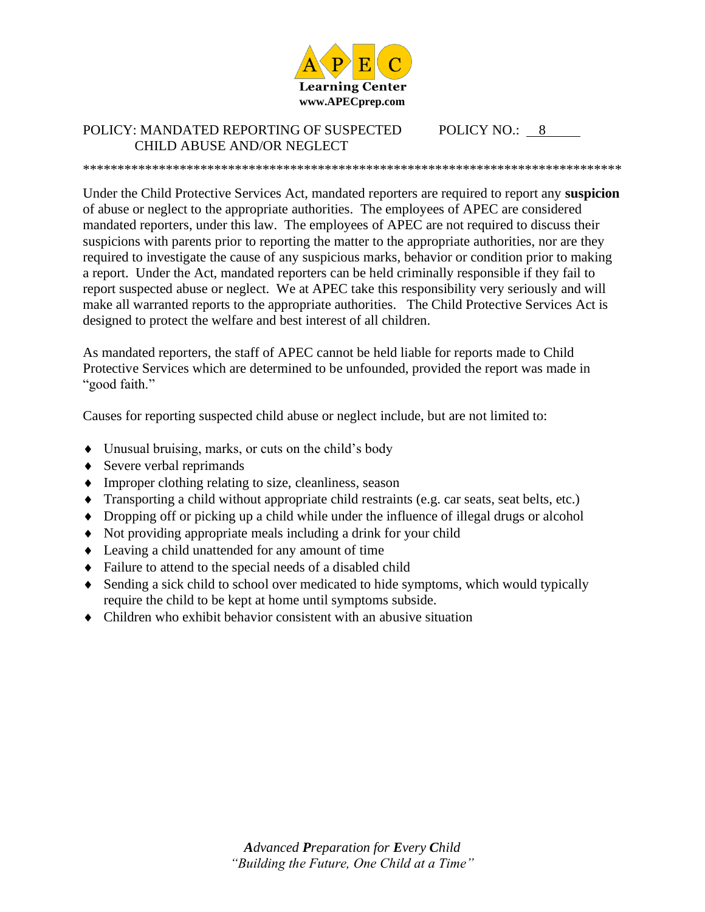**APEC Learning Center**
**www.APECprep.com**

POLICY: MANDATED REPORTING OF SUSPECTED CHILD ABUSE AND/OR NEGLECT

POLICY NO.: 8

*******************************************************************************

Under the Child Protective Services Act, mandated reporters are required to report any **suspicion** of abuse or neglect to the appropriate authorities. The employees of APEC are considered mandated reporters, under this law. The employees of APEC are not required to discuss their suspicions with parents prior to reporting the matter to the appropriate authorities, nor are they required to investigate the cause of any suspicious marks, behavior or condition prior to making a report. Under the Act, mandated reporters can be held criminally responsible if they fail to report suspected abuse or neglect. We at APEC take this responsibility very seriously and will make all warranted reports to the appropriate authorities. The Child Protective Services Act is designed to protect the welfare and best interest of all children.

As mandated reporters, the staff of APEC cannot be held liable for reports made to Child Protective Services which are determined to be unfounded, provided the report was made in "good faith."

Causes for reporting suspected child abuse or neglect include, but are not limited to:

- Unusual bruising, marks, or cuts on the child's body
- Severe verbal reprimands
- Improper clothing relating to size, cleanliness, season
- Transporting a child without appropriate child restraints (e.g. car seats, seat belts, etc.)
- Dropping off or picking up a child while under the influence of illegal drugs or alcohol
- Not providing appropriate meals including a drink for your child
- Leaving a child unattended for any amount of time
- Failure to attend to the special needs of a disabled child
- Sending a sick child to school over medicated to hide symptoms, which would typically require the child to be kept at home until symptoms subside.
- Children who exhibit behavior consistent with an abusive situation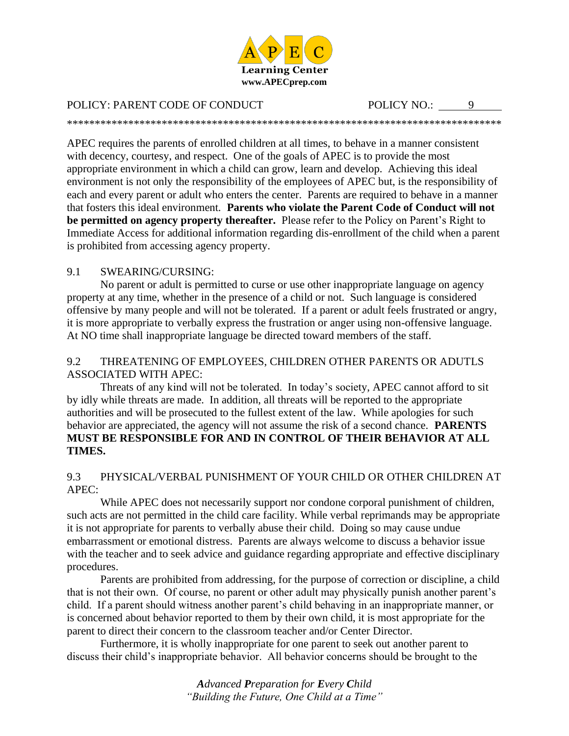APEC Learning Center
www.APECprep.com

POLICY: PARENT CODE OF CONDUCT POLICY NO.: 9

*******************************************************************************

APEC requires the parents of enrolled children at all times, to behave in a manner consistent with decency, courtesy, and respect. One of the goals of APEC is to provide the most appropriate environment in which a child can grow, learn and develop. Achieving this ideal environment is not only the responsibility of the employees of APEC but, is the responsibility of each and every parent or adult who enters the center. Parents are required to behave in a manner that fosters this ideal environment. **Parents who violate the Parent Code of Conduct will not be permitted on agency property thereafter.** Please refer to the Policy on Parent's Right to Immediate Access for additional information regarding dis-enrollment of the child when a parent is prohibited from accessing agency property.

## 9.1 SWEARING/CURSING:

No parent or adult is permitted to curse or use other inappropriate language on agency property at any time, whether in the presence of a child or not. Such language is considered offensive by many people and will not be tolerated. If a parent or adult feels frustrated or angry, it is more appropriate to verbally express the frustration or anger using non-offensive language. At NO time shall inappropriate language be directed toward members of the staff.

## 9.2 THREATENING OF EMPLOYEES, CHILDREN OTHER PARENTS OR ADUTLS ASSOCIATED WITH APEC:

Threats of any kind will not be tolerated. In today's society, APEC cannot afford to sit by idly while threats are made. In addition, all threats will be reported to the appropriate authorities and will be prosecuted to the fullest extent of the law. While apologies for such behavior are appreciated, the agency will not assume the risk of a second chance. **PARENTS MUST BE RESPONSIBLE FOR AND IN CONTROL OF THEIR BEHAVIOR AT ALL TIMES.**

## 9.3 PHYSICAL/VERBAL PUNISHMENT OF YOUR CHILD OR OTHER CHILDREN AT APEC:

While APEC does not necessarily support nor condone corporal punishment of children, such acts are not permitted in the child care facility. While verbal reprimands may be appropriate it is not appropriate for parents to verbally abuse their child. Doing so may cause undue embarrassment or emotional distress. Parents are always welcome to discuss a behavior issue with the teacher and to seek advice and guidance regarding appropriate and effective disciplinary procedures.

Parents are prohibited from addressing, for the purpose of correction or discipline, a child that is not their own. Of course, no parent or other adult may physically punish another parent's child. If a parent should witness another parent's child behaving in an inappropriate manner, or is concerned about behavior reported to them by their own child, it is most appropriate for the parent to direct their concern to the classroom teacher and/or Center Director.

Furthermore, it is wholly inappropriate for one parent to seek out another parent to discuss their child's inappropriate behavior. All behavior concerns should be brought to the

*Advanced Preparation for Every Child*
*"Building the Future, One Child at a Time"*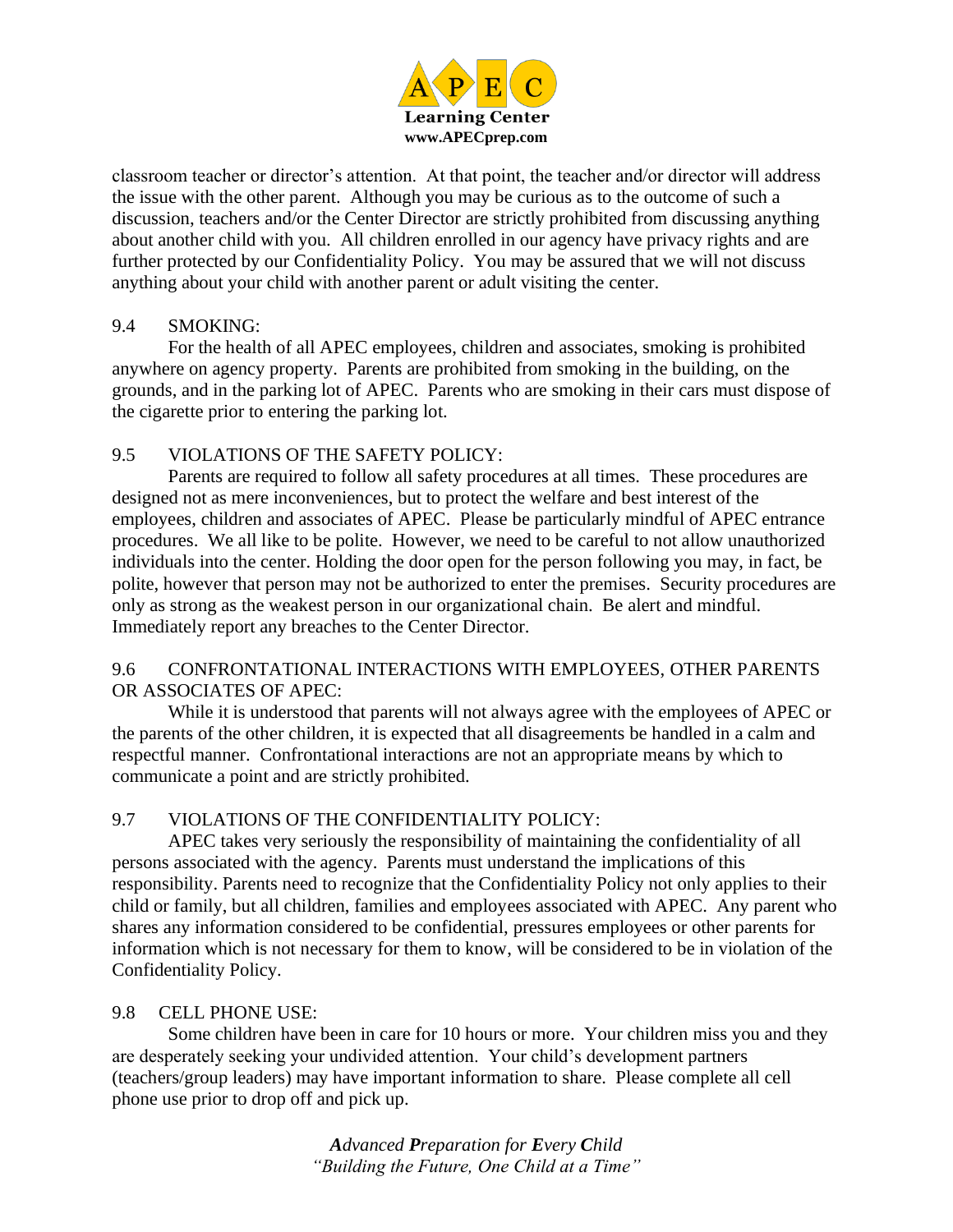classroom teacher or director's attention. At that point, the teacher and/or director will address the issue with the other parent. Although you may be curious as to the outcome of such a discussion, teachers and/or the Center Director are strictly prohibited from discussing anything about another child with you. All children enrolled in our agency have privacy rights and are further protected by our Confidentiality Policy. You may be assured that we will not discuss anything about your child with another parent or adult visiting the center.

### 9.4 SMOKING:

For the health of all APEC employees, children and associates, smoking is prohibited anywhere on agency property. Parents are prohibited from smoking in the building, on the grounds, and in the parking lot of APEC. Parents who are smoking in their cars must dispose of the cigarette prior to entering the parking lot.

### 9.5 VIOLATIONS OF THE SAFETY POLICY:

Parents are required to follow all safety procedures at all times. These procedures are designed not as mere inconveniences, but to protect the welfare and best interest of the employees, children and associates of APEC. Please be particularly mindful of APEC entrance procedures. We all like to be polite. However, we need to be careful to not allow unauthorized individuals into the center. Holding the door open for the person following you may, in fact, be polite, however that person may not be authorized to enter the premises. Security procedures are only as strong as the weakest person in our organizational chain. Be alert and mindful. Immediately report any breaches to the Center Director.

### 9.6 CONFRONTATIONAL INTERACTIONS WITH EMPLOYEES, OTHER PARENTS OR ASSOCIATES OF APEC:

While it is understood that parents will not always agree with the employees of APEC or the parents of the other children, it is expected that all disagreements be handled in a calm and respectful manner. Confrontational interactions are not an appropriate means by which to communicate a point and are strictly prohibited.

### 9.7 VIOLATIONS OF THE CONFIDENTIALITY POLICY:

APEC takes very seriously the responsibility of maintaining the confidentiality of all persons associated with the agency. Parents must understand the implications of this responsibility. Parents need to recognize that the Confidentiality Policy not only applies to their child or family, but all children, families and employees associated with APEC. Any parent who shares any information considered to be confidential, pressures employees or other parents for information which is not necessary for them to know, will be considered to be in violation of the Confidentiality Policy.

### 9.8 CELL PHONE USE:

Some children have been in care for 10 hours or more. Your children miss you and they are desperately seeking your undivided attention. Your child's development partners (teachers/group leaders) may have important information to share. Please complete all cell phone use prior to drop off and pick up.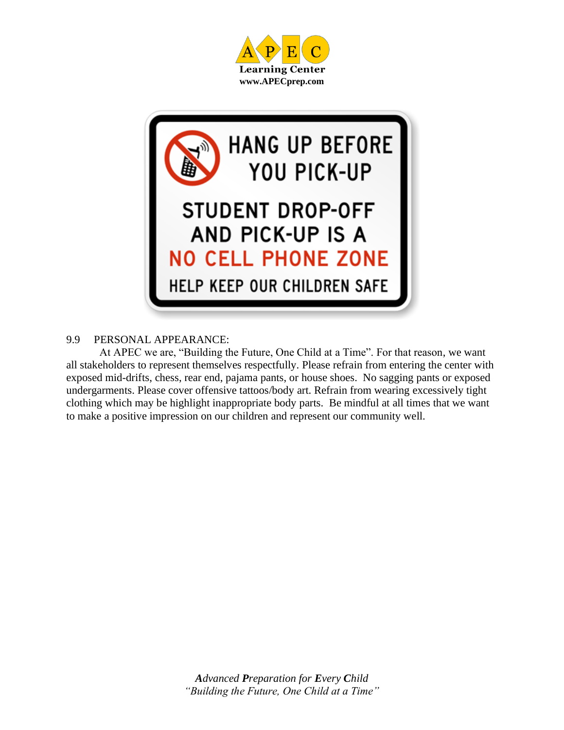HANG UP BEFORE YOU PICK-UP

STUDENT DROP-OFF AND PICK-UP IS A NO CELL PHONE ZONE

HELP KEEP OUR CHILDREN SAFE

9.9 PERSONAL APPEARANCE:

At APEC we are, "Building the Future, One Child at a Time". For that reason, we want all stakeholders to represent themselves respectfully. Please refrain from entering the center with exposed mid-drifts, chess, rear end, pajama pants, or house shoes. No sagging pants or exposed undergarments. Please cover offensive tattoos/body art. Refrain from wearing excessively tight clothing which may be highlight inappropriate body parts. Be mindful at all times that we want to make a positive impression on our children and represent our community well.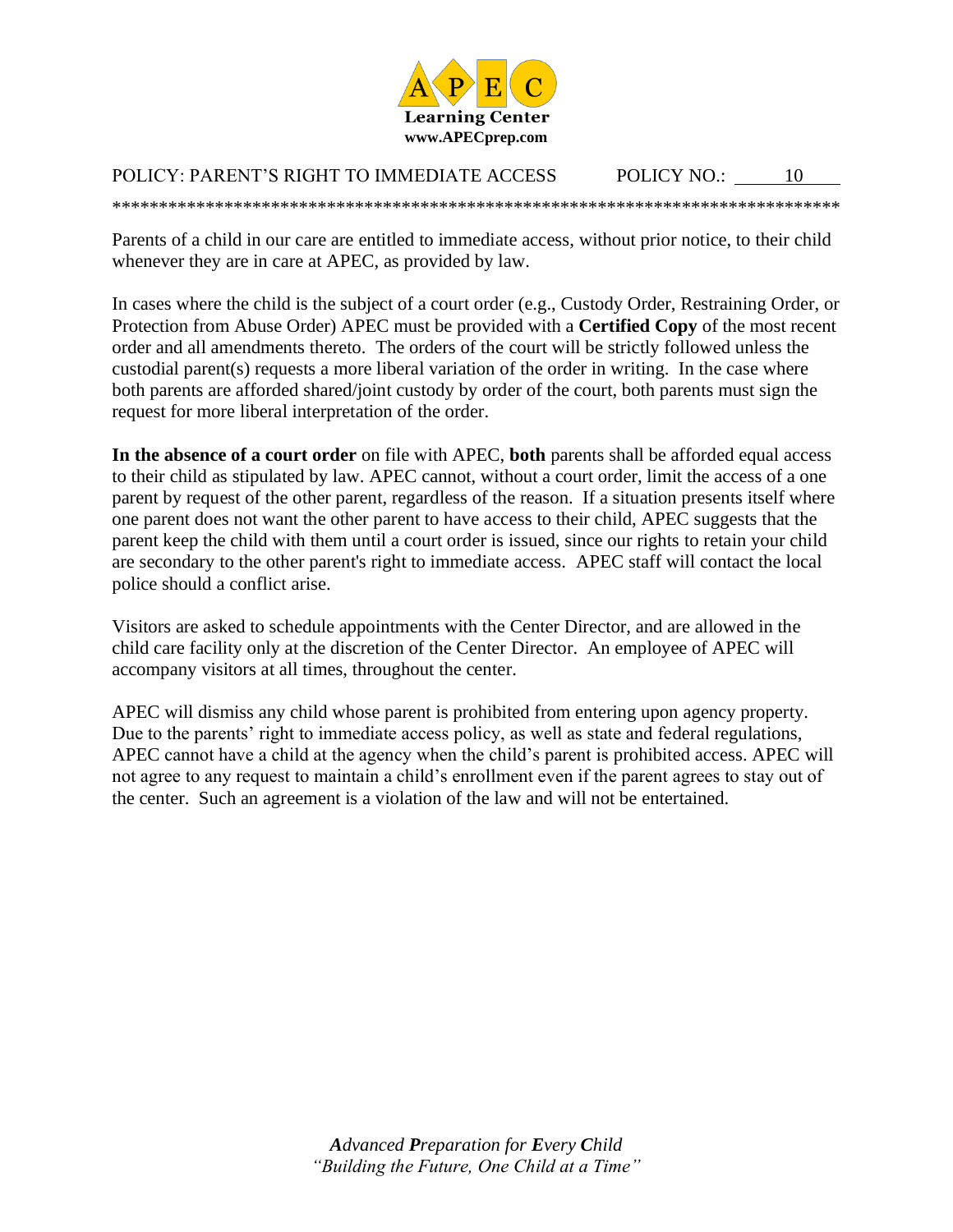**Learning Center**
**www.APECprep.com**

POLICY: PARENT'S RIGHT TO IMMEDIATE ACCESS POLICY NO.: 10

Parents of a child in our care are entitled to immediate access, without prior notice, to their child whenever they are in care at APEC, as provided by law.

In cases where the child is the subject of a court order (e.g., Custody Order, Restraining Order, or Protection from Abuse Order) APEC must be provided with a **Certified Copy** of the most recent order and all amendments thereto. The orders of the court will be strictly followed unless the custodial parent(s) requests a more liberal variation of the order in writing. In the case where both parents are afforded shared/joint custody by order of the court, both parents must sign the request for more liberal interpretation of the order.

**In the absence of a court order** on file with APEC, **both** parents shall be afforded equal access to their child as stipulated by law. APEC cannot, without a court order, limit the access of a one parent by request of the other parent, regardless of the reason. If a situation presents itself where one parent does not want the other parent to have access to their child, APEC suggests that the parent keep the child with them until a court order is issued, since our rights to retain your child are secondary to the other parent's right to immediate access. APEC staff will contact the local police should a conflict arise.

Visitors are asked to schedule appointments with the Center Director, and are allowed in the child care facility only at the discretion of the Center Director. An employee of APEC will accompany visitors at all times, throughout the center.

APEC will dismiss any child whose parent is prohibited from entering upon agency property. Due to the parents' right to immediate access policy, as well as state and federal regulations, APEC cannot have a child at the agency when the child's parent is prohibited access. APEC will not agree to any request to maintain a child's enrollment even if the parent agrees to stay out of the center. Such an agreement is a violation of the law and will not be entertained.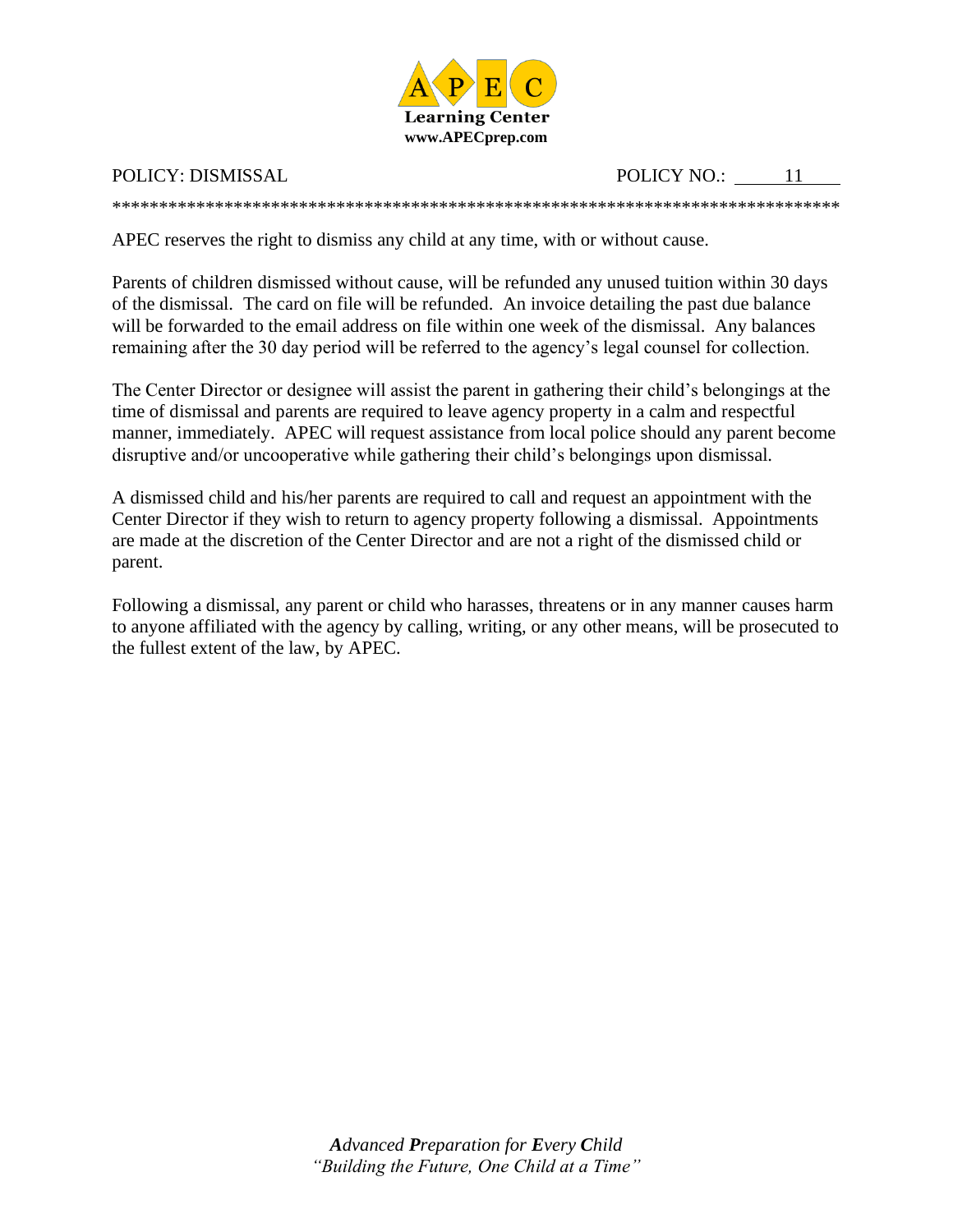APEC Learning Center
www.APECprep.com

POLICY: DISMISSAL POLICY NO.: 11

*******************************************************************************

APEC reserves the right to dismiss any child at any time, with or without cause.

Parents of children dismissed without cause, will be refunded any unused tuition within 30 days of the dismissal. The card on file will be refunded. An invoice detailing the past due balance will be forwarded to the email address on file within one week of the dismissal. Any balances remaining after the 30 day period will be referred to the agency's legal counsel for collection.

The Center Director or designee will assist the parent in gathering their child's belongings at the time of dismissal and parents are required to leave agency property in a calm and respectful manner, immediately. APEC will request assistance from local police should any parent become disruptive and/or uncooperative while gathering their child's belongings upon dismissal.

A dismissed child and his/her parents are required to call and request an appointment with the Center Director if they wish to return to agency property following a dismissal. Appointments are made at the discretion of the Center Director and are not a right of the dismissed child or parent.

Following a dismissal, any parent or child who harasses, threatens or in any manner causes harm to anyone affiliated with the agency by calling, writing, or any other means, will be prosecuted to the fullest extent of the law, by APEC.

*__A__dvanced __P__reparation for __E__very __C__hild*
*"Building the Future, One Child at a Time"*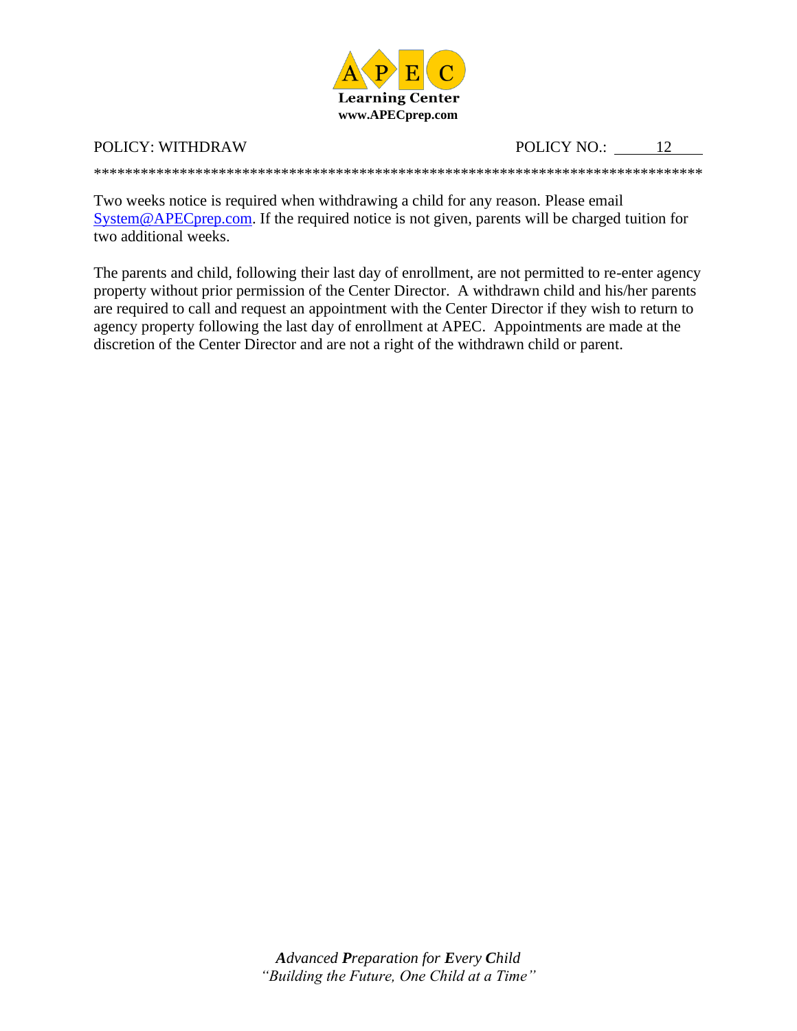POLICY: WITHDRAW POLICY NO.: 12

Two weeks notice is required when withdrawing a child for any reason. Please email System@APECprep.com. If the required notice is not given, parents will be charged tuition for two additional weeks.

The parents and child, following their last day of enrollment, are not permitted to re-enter agency property without prior permission of the Center Director. A withdrawn child and his/her parents are required to call and request an appointment with the Center Director if they wish to return to agency property following the last day of enrollment at APEC. Appointments are made at the discretion of the Center Director and are not a right of the withdrawn child or parent.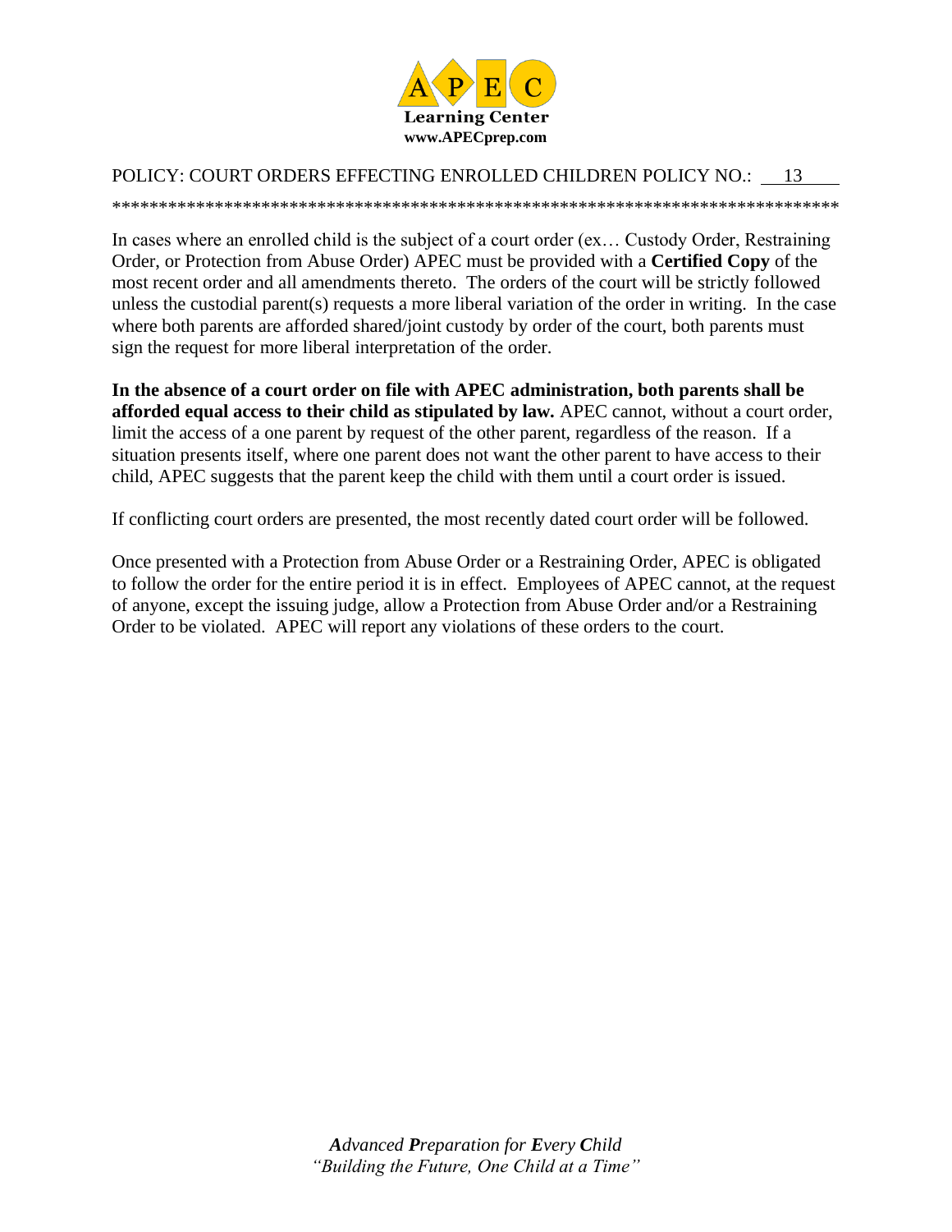APEC Learning Center
www.APECprep.com

POLICY: COURT ORDERS EFFECTING ENROLLED CHILDREN POLICY NO.: 13

In cases where an enrolled child is the subject of a court order (ex… Custody Order, Restraining Order, or Protection from Abuse Order) APEC must be provided with a **Certified Copy** of the most recent order and all amendments thereto. The orders of the court will be strictly followed unless the custodial parent(s) requests a more liberal variation of the order in writing. In the case where both parents are afforded shared/joint custody by order of the court, both parents must sign the request for more liberal interpretation of the order.

**In the absence of a court order on file with APEC administration, both parents shall be afforded equal access to their child as stipulated by law.** APEC cannot, without a court order, limit the access of a one parent by request of the other parent, regardless of the reason. If a situation presents itself, where one parent does not want the other parent to have access to their child, APEC suggests that the parent keep the child with them until a court order is issued.

If conflicting court orders are presented, the most recently dated court order will be followed.

Once presented with a Protection from Abuse Order or a Restraining Order, APEC is obligated to follow the order for the entire period it is in effect. Employees of APEC cannot, at the request of anyone, except the issuing judge, allow a Protection from Abuse Order and/or a Restraining Order to be violated. APEC will report any violations of these orders to the court.

***A**dvanced **P**reparation for **E**very **C**hild*
*"Building the Future, One Child at a Time"*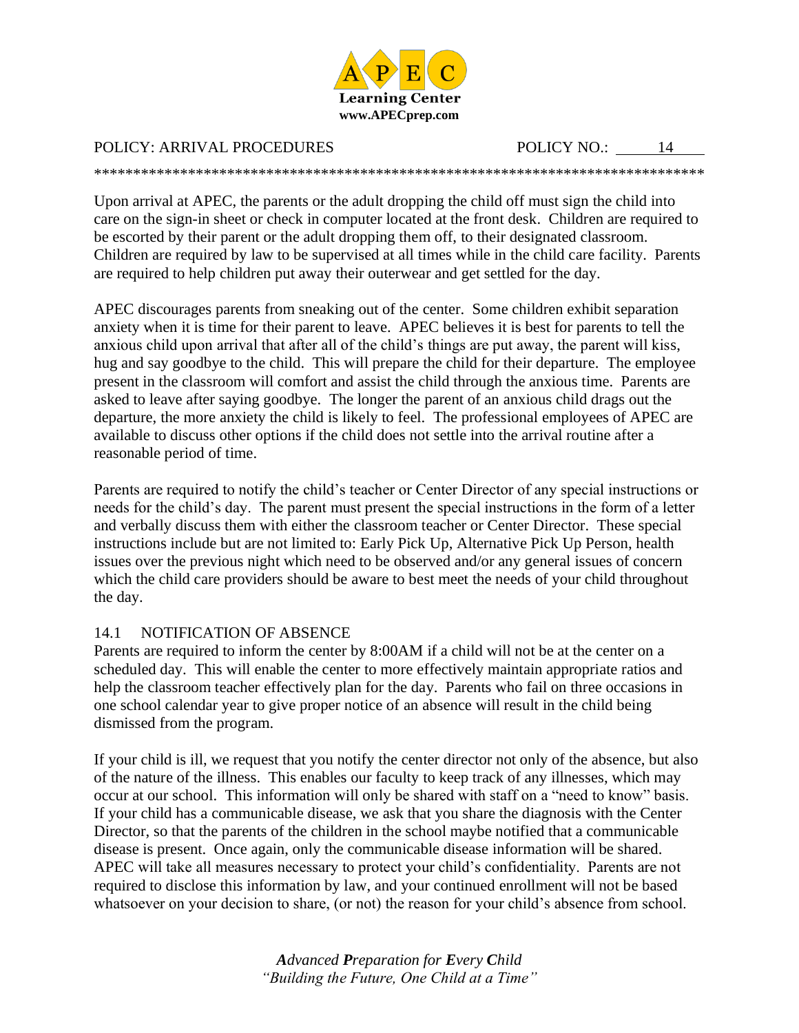POLICY: ARRIVAL PROCEDURES POLICY NO.: 14

Upon arrival at APEC, the parents or the adult dropping the child off must sign the child into care on the sign-in sheet or check in computer located at the front desk. Children are required to be escorted by their parent or the adult dropping them off, to their designated classroom. Children are required by law to be supervised at all times while in the child care facility. Parents are required to help children put away their outerwear and get settled for the day.

APEC discourages parents from sneaking out of the center. Some children exhibit separation anxiety when it is time for their parent to leave. APEC believes it is best for parents to tell the anxious child upon arrival that after all of the child's things are put away, the parent will kiss, hug and say goodbye to the child. This will prepare the child for their departure. The employee present in the classroom will comfort and assist the child through the anxious time. Parents are asked to leave after saying goodbye. The longer the parent of an anxious child drags out the departure, the more anxiety the child is likely to feel. The professional employees of APEC are available to discuss other options if the child does not settle into the arrival routine after a reasonable period of time.

Parents are required to notify the child's teacher or Center Director of any special instructions or needs for the child's day. The parent must present the special instructions in the form of a letter and verbally discuss them with either the classroom teacher or Center Director. These special instructions include but are not limited to: Early Pick Up, Alternative Pick Up Person, health issues over the previous night which need to be observed and/or any general issues of concern which the child care providers should be aware to best meet the needs of your child throughout the day.

## 14.1 NOTIFICATION OF ABSENCE

Parents are required to inform the center by 8:00AM if a child will not be at the center on a scheduled day. This will enable the center to more effectively maintain appropriate ratios and help the classroom teacher effectively plan for the day. Parents who fail on three occasions in one school calendar year to give proper notice of an absence will result in the child being dismissed from the program.

If your child is ill, we request that you notify the center director not only of the absence, but also of the nature of the illness. This enables our faculty to keep track of any illnesses, which may occur at our school. This information will only be shared with staff on a "need to know" basis. If your child has a communicable disease, we ask that you share the diagnosis with the Center Director, so that the parents of the children in the school maybe notified that a communicable disease is present. Once again, only the communicable disease information will be shared. APEC will take all measures necessary to protect your child's confidentiality. Parents are not required to disclose this information by law, and your continued enrollment will not be based whatsoever on your decision to share, (or not) the reason for your child's absence from school.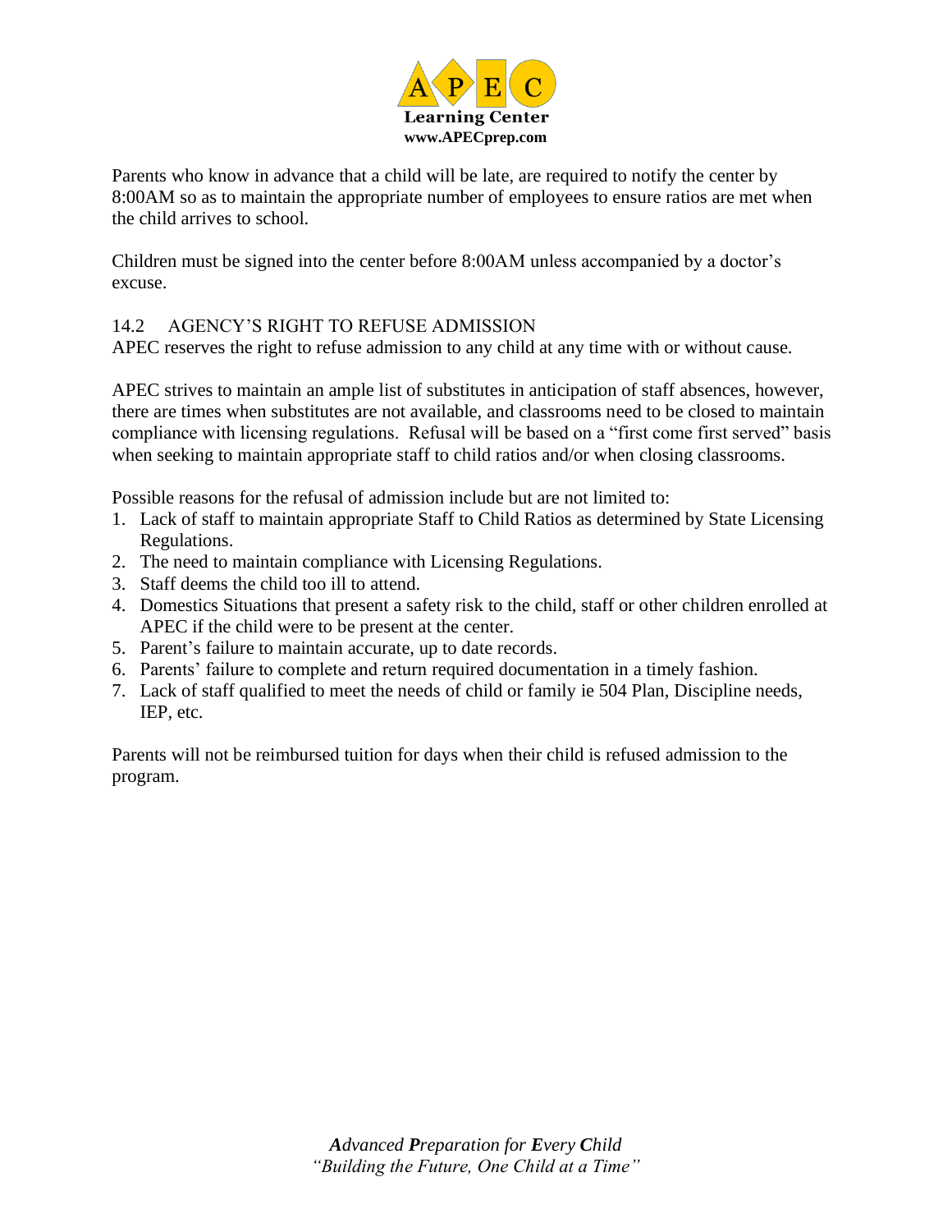Parents who know in advance that a child will be late, are required to notify the center by 8:00AM so as to maintain the appropriate number of employees to ensure ratios are met when the child arrives to school.

Children must be signed into the center before 8:00AM unless accompanied by a doctor's excuse.

## 14.2 AGENCY'S RIGHT TO REFUSE ADMISSION

APEC reserves the right to refuse admission to any child at any time with or without cause.

APEC strives to maintain an ample list of substitutes in anticipation of staff absences, however, there are times when substitutes are not available, and classrooms need to be closed to maintain compliance with licensing regulations. Refusal will be based on a "first come first served" basis when seeking to maintain appropriate staff to child ratios and/or when closing classrooms.

Possible reasons for the refusal of admission include but are not limited to:

1. Lack of staff to maintain appropriate Staff to Child Ratios as determined by State Licensing Regulations.
2. The need to maintain compliance with Licensing Regulations.
3. Staff deems the child too ill to attend.
4. Domestics Situations that present a safety risk to the child, staff or other children enrolled at APEC if the child were to be present at the center.
5. Parent's failure to maintain accurate, up to date records.
6. Parents' failure to complete and return required documentation in a timely fashion.
7. Lack of staff qualified to meet the needs of child or family ie 504 Plan, Discipline needs, IEP, etc.

Parents will not be reimbursed tuition for days when their child is refused admission to the program.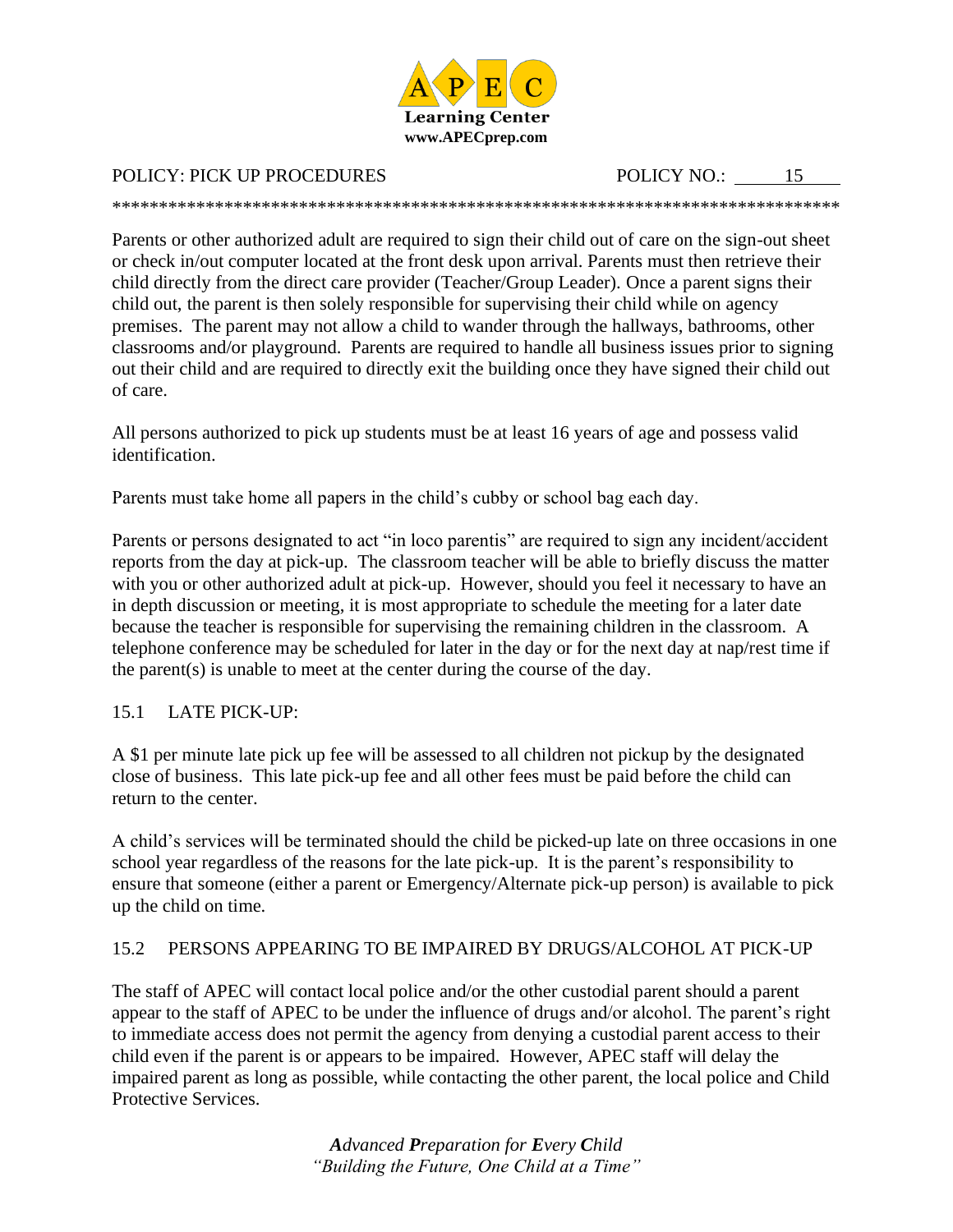# POLICY: PICK UP PROCEDURES

POLICY NO.: 15

Parents or other authorized adult are required to sign their child out of care on the sign-out sheet or check in/out computer located at the front desk upon arrival. Parents must then retrieve their child directly from the direct care provider (Teacher/Group Leader). Once a parent signs their child out, the parent is then solely responsible for supervising their child while on agency premises. The parent may not allow a child to wander through the hallways, bathrooms, other classrooms and/or playground. Parents are required to handle all business issues prior to signing out their child and are required to directly exit the building once they have signed their child out of care.

All persons authorized to pick up students must be at least 16 years of age and possess valid identification.

Parents must take home all papers in the child's cubby or school bag each day.

Parents or persons designated to act "in loco parentis" are required to sign any incident/accident reports from the day at pick-up. The classroom teacher will be able to briefly discuss the matter with you or other authorized adult at pick-up. However, should you feel it necessary to have an in depth discussion or meeting, it is most appropriate to schedule the meeting for a later date because the teacher is responsible for supervising the remaining children in the classroom. A telephone conference may be scheduled for later in the day or for the next day at nap/rest time if the parent(s) is unable to meet at the center during the course of the day.

## 15.1 LATE PICK-UP:

A $1 per minute late pick up fee will be assessed to all children not pickup by the designated close of business. This late pick-up fee and all other fees must be paid before the child can return to the center.

A child's services will be terminated should the child be picked-up late on three occasions in one school year regardless of the reasons for the late pick-up. It is the parent's responsibility to ensure that someone (either a parent or Emergency/Alternate pick-up person) is available to pick up the child on time.

## 15.2 PERSONS APPEARING TO BE IMPAIRED BY DRUGS/ALCOHOL AT PICK-UP

The staff of APEC will contact local police and/or the other custodial parent should a parent appear to the staff of APEC to be under the influence of drugs and/or alcohol. The parent's right to immediate access does not permit the agency from denying a custodial parent access to their child even if the parent is or appears to be impaired. However, APEC staff will delay the impaired parent as long as possible, while contacting the other parent, the local police and Child Protective Services.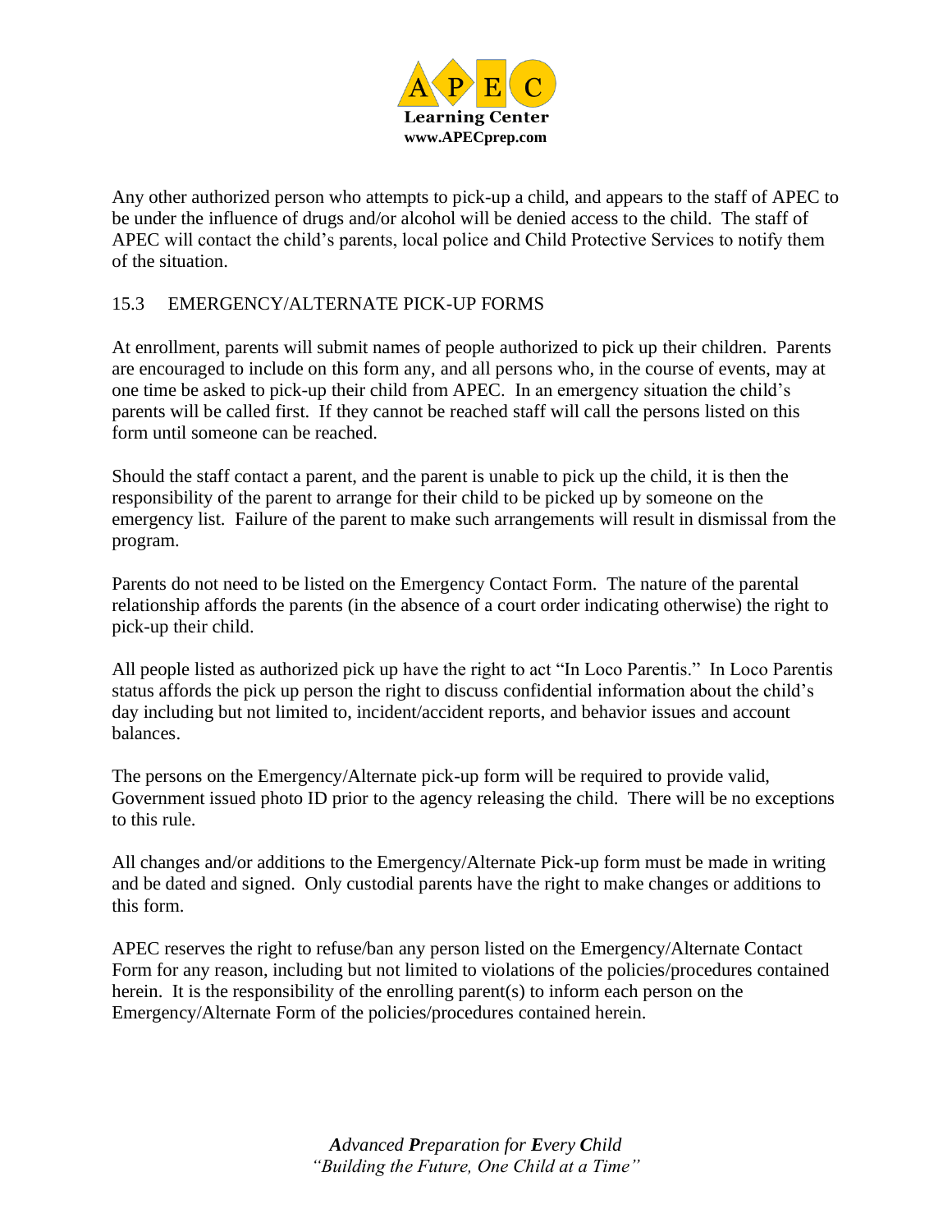Any other authorized person who attempts to pick-up a child, and appears to the staff of APEC to be under the influence of drugs and/or alcohol will be denied access to the child. The staff of APEC will contact the child's parents, local police and Child Protective Services to notify them of the situation.

### 15.3 EMERGENCY/ALTERNATE PICK-UP FORMS

At enrollment, parents will submit names of people authorized to pick up their children. Parents are encouraged to include on this form any, and all persons who, in the course of events, may at one time be asked to pick-up their child from APEC. In an emergency situation the child's parents will be called first. If they cannot be reached staff will call the persons listed on this form until someone can be reached.

Should the staff contact a parent, and the parent is unable to pick up the child, it is then the responsibility of the parent to arrange for their child to be picked up by someone on the emergency list. Failure of the parent to make such arrangements will result in dismissal from the program.

Parents do not need to be listed on the Emergency Contact Form. The nature of the parental relationship affords the parents (in the absence of a court order indicating otherwise) the right to pick-up their child.

All people listed as authorized pick up have the right to act "In Loco Parentis." In Loco Parentis status affords the pick up person the right to discuss confidential information about the child's day including but not limited to, incident/accident reports, and behavior issues and account balances.

The persons on the Emergency/Alternate pick-up form will be required to provide valid, Government issued photo ID prior to the agency releasing the child. There will be no exceptions to this rule.

All changes and/or additions to the Emergency/Alternate Pick-up form must be made in writing and be dated and signed. Only custodial parents have the right to make changes or additions to this form.

APEC reserves the right to refuse/ban any person listed on the Emergency/Alternate Contact Form for any reason, including but not limited to violations of the policies/procedures contained herein. It is the responsibility of the enrolling parent(s) to inform each person on the Emergency/Alternate Form of the policies/procedures contained herein.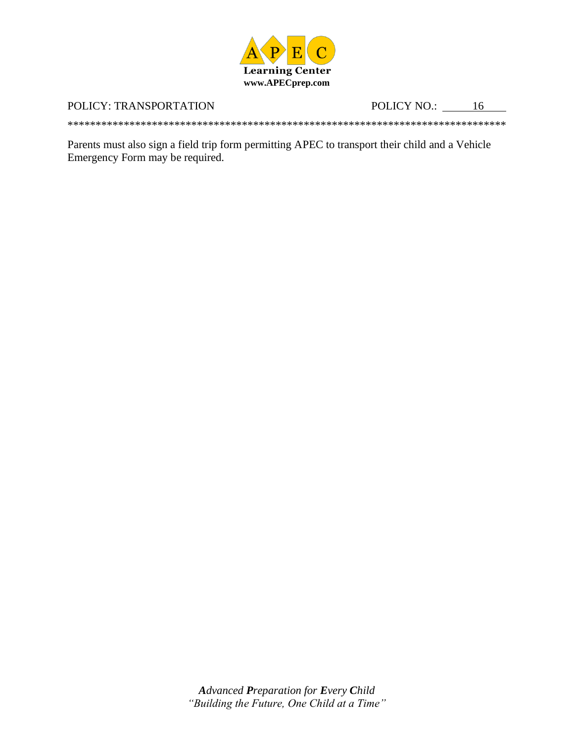POLICY: TRANSPORTATION POLICY NO.: 16

Parents must also sign a field trip form permitting APEC to transport their child and a Vehicle Emergency Form may be required.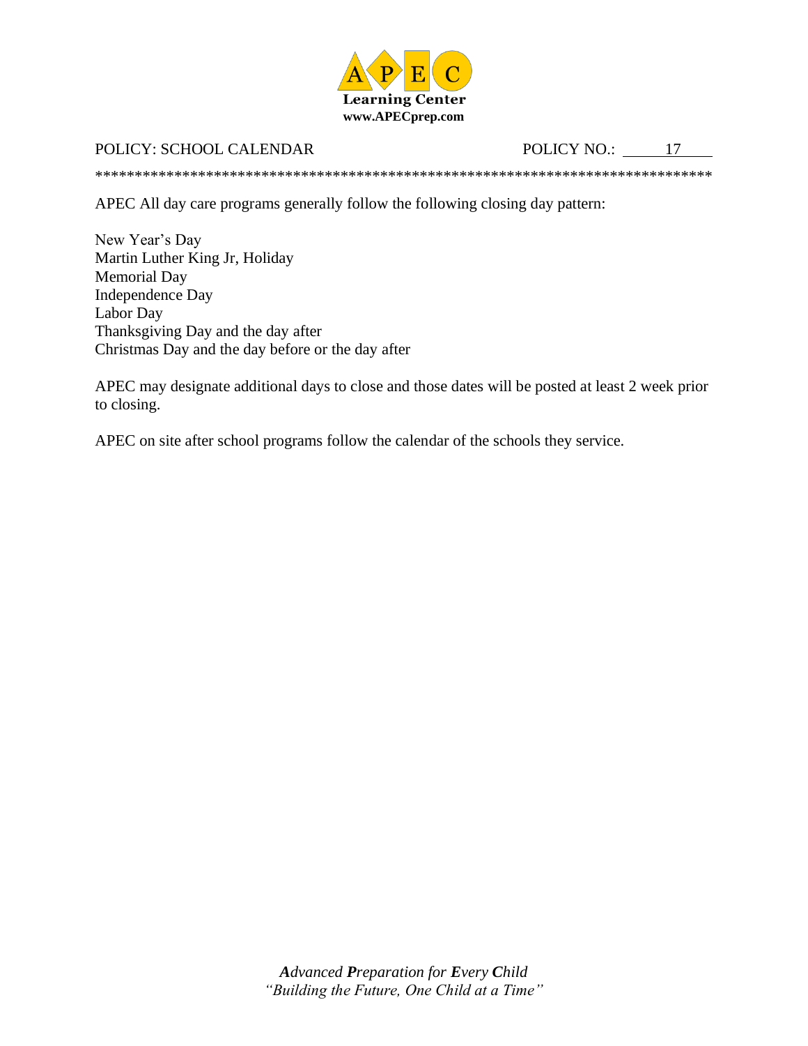APEC
Learning Center
www.APECprep.com

POLICY: SCHOOL CALENDAR POLICY NO.: 17

*******************************************************************************

APEC All day care programs generally follow the following closing day pattern:

New Year's Day
Martin Luther King Jr, Holiday
Memorial Day
Independence Day
Labor Day
Thanksgiving Day and the day after
Christmas Day and the day before or the day after

APEC may designate additional days to close and those dates will be posted at least 2 week prior to closing.

APEC on site after school programs follow the calendar of the schools they service.

***A**dvanced **P**reparation for **E**very **C**hild*
*"Building the Future, One Child at a Time"*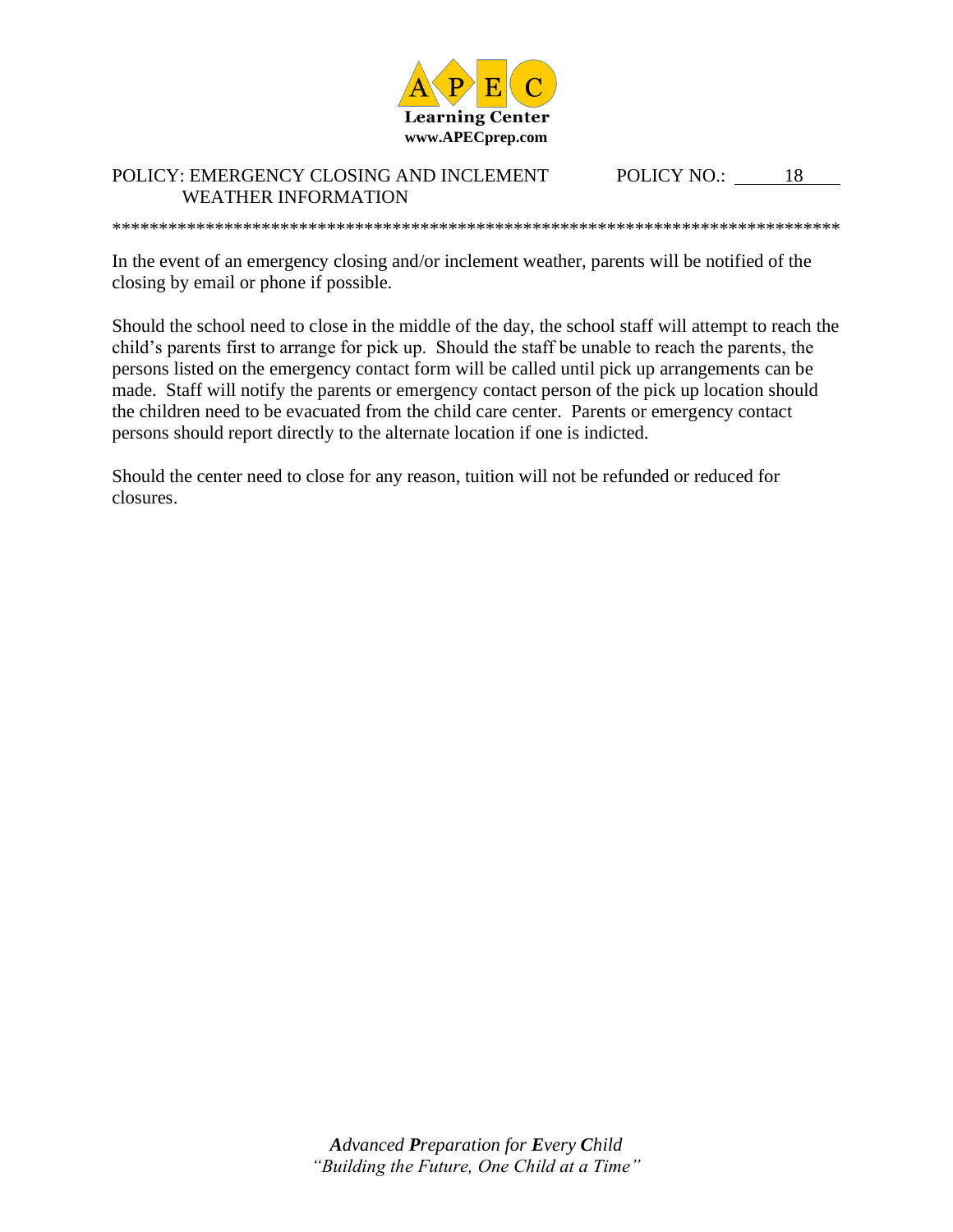**A P E C**
**Learning Center**
**www.APECprep.com**

POLICY: EMERGENCY CLOSING AND INCLEMENT WEATHER INFORMATION

POLICY NO.: 18

*******************************************************************************

In the event of an emergency closing and/or inclement weather, parents will be notified of the closing by email or phone if possible.

Should the school need to close in the middle of the day, the school staff will attempt to reach the child's parents first to arrange for pick up. Should the staff be unable to reach the parents, the persons listed on the emergency contact form will be called until pick up arrangements can be made. Staff will notify the parents or emergency contact person of the pick up location should the children need to be evacuated from the child care center. Parents or emergency contact persons should report directly to the alternate location if one is indicted.

Should the center need to close for any reason, tuition will not be refunded or reduced for closures.

***A**dvanced **P**reparation for **E**very **C**hild*
*"Building the Future, One Child at a Time"*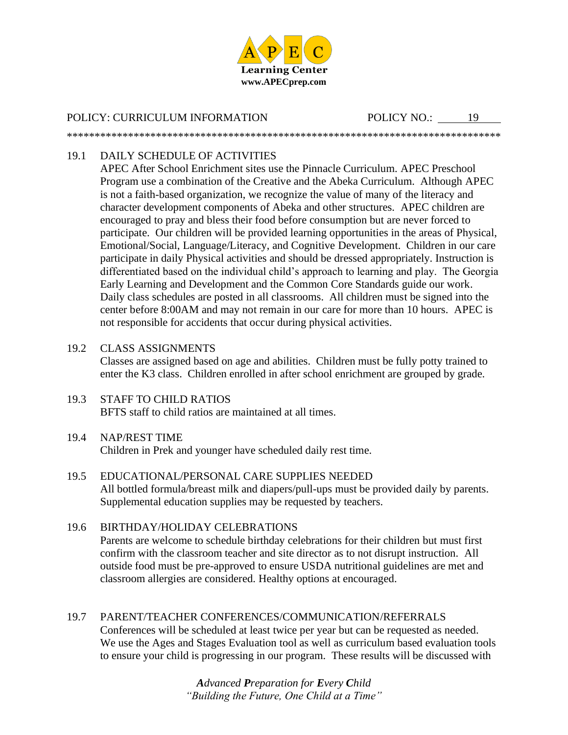POLICY: CURRICULUM INFORMATION POLICY NO.: 19

*******************************************************************************

19.1 DAILY SCHEDULE OF ACTIVITIES

APEC After School Enrichment sites use the Pinnacle Curriculum. APEC Preschool Program use a combination of the Creative and the Abeka Curriculum. Although APEC is not a faith-based organization, we recognize the value of many of the literacy and character development components of Abeka and other structures. APEC children are encouraged to pray and bless their food before consumption but are never forced to participate. Our children will be provided learning opportunities in the areas of Physical, Emotional/Social, Language/Literacy, and Cognitive Development. Children in our care participate in daily Physical activities and should be dressed appropriately. Instruction is differentiated based on the individual child's approach to learning and play. The Georgia Early Learning and Development and the Common Core Standards guide our work. Daily class schedules are posted in all classrooms. All children must be signed into the center before 8:00AM and may not remain in our care for more than 10 hours. APEC is not responsible for accidents that occur during physical activities.

19.2 CLASS ASSIGNMENTS

Classes are assigned based on age and abilities. Children must be fully potty trained to enter the K3 class. Children enrolled in after school enrichment are grouped by grade.

19.3 STAFF TO CHILD RATIOS

BFTS staff to child ratios are maintained at all times.

19.4 NAP/REST TIME

Children in Prek and younger have scheduled daily rest time.

19.5 EDUCATIONAL/PERSONAL CARE SUPPLIES NEEDED

All bottled formula/breast milk and diapers/pull-ups must be provided daily by parents. Supplemental education supplies may be requested by teachers.

19.6 BIRTHDAY/HOLIDAY CELEBRATIONS

Parents are welcome to schedule birthday celebrations for their children but must first confirm with the classroom teacher and site director as to not disrupt instruction. All outside food must be pre-approved to ensure USDA nutritional guidelines are met and classroom allergies are considered. Healthy options at encouraged.

19.7 PARENT/TEACHER CONFERENCES/COMMUNICATION/REFERRALS

Conferences will be scheduled at least twice per year but can be requested as needed. We use the Ages and Stages Evaluation tool as well as curriculum based evaluation tools to ensure your child is progressing in our program. These results will be discussed with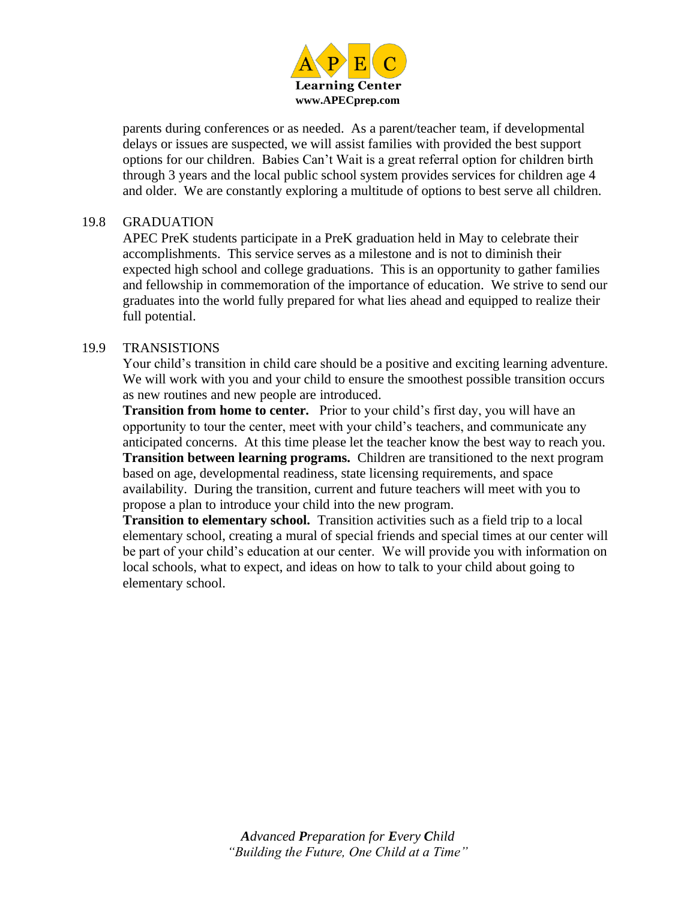parents during conferences or as needed. As a parent/teacher team, if developmental delays or issues are suspected, we will assist families with provided the best support options for our children. Babies Can't Wait is a great referral option for children birth through 3 years and the local public school system provides services for children age 4 and older. We are constantly exploring a multitude of options to best serve all children.

19.8 GRADUATION

APEC PreK students participate in a PreK graduation held in May to celebrate their accomplishments. This service serves as a milestone and is not to diminish their expected high school and college graduations. This is an opportunity to gather families and fellowship in commemoration of the importance of education. We strive to send our graduates into the world fully prepared for what lies ahead and equipped to realize their full potential.

19.9 TRANSISTIONS

Your child's transition in child care should be a positive and exciting learning adventure. We will work with you and your child to ensure the smoothest possible transition occurs as new routines and new people are introduced.

**Transition from home to center.** Prior to your child's first day, you will have an opportunity to tour the center, meet with your child's teachers, and communicate any anticipated concerns. At this time please let the teacher know the best way to reach you.

**Transition between learning programs.** Children are transitioned to the next program based on age, developmental readiness, state licensing requirements, and space availability. During the transition, current and future teachers will meet with you to propose a plan to introduce your child into the new program.

**Transition to elementary school.** Transition activities such as a field trip to a local elementary school, creating a mural of special friends and special times at our center will be part of your child's education at our center. We will provide you with information on local schools, what to expect, and ideas on how to talk to your child about going to elementary school.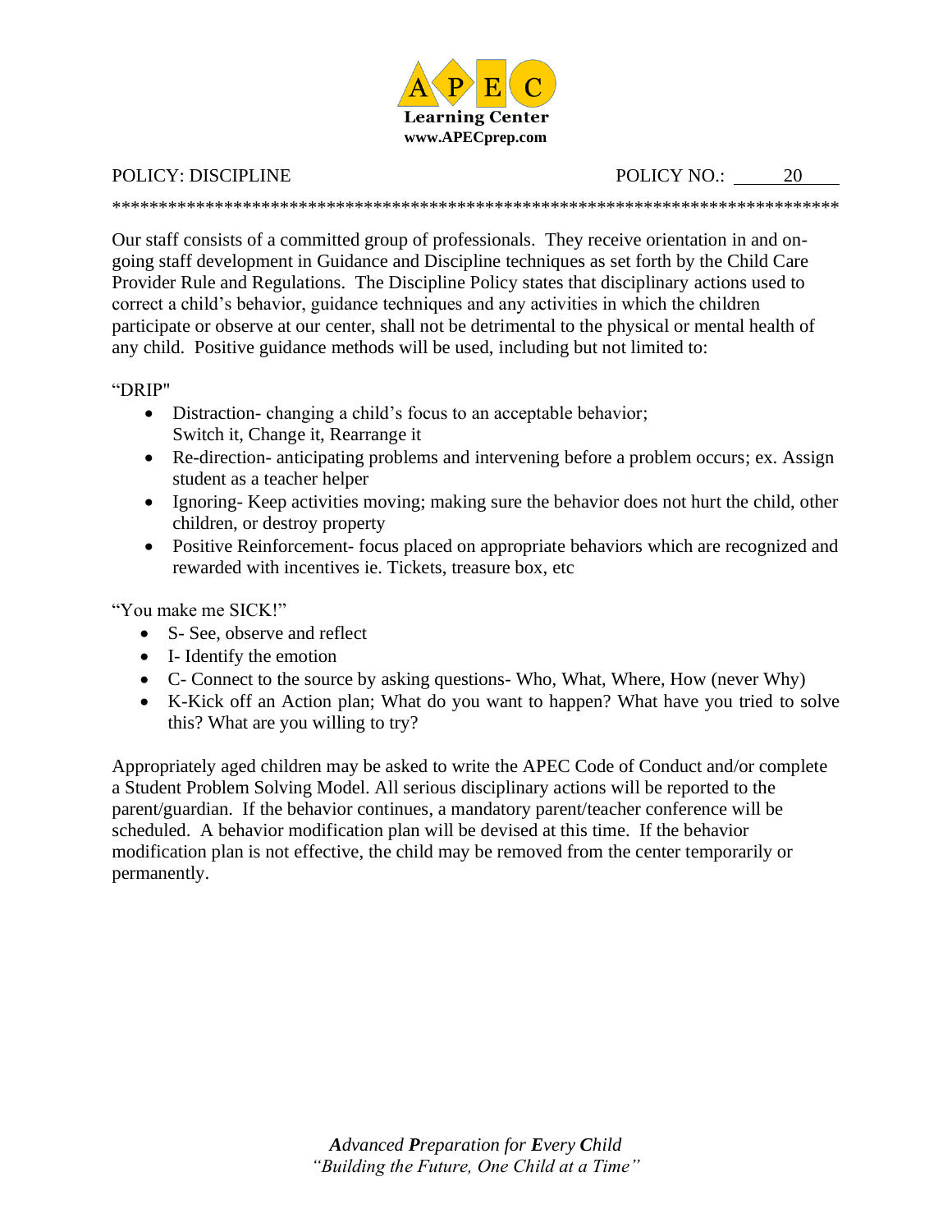APEC Learning Center
www.APECprep.com

POLICY: DISCIPLINE POLICY NO.: 20

*******************************************************************************

Our staff consists of a committed group of professionals. They receive orientation in and on-going staff development in Guidance and Discipline techniques as set forth by the Child Care Provider Rule and Regulations. The Discipline Policy states that disciplinary actions used to correct a child's behavior, guidance techniques and any activities in which the children participate or observe at our center, shall not be detrimental to the physical or mental health of any child. Positive guidance methods will be used, including but not limited to:

"DRIP"

- Distraction- changing a child's focus to an acceptable behavior; Switch it, Change it, Rearrange it
- Re-direction- anticipating problems and intervening before a problem occurs; ex. Assign student as a teacher helper
- Ignoring- Keep activities moving; making sure the behavior does not hurt the child, other children, or destroy property
- Positive Reinforcement- focus placed on appropriate behaviors which are recognized and rewarded with incentives ie. Tickets, treasure box, etc

"You make me SICK!"

- S- See, observe and reflect
- I- Identify the emotion
- C- Connect to the source by asking questions- Who, What, Where, How (never Why)
- K-Kick off an Action plan; What do you want to happen? What have you tried to solve this? What are you willing to try?

Appropriately aged children may be asked to write the APEC Code of Conduct and/or complete a Student Problem Solving Model. All serious disciplinary actions will be reported to the parent/guardian. If the behavior continues, a mandatory parent/teacher conference will be scheduled. A behavior modification plan will be devised at this time. If the behavior modification plan is not effective, the child may be removed from the center temporarily or permanently.

***A**dvanced **P**reparation for **E**very **C**hild*
*"Building the Future, One Child at a Time"*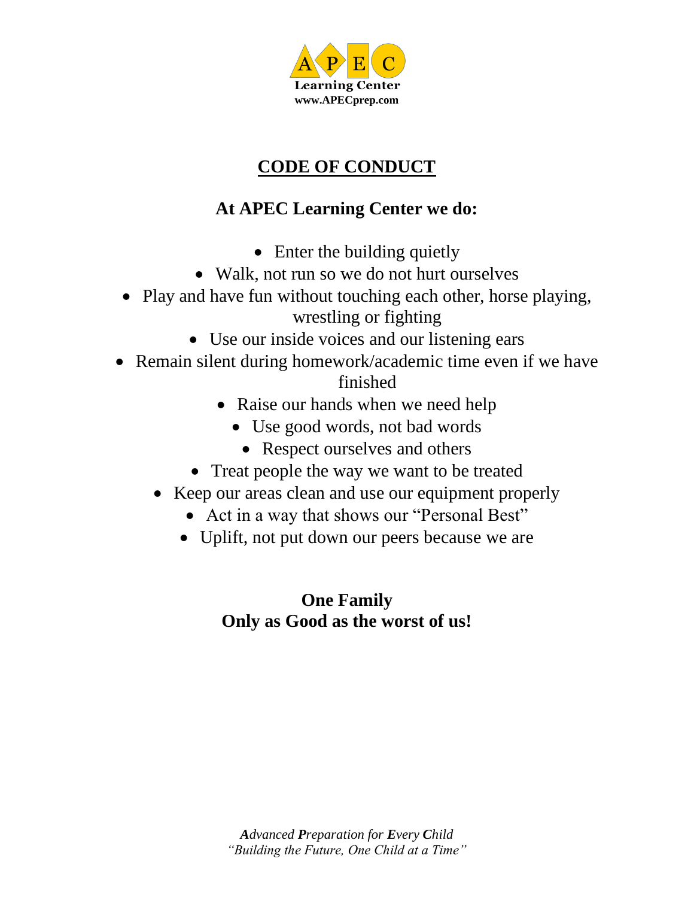A P E C
**Learning Center**
**www.APECprep.com**

# CODE OF CONDUCT

## At APEC Learning Center we do:

- Enter the building quietly
- Walk, not run so we do not hurt ourselves
- Play and have fun without touching each other, horse playing, wrestling or fighting
- Use our inside voices and our listening ears
- Remain silent during homework/academic time even if we have finished
- Raise our hands when we need help
- Use good words, not bad words
- Respect ourselves and others
- Treat people the way we want to be treated
- Keep our areas clean and use our equipment properly
- Act in a way that shows our "Personal Best"
- Uplift, not put down our peers because we are

**One Family**
**Only as Good as the worst of us!**

***A**dvanced **P**reparation for **E**very **C**hild*
*"Building the Future, One Child at a Time"*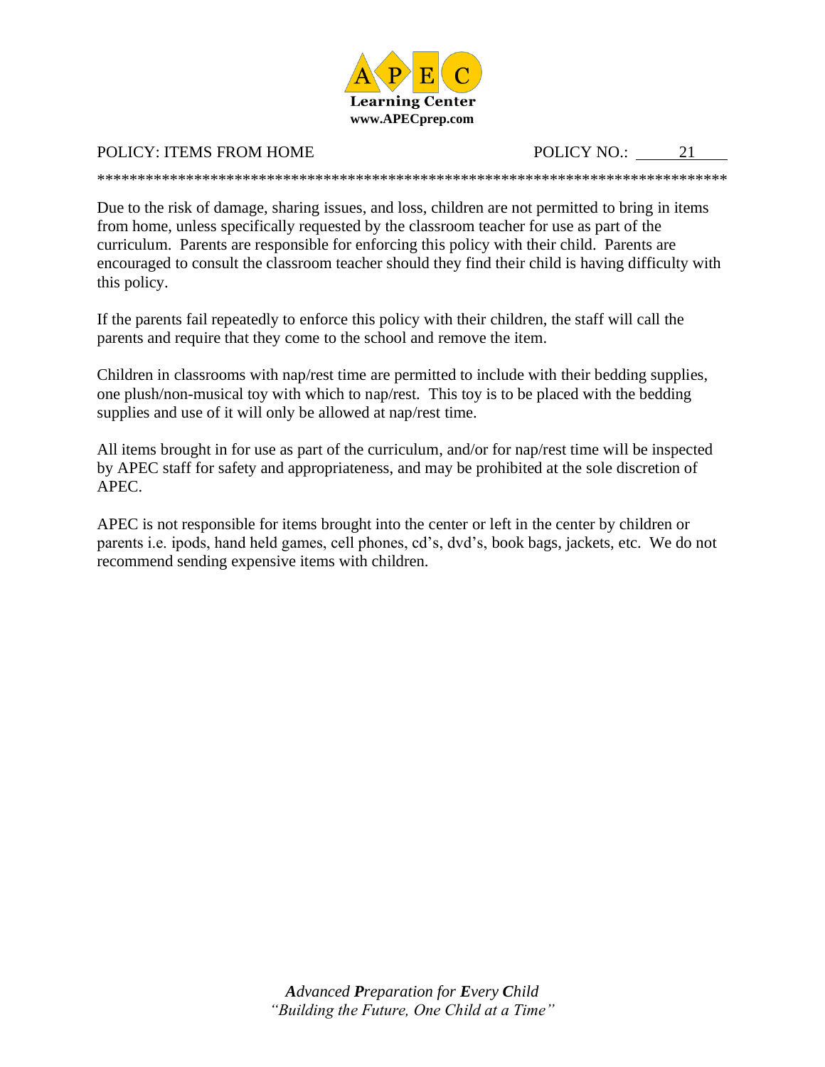A P E C
**Learning Center**
**www.APECprep.com**

POLICY: ITEMS FROM HOME POLICY NO.: 21

********************************************************************************

Due to the risk of damage, sharing issues, and loss, children are not permitted to bring in items from home, unless specifically requested by the classroom teacher for use as part of the curriculum. Parents are responsible for enforcing this policy with their child. Parents are encouraged to consult the classroom teacher should they find their child is having difficulty with this policy.

If the parents fail repeatedly to enforce this policy with their children, the staff will call the parents and require that they come to the school and remove the item.

Children in classrooms with nap/rest time are permitted to include with their bedding supplies, one plush/non-musical toy with which to nap/rest. This toy is to be placed with the bedding supplies and use of it will only be allowed at nap/rest time.

All items brought in for use as part of the curriculum, and/or for nap/rest time will be inspected by APEC staff for safety and appropriateness, and may be prohibited at the sole discretion of APEC.

APEC is not responsible for items brought into the center or left in the center by children or parents i.e. ipods, hand held games, cell phones, cd's, dvd's, book bags, jackets, etc. We do not recommend sending expensive items with children.

***A****dvanced* ***P****reparation for* ***E****very* ***C****hild*
*"Building the Future, One Child at a Time"*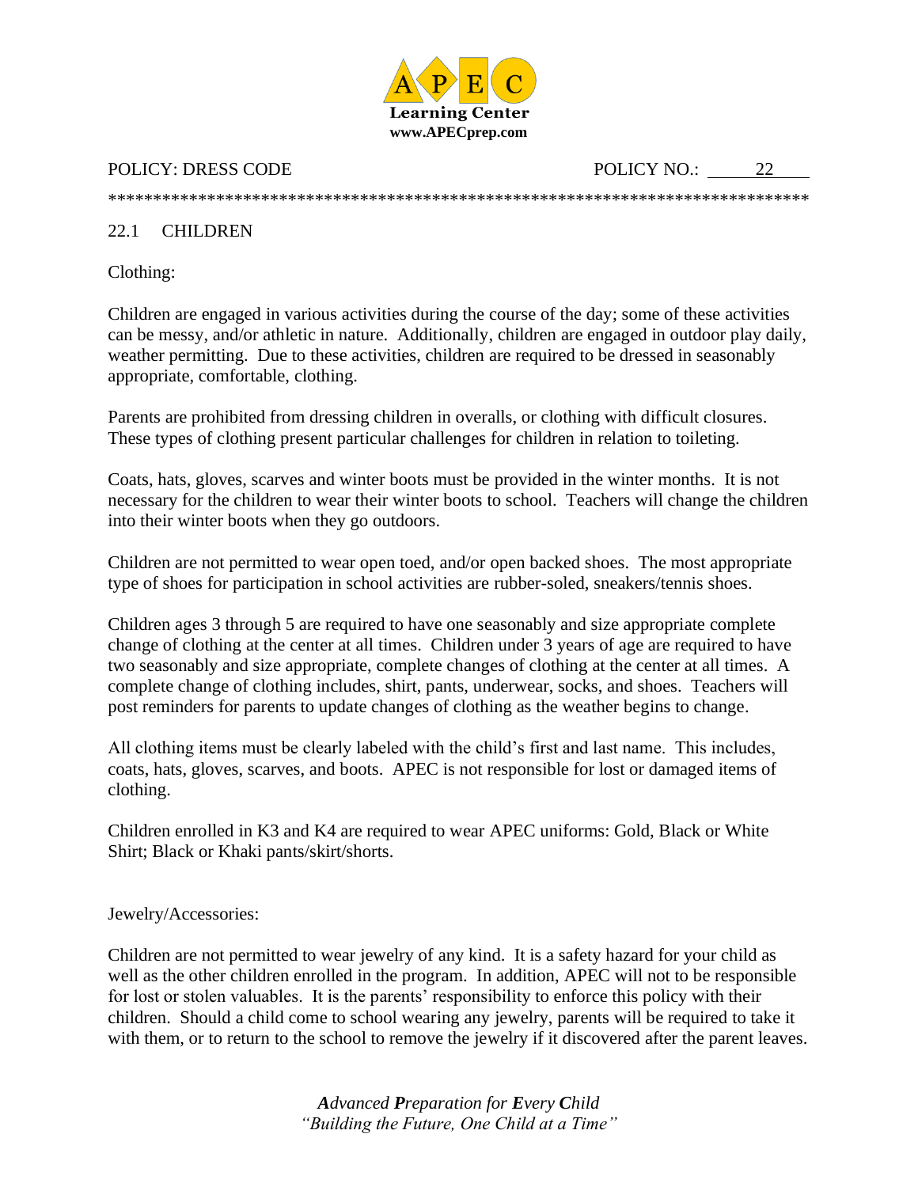**Learning Center**
**www.APECprep.com**

POLICY: DRESS CODE POLICY NO.: 22

********************************************************************************

## 22.1 CHILDREN

Clothing:

Children are engaged in various activities during the course of the day; some of these activities can be messy, and/or athletic in nature. Additionally, children are engaged in outdoor play daily, weather permitting. Due to these activities, children are required to be dressed in seasonably appropriate, comfortable, clothing.

Parents are prohibited from dressing children in overalls, or clothing with difficult closures. These types of clothing present particular challenges for children in relation to toileting.

Coats, hats, gloves, scarves and winter boots must be provided in the winter months. It is not necessary for the children to wear their winter boots to school. Teachers will change the children into their winter boots when they go outdoors.

Children are not permitted to wear open toed, and/or open backed shoes. The most appropriate type of shoes for participation in school activities are rubber-soled, sneakers/tennis shoes.

Children ages 3 through 5 are required to have one seasonably and size appropriate complete change of clothing at the center at all times. Children under 3 years of age are required to have two seasonably and size appropriate, complete changes of clothing at the center at all times. A complete change of clothing includes, shirt, pants, underwear, socks, and shoes. Teachers will post reminders for parents to update changes of clothing as the weather begins to change.

All clothing items must be clearly labeled with the child's first and last name. This includes, coats, hats, gloves, scarves, and boots. APEC is not responsible for lost or damaged items of clothing.

Children enrolled in K3 and K4 are required to wear APEC uniforms: Gold, Black or White Shirt; Black or Khaki pants/skirt/shorts.

Jewelry/Accessories:

Children are not permitted to wear jewelry of any kind. It is a safety hazard for your child as well as the other children enrolled in the program. In addition, APEC will not to be responsible for lost or stolen valuables. It is the parents' responsibility to enforce this policy with their children. Should a child come to school wearing any jewelry, parents will be required to take it with them, or to return to the school to remove the jewelry if it discovered after the parent leaves.

***A**dvanced **P**reparation for **E**very **C**hild*
*"Building the Future, One Child at a Time"*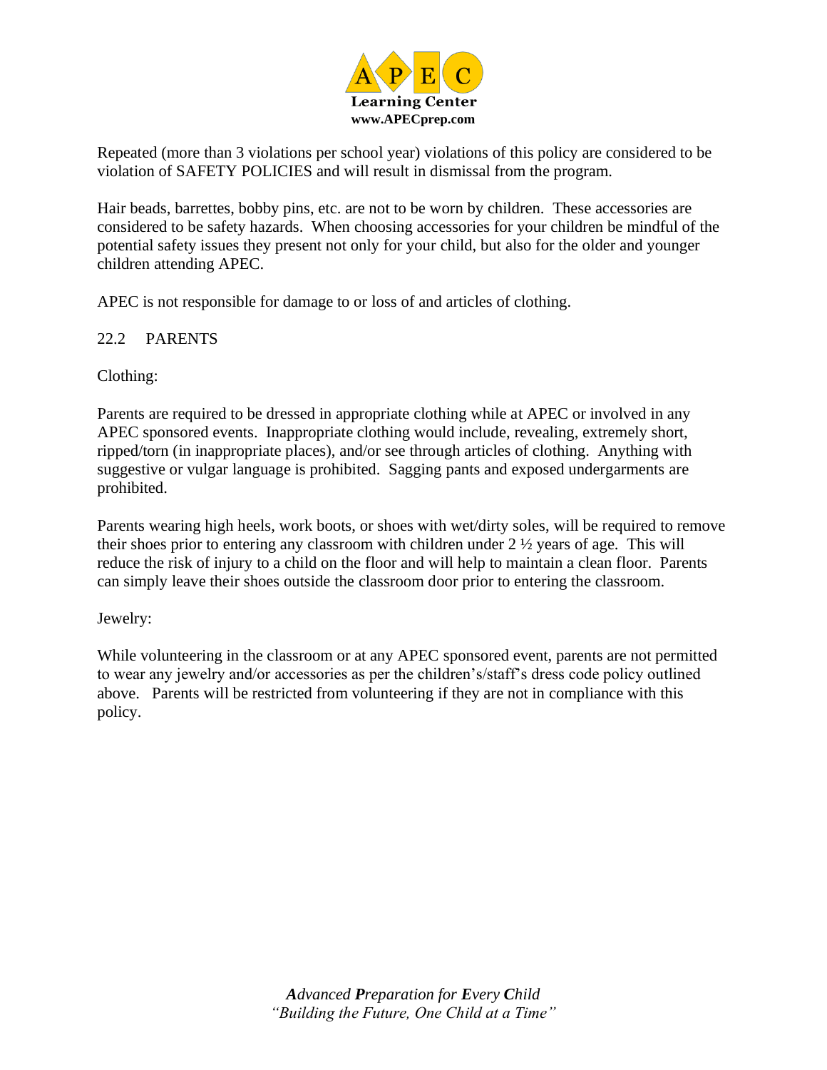Repeated (more than 3 violations per school year) violations of this policy are considered to be violation of SAFETY POLICIES and will result in dismissal from the program.

Hair beads, barrettes, bobby pins, etc. are not to be worn by children. These accessories are considered to be safety hazards. When choosing accessories for your children be mindful of the potential safety issues they present not only for your child, but also for the older and younger children attending APEC.

APEC is not responsible for damage to or loss of and articles of clothing.

## 22.2 PARENTS

Clothing:

Parents are required to be dressed in appropriate clothing while at APEC or involved in any APEC sponsored events. Inappropriate clothing would include, revealing, extremely short, ripped/torn (in inappropriate places), and/or see through articles of clothing. Anything with suggestive or vulgar language is prohibited. Sagging pants and exposed undergarments are prohibited.

Parents wearing high heels, work boots, or shoes with wet/dirty soles, will be required to remove their shoes prior to entering any classroom with children under 2 ½ years of age. This will reduce the risk of injury to a child on the floor and will help to maintain a clean floor. Parents can simply leave their shoes outside the classroom door prior to entering the classroom.

Jewelry:

While volunteering in the classroom or at any APEC sponsored event, parents are not permitted to wear any jewelry and/or accessories as per the children's/staff's dress code policy outlined above. Parents will be restricted from volunteering if they are not in compliance with this policy.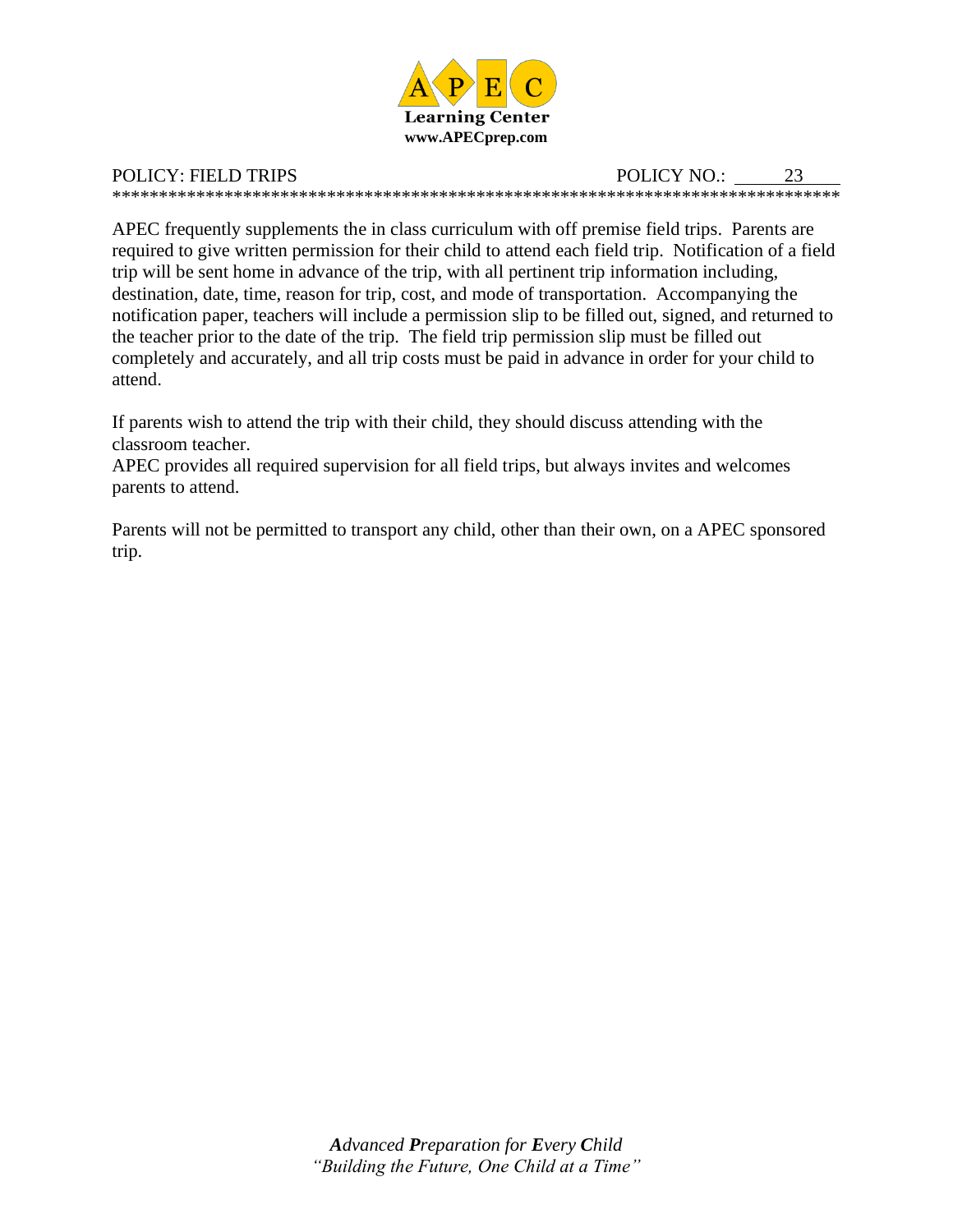POLICY: FIELD TRIPS POLICY NO.: 23

APEC frequently supplements the in class curriculum with off premise field trips. Parents are required to give written permission for their child to attend each field trip. Notification of a field trip will be sent home in advance of the trip, with all pertinent trip information including, destination, date, time, reason for trip, cost, and mode of transportation. Accompanying the notification paper, teachers will include a permission slip to be filled out, signed, and returned to the teacher prior to the date of the trip. The field trip permission slip must be filled out completely and accurately, and all trip costs must be paid in advance in order for your child to attend.

If parents wish to attend the trip with their child, they should discuss attending with the classroom teacher.
APEC provides all required supervision for all field trips, but always invites and welcomes parents to attend.

Parents will not be permitted to transport any child, other than their own, on a APEC sponsored trip.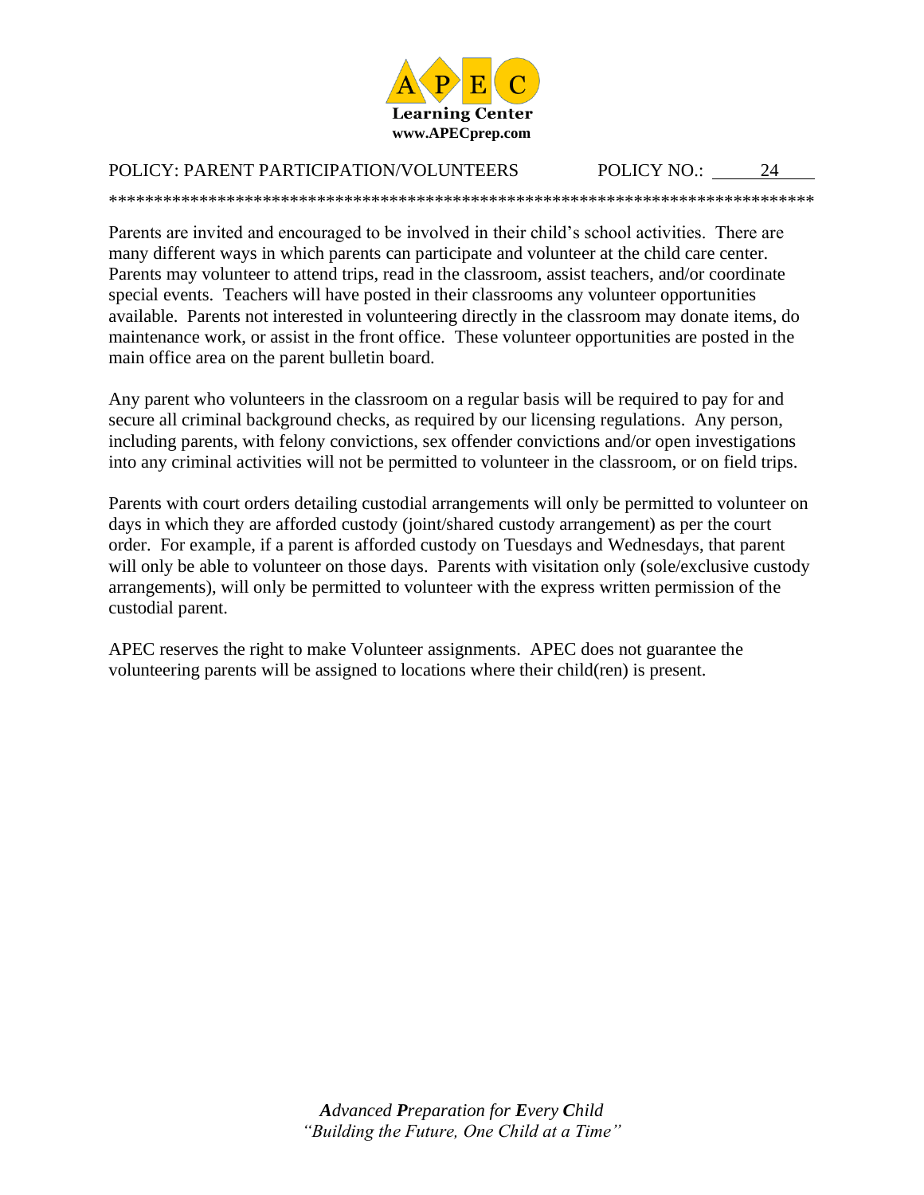APEC

**Learning Center**
**www.APECprep.com**

POLICY: PARENT PARTICIPATION/VOLUNTEERS POLICY NO.: 24

********************************************************************************

Parents are invited and encouraged to be involved in their child's school activities. There are many different ways in which parents can participate and volunteer at the child care center. Parents may volunteer to attend trips, read in the classroom, assist teachers, and/or coordinate special events. Teachers will have posted in their classrooms any volunteer opportunities available. Parents not interested in volunteering directly in the classroom may donate items, do maintenance work, or assist in the front office. These volunteer opportunities are posted in the main office area on the parent bulletin board.

Any parent who volunteers in the classroom on a regular basis will be required to pay for and secure all criminal background checks, as required by our licensing regulations. Any person, including parents, with felony convictions, sex offender convictions and/or open investigations into any criminal activities will not be permitted to volunteer in the classroom, or on field trips.

Parents with court orders detailing custodial arrangements will only be permitted to volunteer on days in which they are afforded custody (joint/shared custody arrangement) as per the court order. For example, if a parent is afforded custody on Tuesdays and Wednesdays, that parent will only be able to volunteer on those days. Parents with visitation only (sole/exclusive custody arrangements), will only be permitted to volunteer with the express written permission of the custodial parent.

APEC reserves the right to make Volunteer assignments. APEC does not guarantee the volunteering parents will be assigned to locations where their child(ren) is present.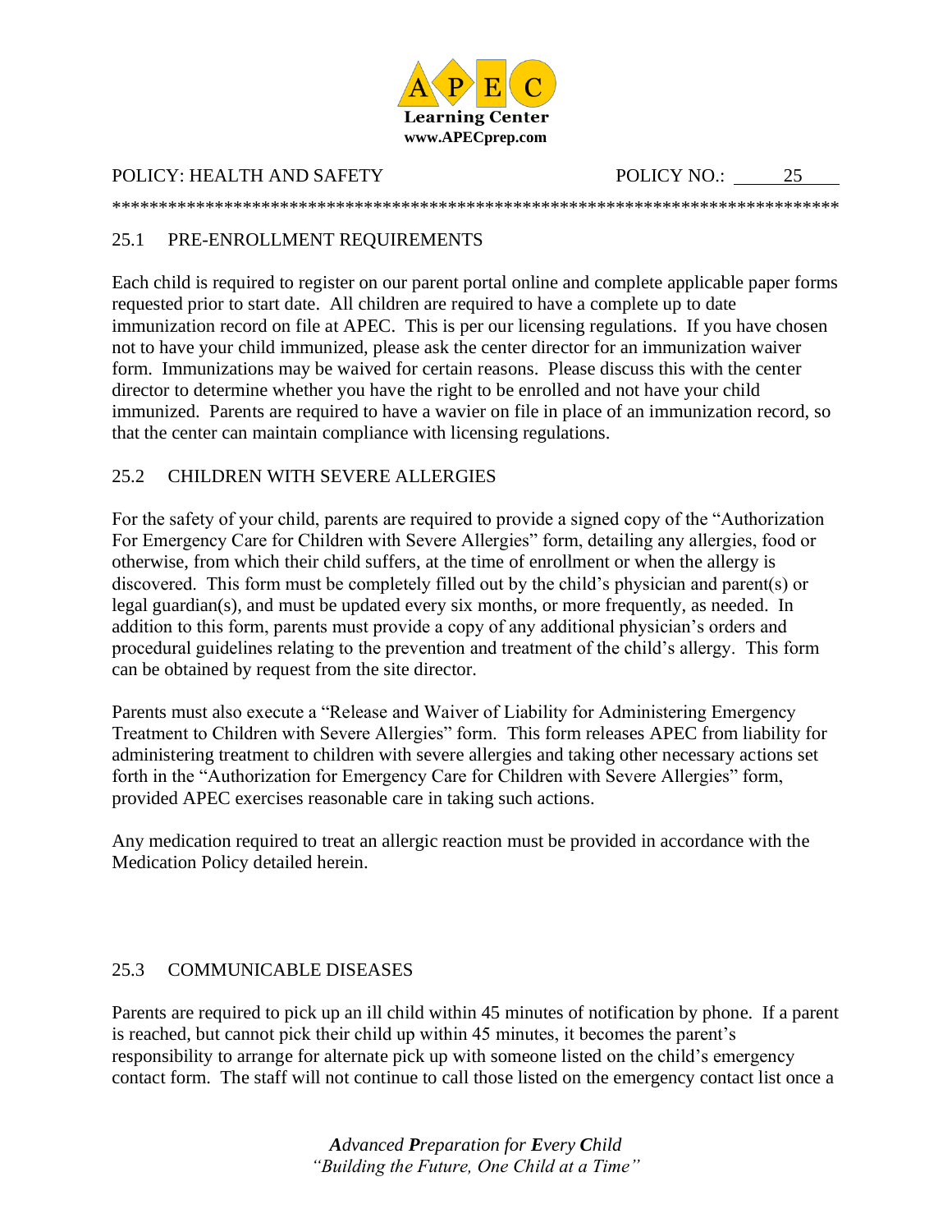POLICY: HEALTH AND SAFETY POLICY NO.: 25

## 25.1 PRE-ENROLLMENT REQUIREMENTS

Each child is required to register on our parent portal online and complete applicable paper forms requested prior to start date. All children are required to have a complete up to date immunization record on file at APEC. This is per our licensing regulations. If you have chosen not to have your child immunized, please ask the center director for an immunization waiver form. Immunizations may be waived for certain reasons. Please discuss this with the center director to determine whether you have the right to be enrolled and not have your child immunized. Parents are required to have a wavier on file in place of an immunization record, so that the center can maintain compliance with licensing regulations.

## 25.2 CHILDREN WITH SEVERE ALLERGIES

For the safety of your child, parents are required to provide a signed copy of the "Authorization For Emergency Care for Children with Severe Allergies" form, detailing any allergies, food or otherwise, from which their child suffers, at the time of enrollment or when the allergy is discovered. This form must be completely filled out by the child's physician and parent(s) or legal guardian(s), and must be updated every six months, or more frequently, as needed. In addition to this form, parents must provide a copy of any additional physician's orders and procedural guidelines relating to the prevention and treatment of the child's allergy. This form can be obtained by request from the site director.

Parents must also execute a "Release and Waiver of Liability for Administering Emergency Treatment to Children with Severe Allergies" form. This form releases APEC from liability for administering treatment to children with severe allergies and taking other necessary actions set forth in the "Authorization for Emergency Care for Children with Severe Allergies" form, provided APEC exercises reasonable care in taking such actions.

Any medication required to treat an allergic reaction must be provided in accordance with the Medication Policy detailed herein.

## 25.3 COMMUNICABLE DISEASES

Parents are required to pick up an ill child within 45 minutes of notification by phone. If a parent is reached, but cannot pick their child up within 45 minutes, it becomes the parent's responsibility to arrange for alternate pick up with someone listed on the child's emergency contact form. The staff will not continue to call those listed on the emergency contact list once a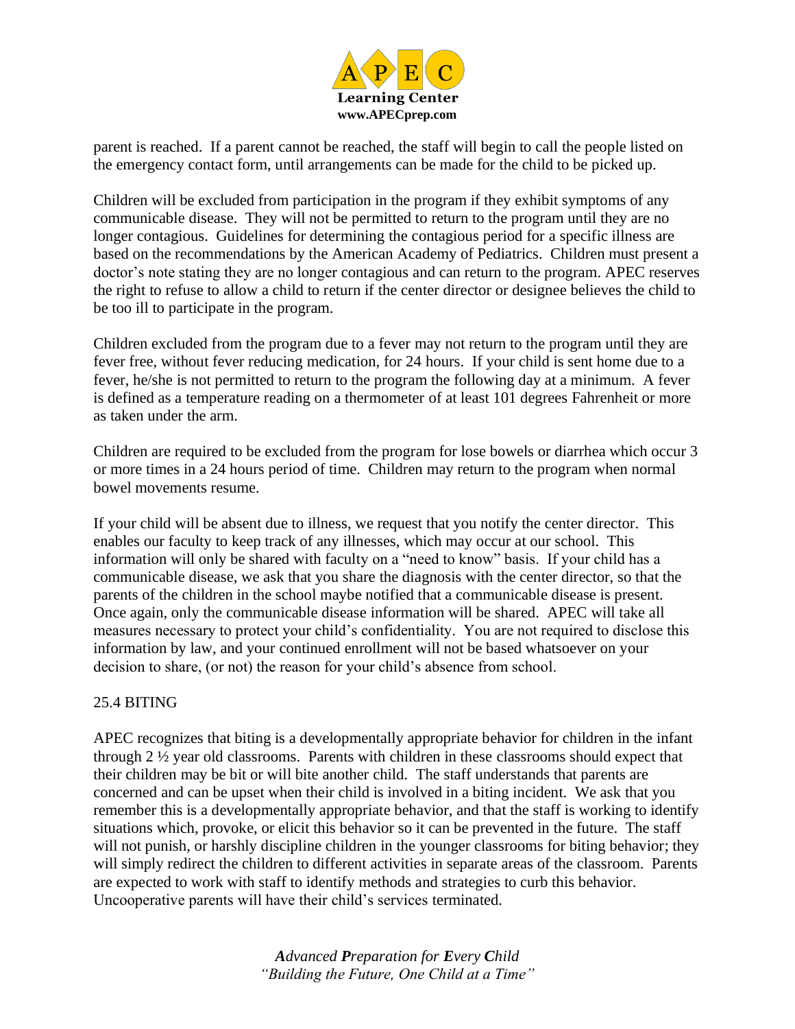parent is reached. If a parent cannot be reached, the staff will begin to call the people listed on the emergency contact form, until arrangements can be made for the child to be picked up.

Children will be excluded from participation in the program if they exhibit symptoms of any communicable disease. They will not be permitted to return to the program until they are no longer contagious. Guidelines for determining the contagious period for a specific illness are based on the recommendations by the American Academy of Pediatrics. Children must present a doctor's note stating they are no longer contagious and can return to the program. APEC reserves the right to refuse to allow a child to return if the center director or designee believes the child to be too ill to participate in the program.

Children excluded from the program due to a fever may not return to the program until they are fever free, without fever reducing medication, for 24 hours. If your child is sent home due to a fever, he/she is not permitted to return to the program the following day at a minimum. A fever is defined as a temperature reading on a thermometer of at least 101 degrees Fahrenheit or more as taken under the arm.

Children are required to be excluded from the program for lose bowels or diarrhea which occur 3 or more times in a 24 hours period of time. Children may return to the program when normal bowel movements resume.

If your child will be absent due to illness, we request that you notify the center director. This enables our faculty to keep track of any illnesses, which may occur at our school. This information will only be shared with faculty on a "need to know" basis. If your child has a communicable disease, we ask that you share the diagnosis with the center director, so that the parents of the children in the school maybe notified that a communicable disease is present. Once again, only the communicable disease information will be shared. APEC will take all measures necessary to protect your child's confidentiality. You are not required to disclose this information by law, and your continued enrollment will not be based whatsoever on your decision to share, (or not) the reason for your child's absence from school.

## 25.4 BITING

APEC recognizes that biting is a developmentally appropriate behavior for children in the infant through 2 ½ year old classrooms. Parents with children in these classrooms should expect that their children may be bit or will bite another child. The staff understands that parents are concerned and can be upset when their child is involved in a biting incident. We ask that you remember this is a developmentally appropriate behavior, and that the staff is working to identify situations which, provoke, or elicit this behavior so it can be prevented in the future. The staff will not punish, or harshly discipline children in the younger classrooms for biting behavior; they will simply redirect the children to different activities in separate areas of the classroom. Parents are expected to work with staff to identify methods and strategies to curb this behavior. Uncooperative parents will have their child's services terminated.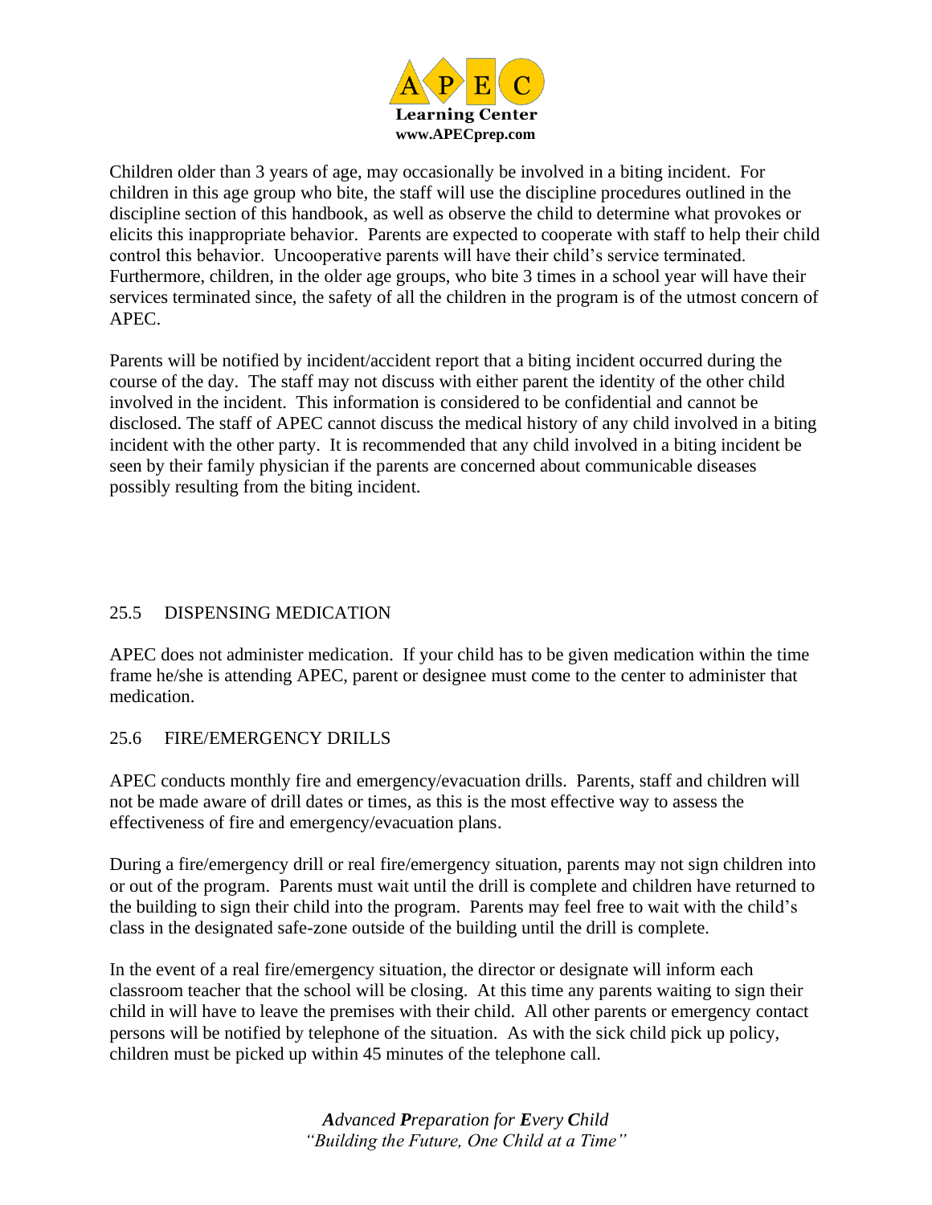Children older than 3 years of age, may occasionally be involved in a biting incident. For children in this age group who bite, the staff will use the discipline procedures outlined in the discipline section of this handbook, as well as observe the child to determine what provokes or elicits this inappropriate behavior. Parents are expected to cooperate with staff to help their child control this behavior. Uncooperative parents will have their child's service terminated. Furthermore, children, in the older age groups, who bite 3 times in a school year will have their services terminated since, the safety of all the children in the program is of the utmost concern of APEC.

Parents will be notified by incident/accident report that a biting incident occurred during the course of the day. The staff may not discuss with either parent the identity of the other child involved in the incident. This information is considered to be confidential and cannot be disclosed. The staff of APEC cannot discuss the medical history of any child involved in a biting incident with the other party. It is recommended that any child involved in a biting incident be seen by their family physician if the parents are concerned about communicable diseases possibly resulting from the biting incident.

## 25.5 DISPENSING MEDICATION

APEC does not administer medication. If your child has to be given medication within the time frame he/she is attending APEC, parent or designee must come to the center to administer that medication.

## 25.6 FIRE/EMERGENCY DRILLS

APEC conducts monthly fire and emergency/evacuation drills. Parents, staff and children will not be made aware of drill dates or times, as this is the most effective way to assess the effectiveness of fire and emergency/evacuation plans.

During a fire/emergency drill or real fire/emergency situation, parents may not sign children into or out of the program. Parents must wait until the drill is complete and children have returned to the building to sign their child into the program. Parents may feel free to wait with the child's class in the designated safe-zone outside of the building until the drill is complete.

In the event of a real fire/emergency situation, the director or designate will inform each classroom teacher that the school will be closing. At this time any parents waiting to sign their child in will have to leave the premises with their child. All other parents or emergency contact persons will be notified by telephone of the situation. As with the sick child pick up policy, children must be picked up within 45 minutes of the telephone call.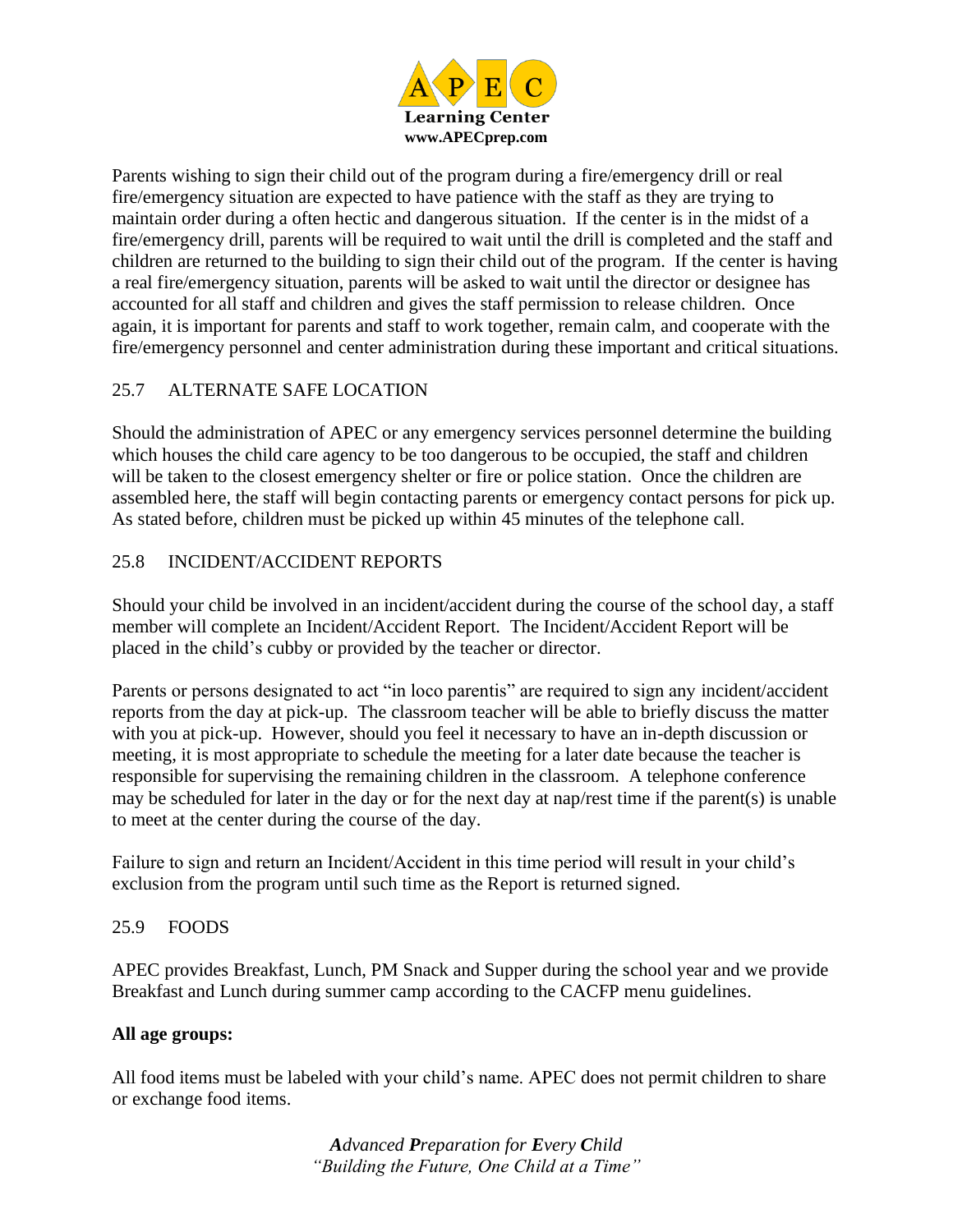Parents wishing to sign their child out of the program during a fire/emergency drill or real fire/emergency situation are expected to have patience with the staff as they are trying to maintain order during a often hectic and dangerous situation. If the center is in the midst of a fire/emergency drill, parents will be required to wait until the drill is completed and the staff and children are returned to the building to sign their child out of the program. If the center is having a real fire/emergency situation, parents will be asked to wait until the director or designee has accounted for all staff and children and gives the staff permission to release children. Once again, it is important for parents and staff to work together, remain calm, and cooperate with the fire/emergency personnel and center administration during these important and critical situations.

## 25.7 ALTERNATE SAFE LOCATION

Should the administration of APEC or any emergency services personnel determine the building which houses the child care agency to be too dangerous to be occupied, the staff and children will be taken to the closest emergency shelter or fire or police station. Once the children are assembled here, the staff will begin contacting parents or emergency contact persons for pick up. As stated before, children must be picked up within 45 minutes of the telephone call.

## 25.8 INCIDENT/ACCIDENT REPORTS

Should your child be involved in an incident/accident during the course of the school day, a staff member will complete an Incident/Accident Report. The Incident/Accident Report will be placed in the child's cubby or provided by the teacher or director.

Parents or persons designated to act "in loco parentis" are required to sign any incident/accident reports from the day at pick-up. The classroom teacher will be able to briefly discuss the matter with you at pick-up. However, should you feel it necessary to have an in-depth discussion or meeting, it is most appropriate to schedule the meeting for a later date because the teacher is responsible for supervising the remaining children in the classroom. A telephone conference may be scheduled for later in the day or for the next day at nap/rest time if the parent(s) is unable to meet at the center during the course of the day.

Failure to sign and return an Incident/Accident in this time period will result in your child's exclusion from the program until such time as the Report is returned signed.

## 25.9 FOODS

APEC provides Breakfast, Lunch, PM Snack and Supper during the school year and we provide Breakfast and Lunch during summer camp according to the CACFP menu guidelines.

**All age groups:**

All food items must be labeled with your child's name. APEC does not permit children to share or exchange food items.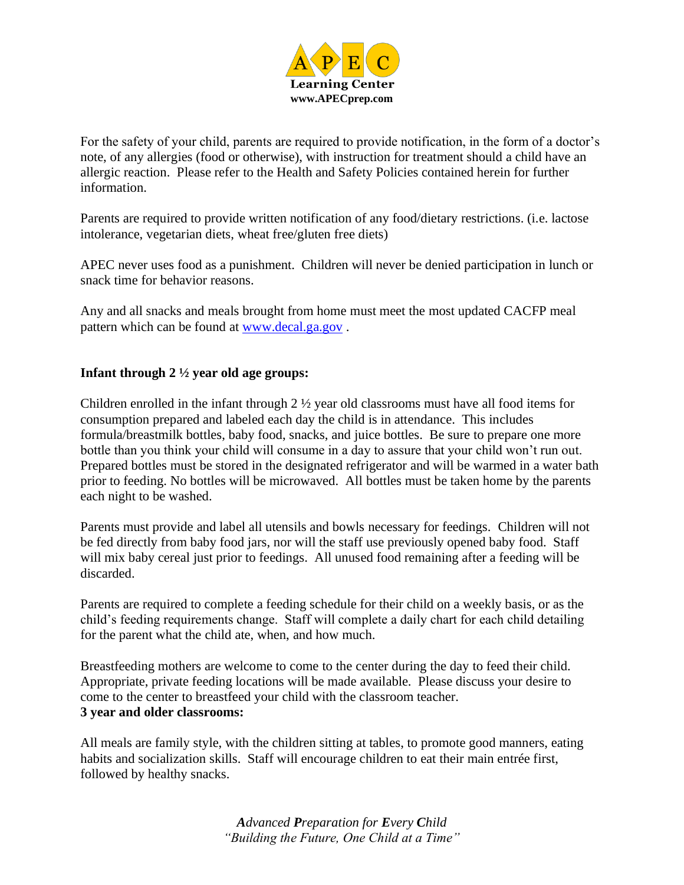For the safety of your child, parents are required to provide notification, in the form of a doctor's note, of any allergies (food or otherwise), with instruction for treatment should a child have an allergic reaction. Please refer to the Health and Safety Policies contained herein for further information.

Parents are required to provide written notification of any food/dietary restrictions. (i.e. lactose intolerance, vegetarian diets, wheat free/gluten free diets)

APEC never uses food as a punishment. Children will never be denied participation in lunch or snack time for behavior reasons.

Any and all snacks and meals brought from home must meet the most updated CACFP meal pattern which can be found at www.decal.ga.gov .

**Infant through 2 ½ year old age groups:**

Children enrolled in the infant through 2 ½ year old classrooms must have all food items for consumption prepared and labeled each day the child is in attendance. This includes formula/breastmilk bottles, baby food, snacks, and juice bottles. Be sure to prepare one more bottle than you think your child will consume in a day to assure that your child won't run out. Prepared bottles must be stored in the designated refrigerator and will be warmed in a water bath prior to feeding. No bottles will be microwaved. All bottles must be taken home by the parents each night to be washed.

Parents must provide and label all utensils and bowls necessary for feedings. Children will not be fed directly from baby food jars, nor will the staff use previously opened baby food. Staff will mix baby cereal just prior to feedings. All unused food remaining after a feeding will be discarded.

Parents are required to complete a feeding schedule for their child on a weekly basis, or as the child's feeding requirements change. Staff will complete a daily chart for each child detailing for the parent what the child ate, when, and how much.

Breastfeeding mothers are welcome to come to the center during the day to feed their child. Appropriate, private feeding locations will be made available. Please discuss your desire to come to the center to breastfeed your child with the classroom teacher.

**3 year and older classrooms:**

All meals are family style, with the children sitting at tables, to promote good manners, eating habits and socialization skills. Staff will encourage children to eat their main entrée first, followed by healthy snacks.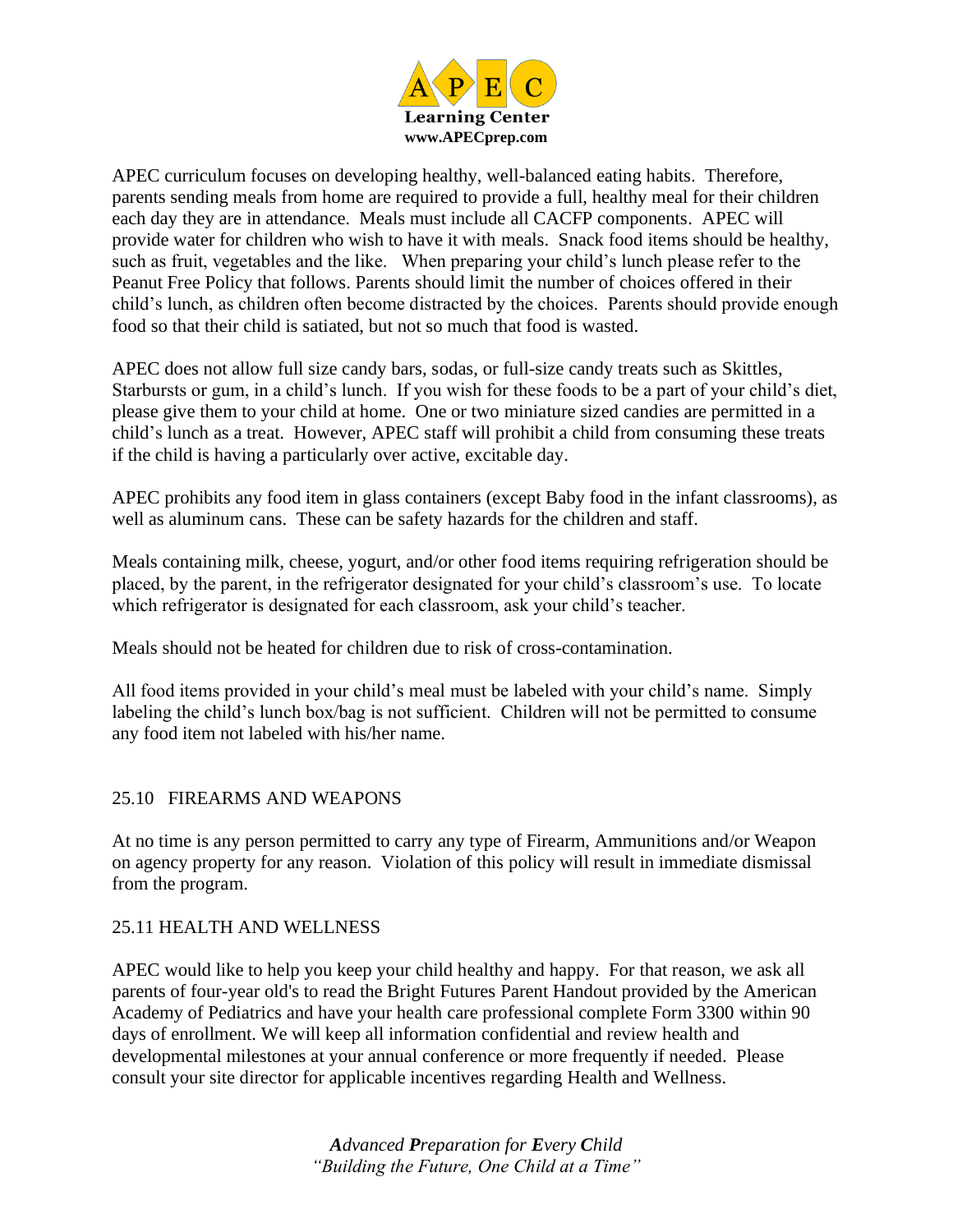APEC curriculum focuses on developing healthy, well-balanced eating habits. Therefore, parents sending meals from home are required to provide a full, healthy meal for their children each day they are in attendance. Meals must include all CACFP components. APEC will provide water for children who wish to have it with meals. Snack food items should be healthy, such as fruit, vegetables and the like. When preparing your child's lunch please refer to the Peanut Free Policy that follows. Parents should limit the number of choices offered in their child's lunch, as children often become distracted by the choices. Parents should provide enough food so that their child is satiated, but not so much that food is wasted.

APEC does not allow full size candy bars, sodas, or full-size candy treats such as Skittles, Starbursts or gum, in a child's lunch. If you wish for these foods to be a part of your child's diet, please give them to your child at home. One or two miniature sized candies are permitted in a child's lunch as a treat. However, APEC staff will prohibit a child from consuming these treats if the child is having a particularly over active, excitable day.

APEC prohibits any food item in glass containers (except Baby food in the infant classrooms), as well as aluminum cans. These can be safety hazards for the children and staff.

Meals containing milk, cheese, yogurt, and/or other food items requiring refrigeration should be placed, by the parent, in the refrigerator designated for your child's classroom's use. To locate which refrigerator is designated for each classroom, ask your child's teacher.

Meals should not be heated for children due to risk of cross-contamination.

All food items provided in your child's meal must be labeled with your child's name. Simply labeling the child's lunch box/bag is not sufficient. Children will not be permitted to consume any food item not labeled with his/her name.

## 25.10 FIREARMS AND WEAPONS

At no time is any person permitted to carry any type of Firearm, Ammunitions and/or Weapon on agency property for any reason. Violation of this policy will result in immediate dismissal from the program.

## 25.11 HEALTH AND WELLNESS

APEC would like to help you keep your child healthy and happy. For that reason, we ask all parents of four-year old's to read the Bright Futures Parent Handout provided by the American Academy of Pediatrics and have your health care professional complete Form 3300 within 90 days of enrollment. We will keep all information confidential and review health and developmental milestones at your annual conference or more frequently if needed. Please consult your site director for applicable incentives regarding Health and Wellness.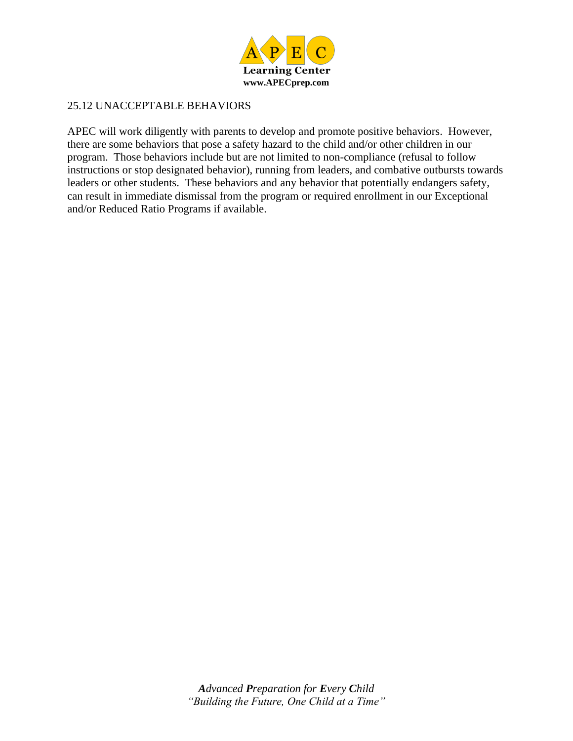## 25.12 UNACCEPTABLE BEHAVIORS

APEC will work diligently with parents to develop and promote positive behaviors. However, there are some behaviors that pose a safety hazard to the child and/or other children in our program. Those behaviors include but are not limited to non-compliance (refusal to follow instructions or stop designated behavior), running from leaders, and combative outbursts towards leaders or other students. These behaviors and any behavior that potentially endangers safety, can result in immediate dismissal from the program or required enrollment in our Exceptional and/or Reduced Ratio Programs if available.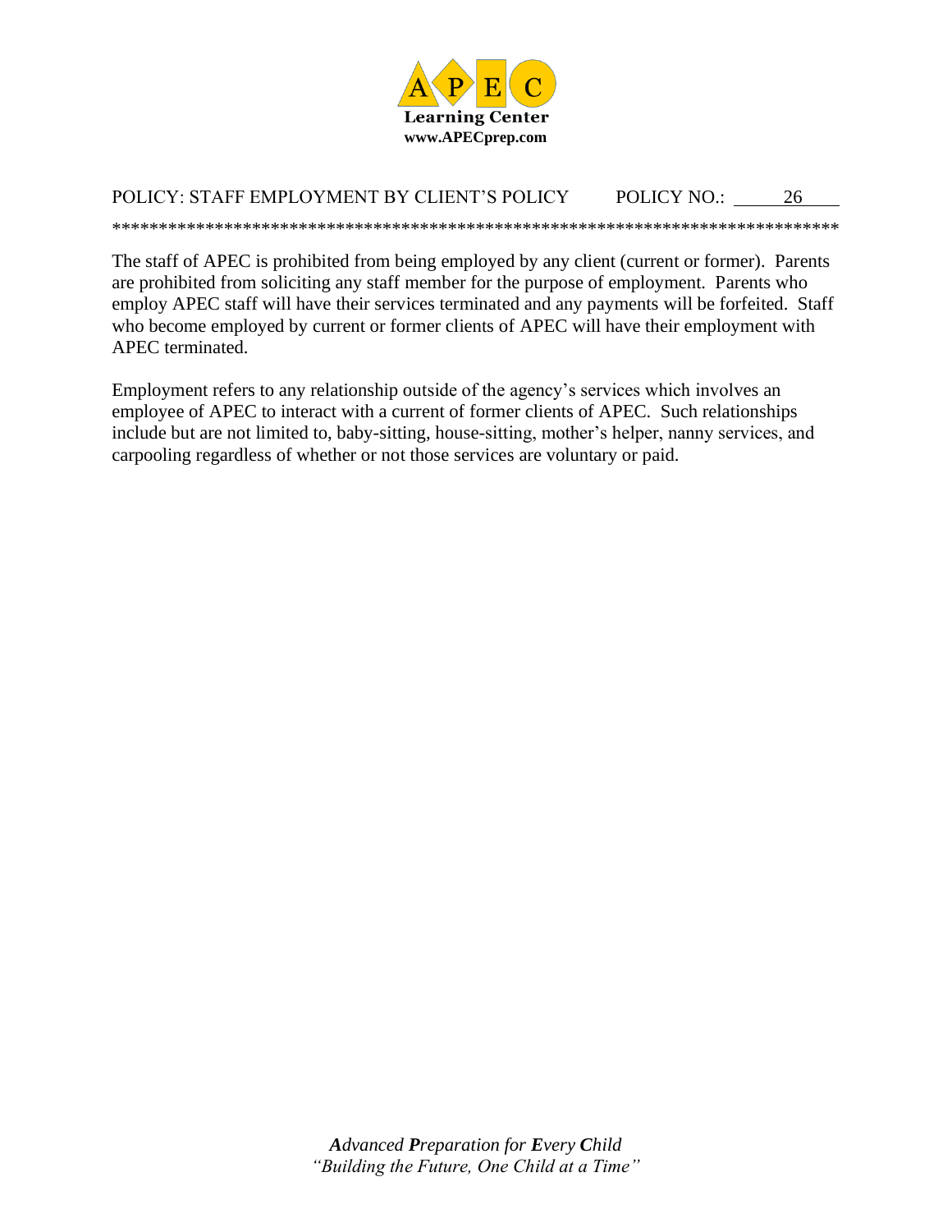**APEC Learning Center**
**www.APECprep.com**

POLICY: STAFF EMPLOYMENT BY CLIENT'S POLICY    POLICY NO.: 26

********************************************************************************

The staff of APEC is prohibited from being employed by any client (current or former). Parents are prohibited from soliciting any staff member for the purpose of employment. Parents who employ APEC staff will have their services terminated and any payments will be forfeited. Staff who become employed by current or former clients of APEC will have their employment with APEC terminated.

Employment refers to any relationship outside of the agency's services which involves an employee of APEC to interact with a current of former clients of APEC. Such relationships include but are not limited to, baby-sitting, house-sitting, mother's helper, nanny services, and carpooling regardless of whether or not those services are voluntary or paid.

***A**dvanced **P**reparation for **E**very **C**hild*
*"Building the Future, One Child at a Time"*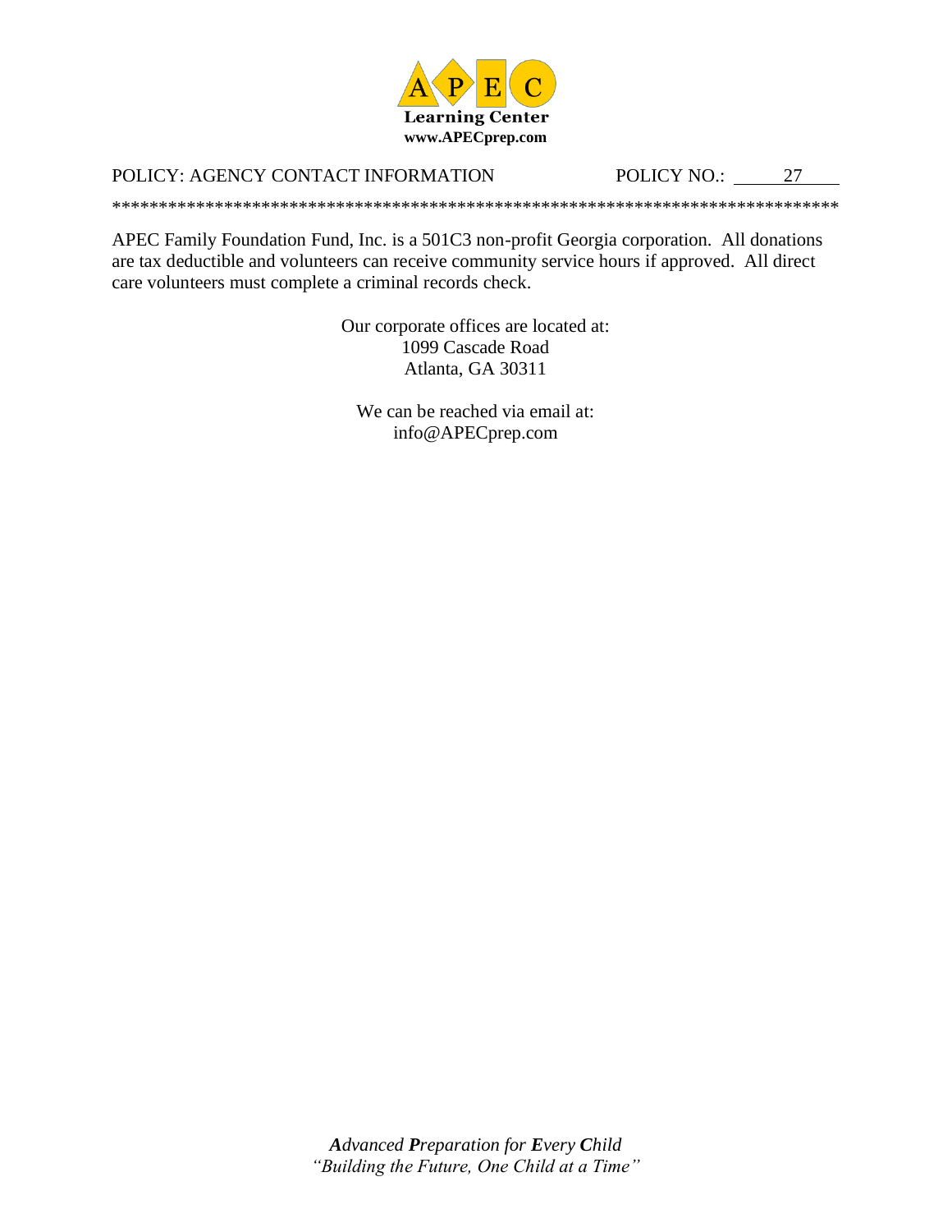APEC Learning Center
www.APECprep.com

POLICY: AGENCY CONTACT INFORMATION POLICY NO.: 27

*******************************************************************************

APEC Family Foundation Fund, Inc. is a 501C3 non-profit Georgia corporation. All donations are tax deductible and volunteers can receive community service hours if approved. All direct care volunteers must complete a criminal records check.

Our corporate offices are located at:
1099 Cascade Road
Atlanta, GA 30311

We can be reached via email at:
info@APECprep.com

***A**dvanced **P**reparation for **E**very **C**hild*
*"Building the Future, One Child at a Time"*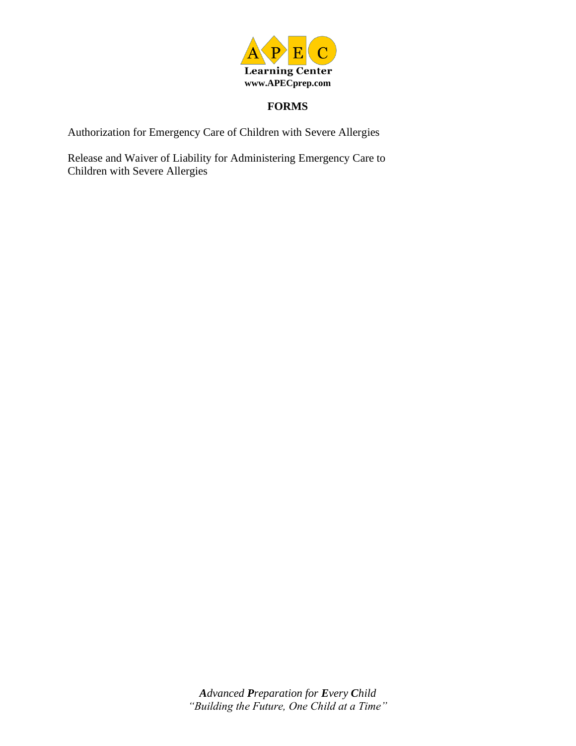A P E C
**Learning Center**
**www.APECprep.com**

## FORMS

Authorization for Emergency Care of Children with Severe Allergies

Release and Waiver of Liability for Administering Emergency Care to Children with Severe Allergies

***A**dvanced **P**reparation for **E**very **C**hild*
*"Building the Future, One Child at a Time"*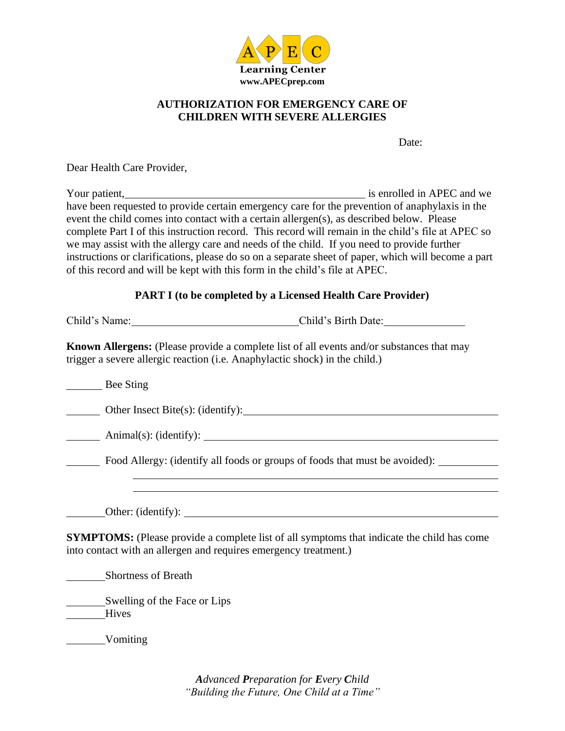APEC
**Learning Center**
**www.APECprep.com**

## AUTHORIZATION FOR EMERGENCY CARE OF CHILDREN WITH SEVERE ALLERGIES

Date:

Dear Health Care Provider,

Your patient,\_\_\_\_\_\_\_\_\_\_\_\_\_\_\_\_\_\_\_\_\_\_\_\_\_\_\_\_\_\_\_\_\_\_\_\_\_\_\_\_\_\_\_\_ is enrolled in APEC and we have been requested to provide certain emergency care for the prevention of anaphylaxis in the event the child comes into contact with a certain allergen(s), as described below. Please complete Part I of this instruction record. This record will remain in the child's file at APEC so we may assist with the allergy care and needs of the child. If you need to provide further instructions or clarifications, please do so on a separate sheet of paper, which will become a part of this record and will be kept with this form in the child's file at APEC.

### PART I (to be completed by a Licensed Health Care Provider)

Child's Name:\_\_\_\_\_\_\_\_\_\_\_\_\_\_\_\_\_\_\_\_\_\_\_\_\_\_\_\_\_\_Child's Birth Date:\_\_\_\_\_\_\_\_\_\_\_\_\_\_

**Known Allergens:** (Please provide a complete list of all events and/or substances that may trigger a severe allergic reaction (i.e. Anaphylactic shock) in the child.)

\_\_\_\_\_\_\_ Bee Sting

\_\_\_\_\_\_\_ Other Insect Bite(s): (identify):\_\_\_\_\_\_\_\_\_\_\_\_\_\_\_\_\_\_\_\_\_\_\_\_\_\_\_\_\_\_\_\_\_\_\_\_\_\_\_\_\_\_\_\_

\_\_\_\_\_\_\_ Animal(s): (identify): \_\_\_\_\_\_\_\_\_\_\_\_\_\_\_\_\_\_\_\_\_\_\_\_\_\_\_\_\_\_\_\_\_\_\_\_\_\_\_\_\_\_\_\_\_\_\_\_\_\_

\_\_\_\_\_\_\_ Food Allergy: (identify all foods or groups of foods that must be avoided): \_\_\_\_\_\_\_\_\_\_\_

\_\_\_\_\_\_\_\_\_\_\_\_\_\_\_\_\_\_\_\_\_\_\_\_\_\_\_\_\_\_\_\_\_\_\_\_\_\_\_\_\_\_\_\_\_\_\_\_\_\_\_\_\_\_\_\_\_\_\_\_\_\_\_\_\_\_\_\_\_\_\_\_

\_\_\_\_\_\_\_\_\_\_\_\_\_\_\_\_\_\_\_\_\_\_\_\_\_\_\_\_\_\_\_\_\_\_\_\_\_\_\_\_\_\_\_\_\_\_\_\_\_\_\_\_\_\_\_\_\_\_\_\_\_\_\_\_\_\_\_\_\_\_\_\_

\_\_\_\_\_\_\_ Other: (identify): \_\_\_\_\_\_\_\_\_\_\_\_\_\_\_\_\_\_\_\_\_\_\_\_\_\_\_\_\_\_\_\_\_\_\_\_\_\_\_\_\_\_\_\_\_\_\_\_\_\_\_\_\_\_

**SYMPTOMS:** (Please provide a complete list of all symptoms that indicate the child has come into contact with an allergen and requires emergency treatment.)

\_\_\_\_\_\_\_ Shortness of Breath

\_\_\_\_\_\_\_ Swelling of the Face or Lips

\_\_\_\_\_\_\_ Hives

\_\_\_\_\_\_\_ Vomiting

*__A__dvanced __P__reparation for __E__very __C__hild*
*"Building the Future, One Child at a Time"*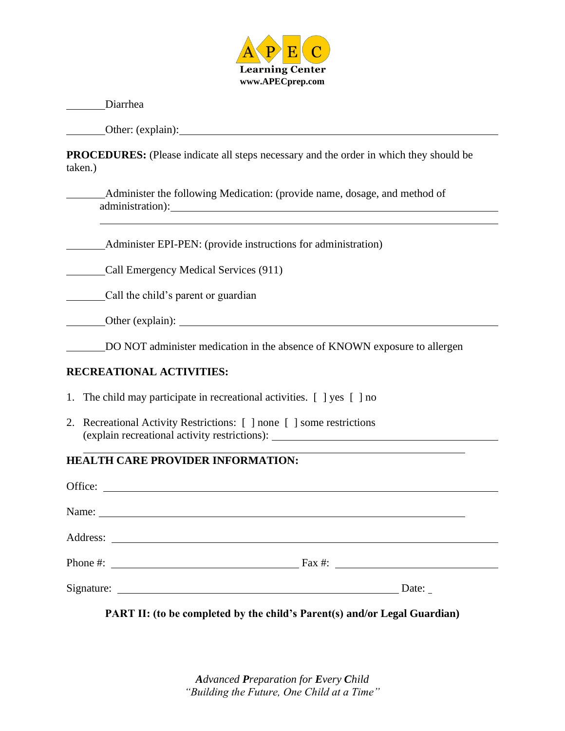_______ Diarrhea

_______ Other: (explain): ____________________________________________

**PROCEDURES:** (Please indicate all steps necessary and the order in which they should be taken.)

_______ Administer the following Medication: (provide name, dosage, and method of administration): ____________________________________________

____________________________________________

_______ Administer EPI-PEN: (provide instructions for administration)

_______ Call Emergency Medical Services (911)

_______ Call the child's parent or guardian

_______ Other (explain): ____________________________________________

_______ DO NOT administer medication in the absence of KNOWN exposure to allergen

**RECREATIONAL ACTIVITIES:**

1. The child may participate in recreational activities. [ ] yes [ ] no
2. Recreational Activity Restrictions: [ ] none [ ] some restrictions (explain recreational activity restrictions): ____________________________________________

____________________________________________

**HEALTH CARE PROVIDER INFORMATION:**

Office: ____________________________________________

Name: ____________________________________________

Address: ____________________________________________

Phone #: ______________________ Fax #: ______________________

Signature: ______________________________ Date: _

**PART II: (to be completed by the child's Parent(s) and/or Legal Guardian)**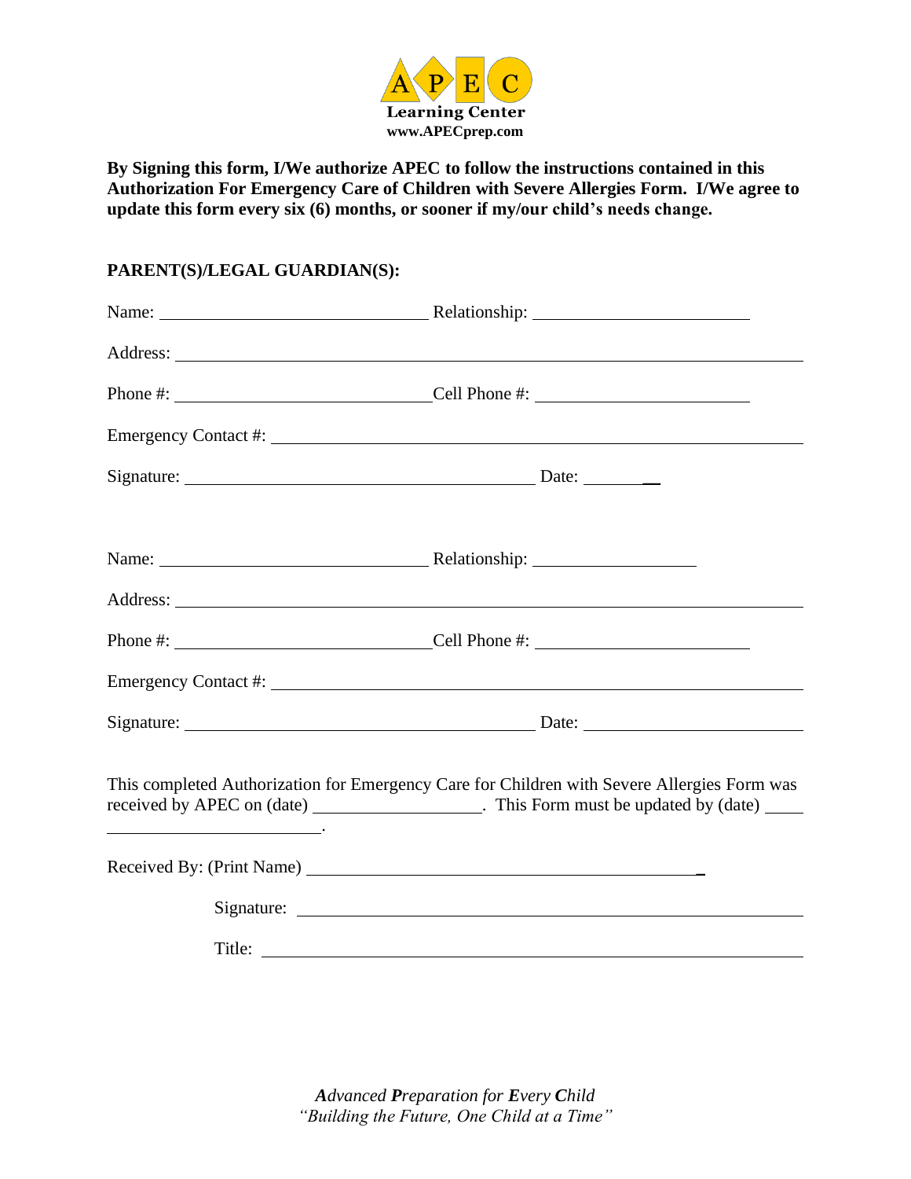APEC
Learning Center
www.APECprep.com

**By Signing this form, I/We authorize APEC to follow the instructions contained in this Authorization For Emergency Care of Children with Severe Allergies Form. I/We agree to update this form every six (6) months, or sooner if my/our child's needs change.**

**PARENT(S)/LEGAL GUARDIAN(S):**

Name: ______________________________ Relationship: ________________________

Address: ______________________________________________________________

Phone #: ____________________________ Cell Phone #: ________________________

Emergency Contact #: _____________________________________________________

Signature: ______________________________________ Date: __________

Name: ______________________________ Relationship: __________________

Address: ______________________________________________________________

Phone #: ____________________________ Cell Phone #: ________________________

Emergency Contact #: _____________________________________________________

Signature: ______________________________________ Date: ________________________

This completed Authorization for Emergency Care for Children with Severe Allergies Form was received by APEC on (date) __________________. This Form must be updated by (date) _____ ________________________.

Received By: (Print Name) _______________________________________________

Signature: ________________________________________________________

Title: ____________________________________________________________

*Advanced Preparation for Every Child*
*"Building the Future, One Child at a Time"*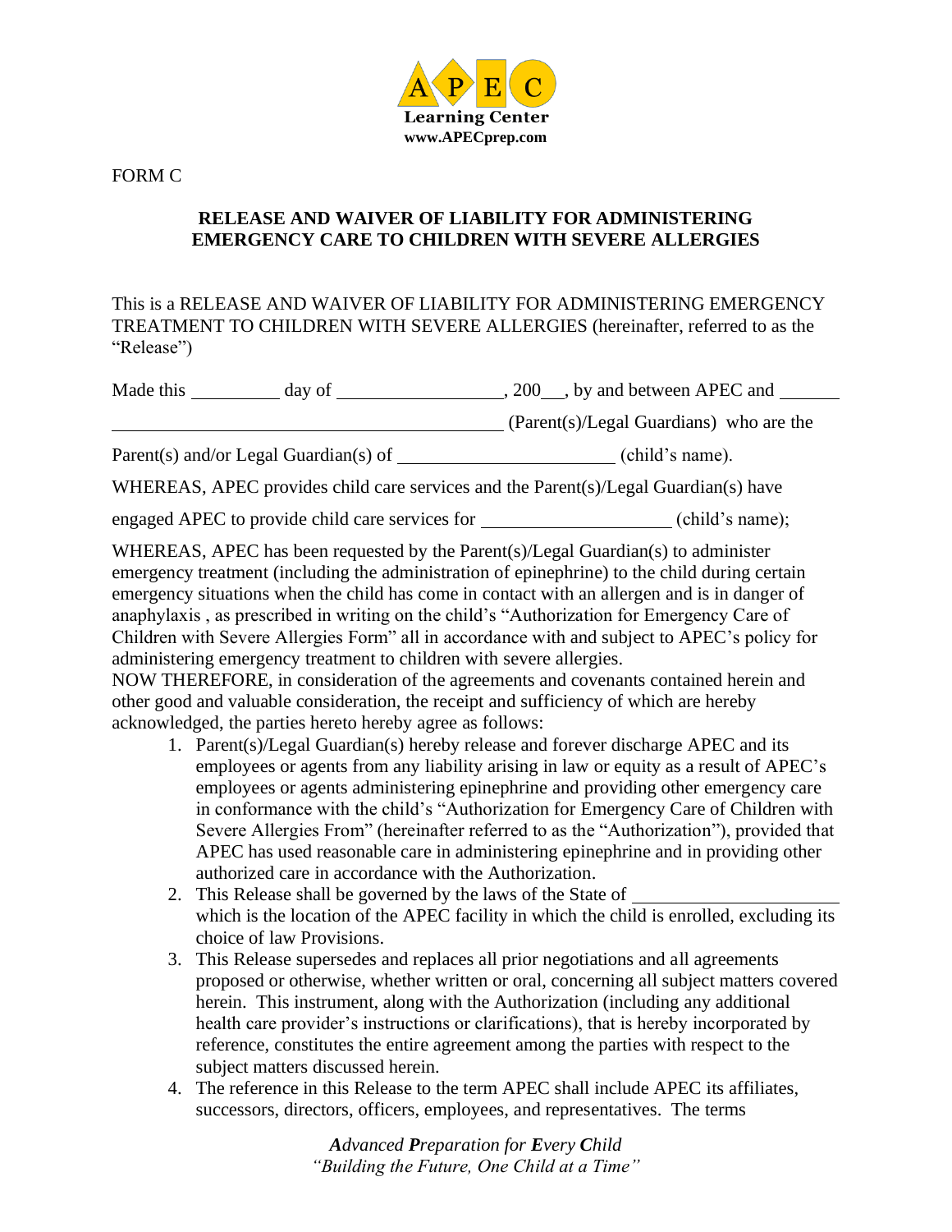FORM C

## RELEASE AND WAIVER OF LIABILITY FOR ADMINISTERING EMERGENCY CARE TO CHILDREN WITH SEVERE ALLERGIES

This is a RELEASE AND WAIVER OF LIABILITY FOR ADMINISTERING EMERGENCY TREATMENT TO CHILDREN WITH SEVERE ALLERGIES (hereinafter, referred to as the "Release")

Made this __________ day of __________________, 200___, by and between APEC and _______ ____________________________________________ (Parent(s)/Legal Guardians) who are the Parent(s) and/or Legal Guardian(s) of ________________________ (child's name).

WHEREAS, APEC provides child care services and the Parent(s)/Legal Guardian(s) have engaged APEC to provide child care services for ____________________ (child's name);

WHEREAS, APEC has been requested by the Parent(s)/Legal Guardian(s) to administer emergency treatment (including the administration of epinephrine) to the child during certain emergency situations when the child has come in contact with an allergen and is in danger of anaphylaxis , as prescribed in writing on the child's "Authorization for Emergency Care of Children with Severe Allergies Form" all in accordance with and subject to APEC's policy for administering emergency treatment to children with severe allergies.

NOW THEREFORE, in consideration of the agreements and covenants contained herein and other good and valuable consideration, the receipt and sufficiency of which are hereby acknowledged, the parties hereto hereby agree as follows:

1. Parent(s)/Legal Guardian(s) hereby release and forever discharge APEC and its employees or agents from any liability arising in law or equity as a result of APEC's employees or agents administering epinephrine and providing other emergency care in conformance with the child's "Authorization for Emergency Care of Children with Severe Allergies From" (hereinafter referred to as the "Authorization"), provided that APEC has used reasonable care in administering epinephrine and in providing other authorized care in accordance with the Authorization.
2. This Release shall be governed by the laws of the State of ______________________ which is the location of the APEC facility in which the child is enrolled, excluding its choice of law Provisions.
3. This Release supersedes and replaces all prior negotiations and all agreements proposed or otherwise, whether written or oral, concerning all subject matters covered herein. This instrument, along with the Authorization (including any additional health care provider's instructions or clarifications), that is hereby incorporated by reference, constitutes the entire agreement among the parties with respect to the subject matters discussed herein.
4. The reference in this Release to the term APEC shall include APEC its affiliates, successors, directors, officers, employees, and representatives. The terms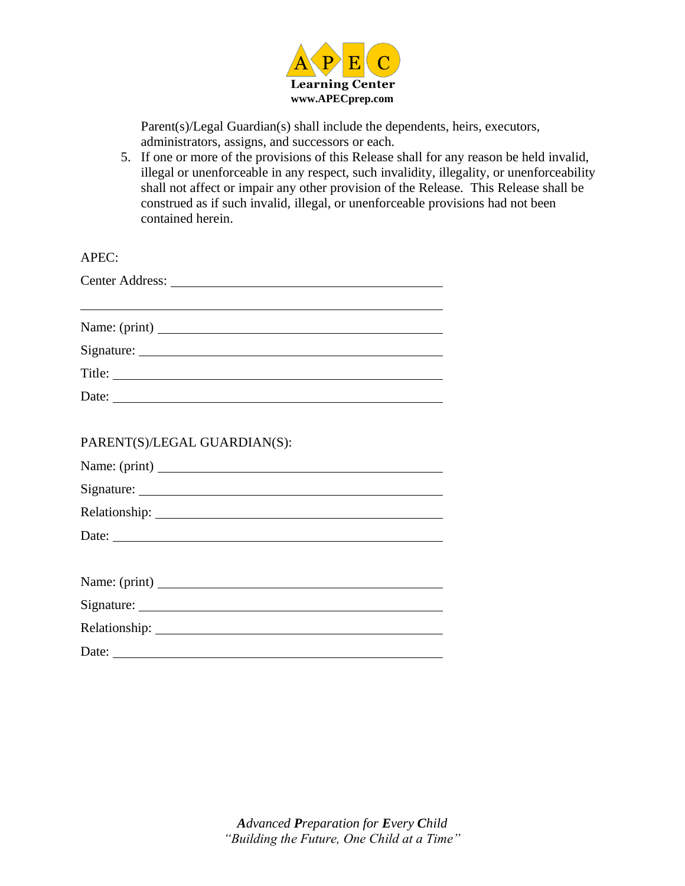Parent(s)/Legal Guardian(s) shall include the dependents, heirs, executors, administrators, assigns, and successors or each.

5. If one or more of the provisions of this Release shall for any reason be held invalid, illegal or unenforceable in any respect, such invalidity, illegality, or unenforceability shall not affect or impair any other provision of the Release. This Release shall be construed as if such invalid, illegal, or unenforceable provisions had not been contained herein.

APEC:

Center Address: ______________________________________

______________________________________________________

Name: (print) ________________________________________

Signature: ___________________________________________

Title: _______________________________________________

Date: _______________________________________________

PARENT(S)/LEGAL GUARDIAN(S):

Name: (print) ________________________________________

Signature: ___________________________________________

Relationship: ________________________________________

Date: _______________________________________________

Name: (print) ________________________________________

Signature: ___________________________________________

Relationship: ________________________________________

Date: _______________________________________________